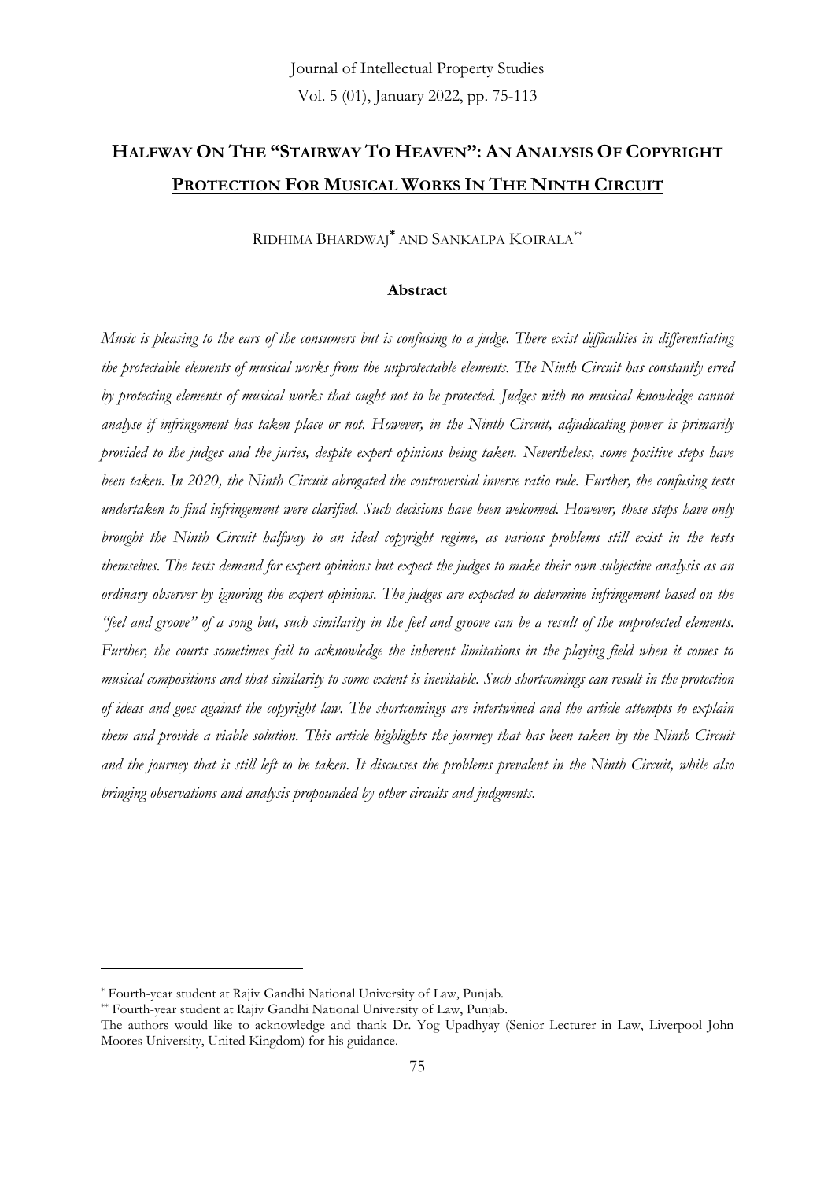# HALFWAY ON THE "STAIRWAY TO HEAVEN": AN ANALYSIS OF COPYRIGHT PROTECTION FOR MUSICAL WORKS IN THE NINTH CIRCUIT

RIDHIMA BHARDWAJ[*] AND SANKALPA KOIRALA[**]

**Abstract**

*Music is pleasing to the ears of the consumers but is confusing to a judge. There exist difficulties in differentiating the protectable elements of musical works from the unprotectable elements. The Ninth Circuit has constantly erred by protecting elements of musical works that ought not to be protected. Judges with no musical knowledge cannot analyse if infringement has taken place or not. However, in the Ninth Circuit, adjudicating power is primarily provided to the judges and the juries, despite expert opinions being taken. Nevertheless, some positive steps have been taken. In 2020, the Ninth Circuit abrogated the controversial inverse ratio rule. Further, the confusing tests undertaken to find infringement were clarified. Such decisions have been welcomed. However, these steps have only brought the Ninth Circuit halfway to an ideal copyright regime, as various problems still exist in the tests themselves. The tests demand for expert opinions but expect the judges to make their own subjective analysis as an ordinary observer by ignoring the expert opinions. The judges are expected to determine infringement based on the "feel and groove" of a song but, such similarity in the feel and groove can be a result of the unprotected elements. Further, the courts sometimes fail to acknowledge the inherent limitations in the playing field when it comes to musical compositions and that similarity to some extent is inevitable. Such shortcomings can result in the protection of ideas and goes against the copyright law. The shortcomings are intertwined and the article attempts to explain them and provide a viable solution. This article highlights the journey that has been taken by the Ninth Circuit and the journey that is still left to be taken. It discusses the problems prevalent in the Ninth Circuit, while also bringing observations and analysis propounded by other circuits and judgments.*

---

[*] Fourth-year student at Rajiv Gandhi National University of Law, Punjab.

[**] Fourth-year student at Rajiv Gandhi National University of Law, Punjab.

The authors would like to acknowledge and thank Dr. Yog Upadhyay (Senior Lecturer in Law, Liverpool John Moores University, United Kingdom) for his guidance.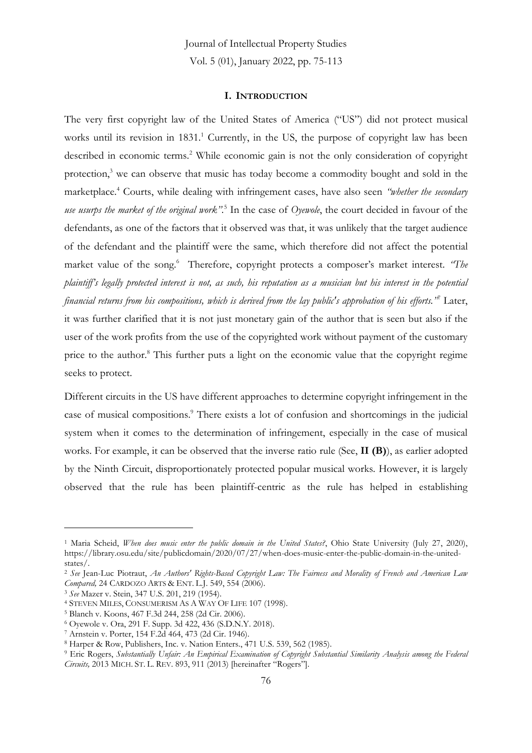## I. INTRODUCTION

The very first copyright law of the United States of America ("US") did not protect musical works until its revision in 1831.[1] Currently, in the US, the purpose of copyright law has been described in economic terms.[2] While economic gain is not the only consideration of copyright protection,[3] we can observe that music has today become a commodity bought and sold in the marketplace.[4] Courts, while dealing with infringement cases, have also seen *"whether the secondary use usurps the market of the original work"*.[5] In the case of *Oyewole*, the court decided in favour of the defendants, as one of the factors that it observed was that, it was unlikely that the target audience of the defendant and the plaintiff were the same, which therefore did not affect the potential market value of the song.[6] Therefore, copyright protects a composer's market interest. *"The plaintiff's legally protected interest is not, as such, his reputation as a musician but his interest in the potential financial returns from his compositions, which is derived from the lay public's approbation of his efforts."*[7] Later, it was further clarified that it is not just monetary gain of the author that is seen but also if the user of the work profits from the use of the copyrighted work without payment of the customary price to the author.[8] This further puts a light on the economic value that the copyright regime seeks to protect.

Different circuits in the US have different approaches to determine copyright infringement in the case of musical compositions.[9] There exists a lot of confusion and shortcomings in the judicial system when it comes to the determination of infringement, especially in the case of musical works. For example, it can be observed that the inverse ratio rule (See, **II (B)**), as earlier adopted by the Ninth Circuit, disproportionately protected popular musical works. However, it is largely observed that the rule has been plaintiff-centric as the rule has helped in establishing

---

[1] Maria Scheid, *When does music enter the public domain in the United States?*, Ohio State University (July 27, 2020), https://library.osu.edu/site/publicdomain/2020/07/27/when-does-music-enter-the-public-domain-in-the-united-states/.

[2] *See* Jean-Luc Piotraut, *An Authors' Rights-Based Copyright Law: The Fairness and Morality of French and American Law Compared,* 24 CARDOZO ARTS & ENT. L.J. 549, 554 (2006).

[3] *See* Mazer v. Stein, 347 U.S. 201, 219 (1954).

[4] STEVEN MILES, CONSUMERISM AS A WAY OF LIFE 107 (1998).

[5] Blanch v. Koons, 467 F.3d 244, 258 (2d Cir. 2006).

[6] Oyewole v. Ora, 291 F. Supp. 3d 422, 436 (S.D.N.Y. 2018).

[7] Arnstein v. Porter, 154 F.2d 464, 473 (2d Cir. 1946).

[8] Harper & Row, Publishers, Inc. v. Nation Enters., 471 U.S. 539, 562 (1985).

[9] Eric Rogers, *Substantially Unfair: An Empirical Examination of Copyright Substantial Similarity Analysis among the Federal Circuits,* 2013 MICH. ST. L. REV. 893, 911 (2013) [hereinafter "Rogers"].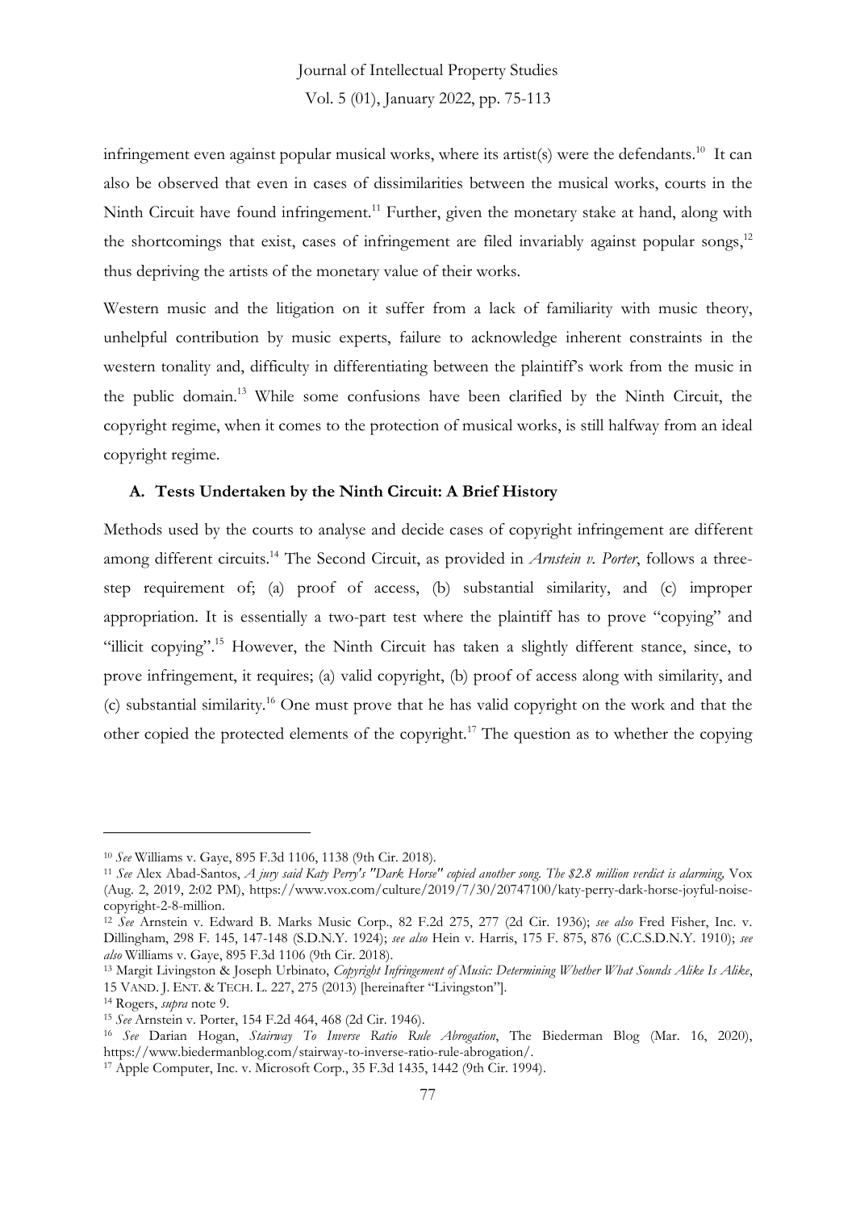infringement even against popular musical works, where its artist(s) were the defendants.[10] It can also be observed that even in cases of dissimilarities between the musical works, courts in the Ninth Circuit have found infringement.[11] Further, given the monetary stake at hand, along with the shortcomings that exist, cases of infringement are filed invariably against popular songs,[12] thus depriving the artists of the monetary value of their works.

Western music and the litigation on it suffer from a lack of familiarity with music theory, unhelpful contribution by music experts, failure to acknowledge inherent constraints in the western tonality and, difficulty in differentiating between the plaintiff's work from the music in the public domain.[13] While some confusions have been clarified by the Ninth Circuit, the copyright regime, when it comes to the protection of musical works, is still halfway from an ideal copyright regime.

### A. Tests Undertaken by the Ninth Circuit: A Brief History

Methods used by the courts to analyse and decide cases of copyright infringement are different among different circuits.[14] The Second Circuit, as provided in *Arnstein v. Porter*, follows a three-step requirement of; (a) proof of access, (b) substantial similarity, and (c) improper appropriation. It is essentially a two-part test where the plaintiff has to prove "copying" and "illicit copying".[15] However, the Ninth Circuit has taken a slightly different stance, since, to prove infringement, it requires; (a) valid copyright, (b) proof of access along with similarity, and (c) substantial similarity.[16] One must prove that he has valid copyright on the work and that the other copied the protected elements of the copyright.[17] The question as to whether the copying

---

[10] *See* Williams v. Gaye, 895 F.3d 1106, 1138 (9th Cir. 2018).

[11] *See* Alex Abad-Santos, *A jury said Katy Perry's "Dark Horse" copied another song. The $2.8 million verdict is alarming,* Vox (Aug. 2, 2019, 2:02 PM), https://www.vox.com/culture/2019/7/30/20747100/katy-perry-dark-horse-joyful-noise-copyright-2-8-million.

[12] *See* Arnstein v. Edward B. Marks Music Corp., 82 F.2d 275, 277 (2d Cir. 1936); *see also* Fred Fisher, Inc. v. Dillingham, 298 F. 145, 147-148 (S.D.N.Y. 1924); *see also* Hein v. Harris, 175 F. 875, 876 (C.C.S.D.N.Y. 1910); *see also* Williams v. Gaye, 895 F.3d 1106 (9th Cir. 2018).

[13] Margit Livingston & Joseph Urbinato, *Copyright Infringement of Music: Determining Whether What Sounds Alike Is Alike*, 15 VAND. J. ENT. & TECH. L. 227, 275 (2013) [hereinafter "Livingston"].

[14] Rogers, *supra* note 9.

[15] *See* Arnstein v. Porter, 154 F.2d 464, 468 (2d Cir. 1946).

[16] *See* Darian Hogan, *Stairway To Inverse Ratio Rule Abrogation*, The Biederman Blog (Mar. 16, 2020), https://www.biedermanblog.com/stairway-to-inverse-ratio-rule-abrogation/.

[17] Apple Computer, Inc. v. Microsoft Corp., 35 F.3d 1435, 1442 (9th Cir. 1994).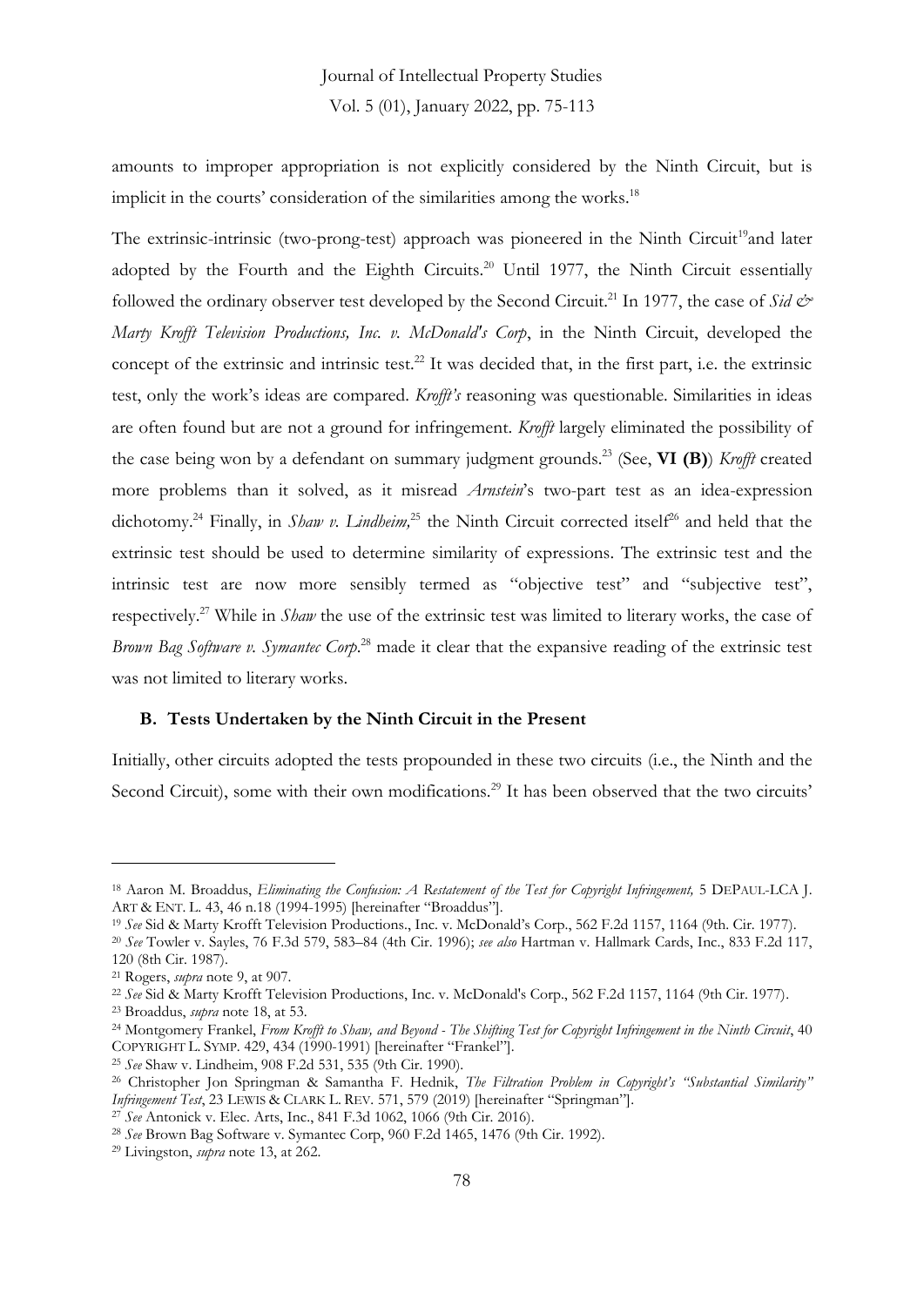amounts to improper appropriation is not explicitly considered by the Ninth Circuit, but is implicit in the courts' consideration of the similarities among the works.[18]

The extrinsic-intrinsic (two-prong-test) approach was pioneered in the Ninth Circuit[19] and later adopted by the Fourth and the Eighth Circuits.[20] Until 1977, the Ninth Circuit essentially followed the ordinary observer test developed by the Second Circuit.[21] In 1977, the case of *Sid & Marty Krofft Television Productions, Inc. v. McDonald's Corp*, in the Ninth Circuit, developed the concept of the extrinsic and intrinsic test.[22] It was decided that, in the first part, i.e. the extrinsic test, only the work's ideas are compared. *Krofft's* reasoning was questionable. Similarities in ideas are often found but are not a ground for infringement. *Krofft* largely eliminated the possibility of the case being won by a defendant on summary judgment grounds.[23] (See, **VI (B)**) *Krofft* created more problems than it solved, as it misread *Arnstein*'s two-part test as an idea-expression dichotomy.[24] Finally, in *Shaw v. Lindheim,*[25] the Ninth Circuit corrected itself[26] and held that the extrinsic test should be used to determine similarity of expressions. The extrinsic test and the intrinsic test are now more sensibly termed as "objective test" and "subjective test", respectively.[27] While in *Shaw* the use of the extrinsic test was limited to literary works, the case of *Brown Bag Software v. Symantec Corp*.[28] made it clear that the expansive reading of the extrinsic test was not limited to literary works.

### B. Tests Undertaken by the Ninth Circuit in the Present

Initially, other circuits adopted the tests propounded in these two circuits (i.e., the Ninth and the Second Circuit), some with their own modifications.[29] It has been observed that the two circuits'

---

[18] Aaron M. Broaddus, *Eliminating the Confusion: A Restatement of the Test for Copyright Infringement,* 5 DEPAUL-LCA J. ART & ENT. L. 43, 46 n.18 (1994-1995) [hereinafter "Broaddus"].

[19] *See* Sid & Marty Krofft Television Productions., Inc. v. McDonald's Corp., 562 F.2d 1157, 1164 (9th. Cir. 1977).

[20] *See* Towler v. Sayles, 76 F.3d 579, 583–84 (4th Cir. 1996); *see also* Hartman v. Hallmark Cards, Inc., 833 F.2d 117, 120 (8th Cir. 1987).

[21] Rogers, *supra* note 9, at 907.

[22] *See* Sid & Marty Krofft Television Productions, Inc. v. McDonald's Corp., 562 F.2d 1157, 1164 (9th Cir. 1977).

[23] Broaddus, *supra* note 18, at 53.

[24] Montgomery Frankel, *From Krofft to Shaw, and Beyond - The Shifting Test for Copyright Infringement in the Ninth Circuit*, 40 COPYRIGHT L. SYMP. 429, 434 (1990-1991) [hereinafter "Frankel"].

[25] *See* Shaw v. Lindheim, 908 F.2d 531, 535 (9th Cir. 1990).

[26] Christopher Jon Springman & Samantha F. Hednik, *The Filtration Problem in Copyright's "Substantial Similarity" Infringement Test*, 23 LEWIS & CLARK L. REV. 571, 579 (2019) [hereinafter "Springman"].

[27] *See* Antonick v. Elec. Arts, Inc., 841 F.3d 1062, 1066 (9th Cir. 2016).

[28] *See* Brown Bag Software v. Symantec Corp, 960 F.2d 1465, 1476 (9th Cir. 1992).

[29] Livingston, *supra* note 13, at 262.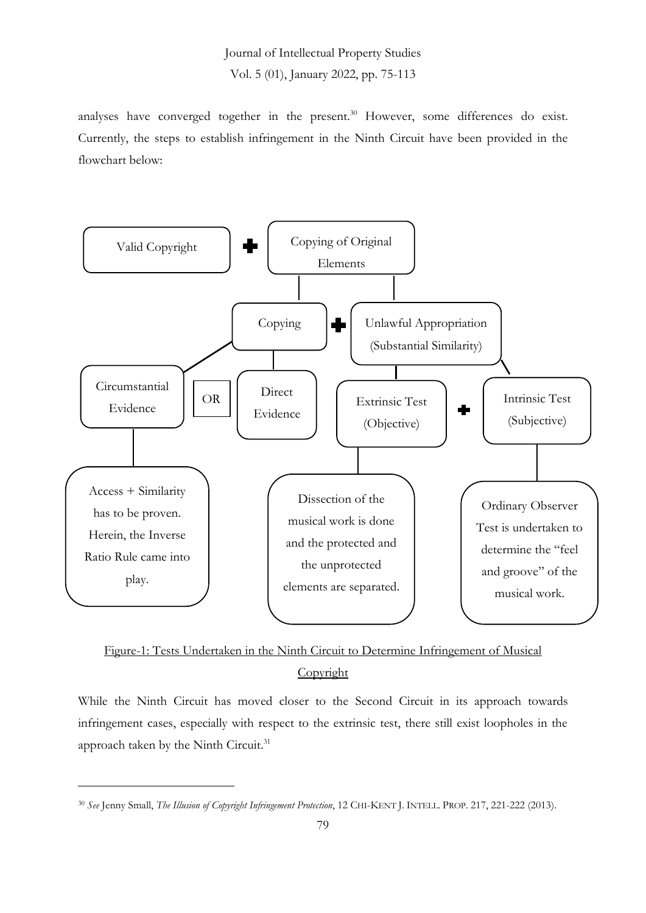analyses have converged together in the present.[30] However, some differences do exist. Currently, the steps to establish infringement in the Ninth Circuit have been provided in the flowchart below:

Valid Copyright ✚ Copying of Original Elements

Copying ✚ Unlawful Appropriation (Substantial Similarity)

Circumstantial Evidence OR Direct Evidence

Extrinsic Test (Objective) ✚ Intrinsic Test (Subjective)

Access + Similarity has to be proven. Herein, the Inverse Ratio Rule came into play.

Dissection of the musical work is done and the protected and the unprotected elements are separated.

Ordinary Observer Test is undertaken to determine the "feel and groove" of the musical work.

Figure-1: Tests Undertaken in the Ninth Circuit to Determine Infringement of Musical Copyright

While the Ninth Circuit has moved closer to the Second Circuit in its approach towards infringement cases, especially with respect to the extrinsic test, there still exist loopholes in the approach taken by the Ninth Circuit.[31]

---

[30] *See* Jenny Small, *The Illusion of Copyright Infringement Protection*, 12 CHI-KENT J. INTELL. PROP. 217, 221-222 (2013).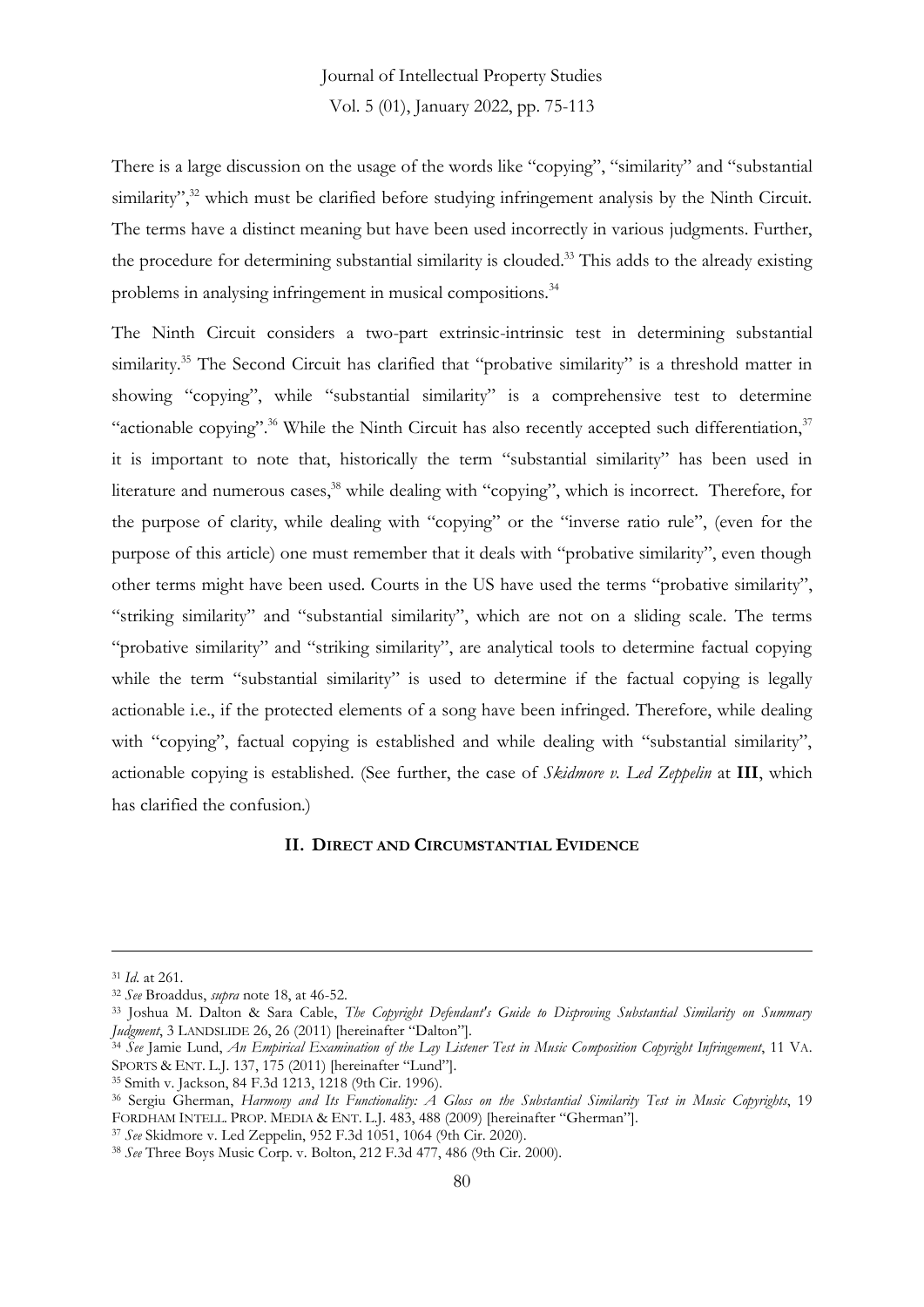There is a large discussion on the usage of the words like "copying", "similarity" and "substantial similarity",[32] which must be clarified before studying infringement analysis by the Ninth Circuit. The terms have a distinct meaning but have been used incorrectly in various judgments. Further, the procedure for determining substantial similarity is clouded.[33] This adds to the already existing problems in analysing infringement in musical compositions.[34]

The Ninth Circuit considers a two-part extrinsic-intrinsic test in determining substantial similarity.[35] The Second Circuit has clarified that "probative similarity" is a threshold matter in showing "copying", while "substantial similarity" is a comprehensive test to determine "actionable copying".[36] While the Ninth Circuit has also recently accepted such differentiation,[37] it is important to note that, historically the term "substantial similarity" has been used in literature and numerous cases,[38] while dealing with "copying", which is incorrect. Therefore, for the purpose of clarity, while dealing with "copying" or the "inverse ratio rule", (even for the purpose of this article) one must remember that it deals with "probative similarity", even though other terms might have been used. Courts in the US have used the terms "probative similarity", "striking similarity" and "substantial similarity", which are not on a sliding scale. The terms "probative similarity" and "striking similarity", are analytical tools to determine factual copying while the term "substantial similarity" is used to determine if the factual copying is legally actionable i.e., if the protected elements of a song have been infringed. Therefore, while dealing with "copying", factual copying is established and while dealing with "substantial similarity", actionable copying is established. (See further, the case of *Skidmore v. Led Zeppelin* at **III**, which has clarified the confusion.)

## II. Direct and Circumstantial Evidence

---

[31] *Id.* at 261.

[32] *See* Broaddus, *supra* note 18, at 46-52.

[33] Joshua M. Dalton & Sara Cable, *The Copyright Defendant's Guide to Disproving Substantial Similarity on Summary Judgment*, 3 LANDSLIDE 26, 26 (2011) [hereinafter "Dalton"].

[34] *See* Jamie Lund, *An Empirical Examination of the Lay Listener Test in Music Composition Copyright Infringement*, 11 VA. SPORTS & ENT. L.J. 137, 175 (2011) [hereinafter "Lund"].

[35] Smith v. Jackson, 84 F.3d 1213, 1218 (9th Cir. 1996).

[36] Sergiu Gherman, *Harmony and Its Functionality: A Gloss on the Substantial Similarity Test in Music Copyrights*, 19 FORDHAM INTELL. PROP. MEDIA & ENT. L.J. 483, 488 (2009) [hereinafter "Gherman"].

[37] *See* Skidmore v. Led Zeppelin, 952 F.3d 1051, 1064 (9th Cir. 2020).

[38] *See* Three Boys Music Corp. v. Bolton, 212 F.3d 477, 486 (9th Cir. 2000).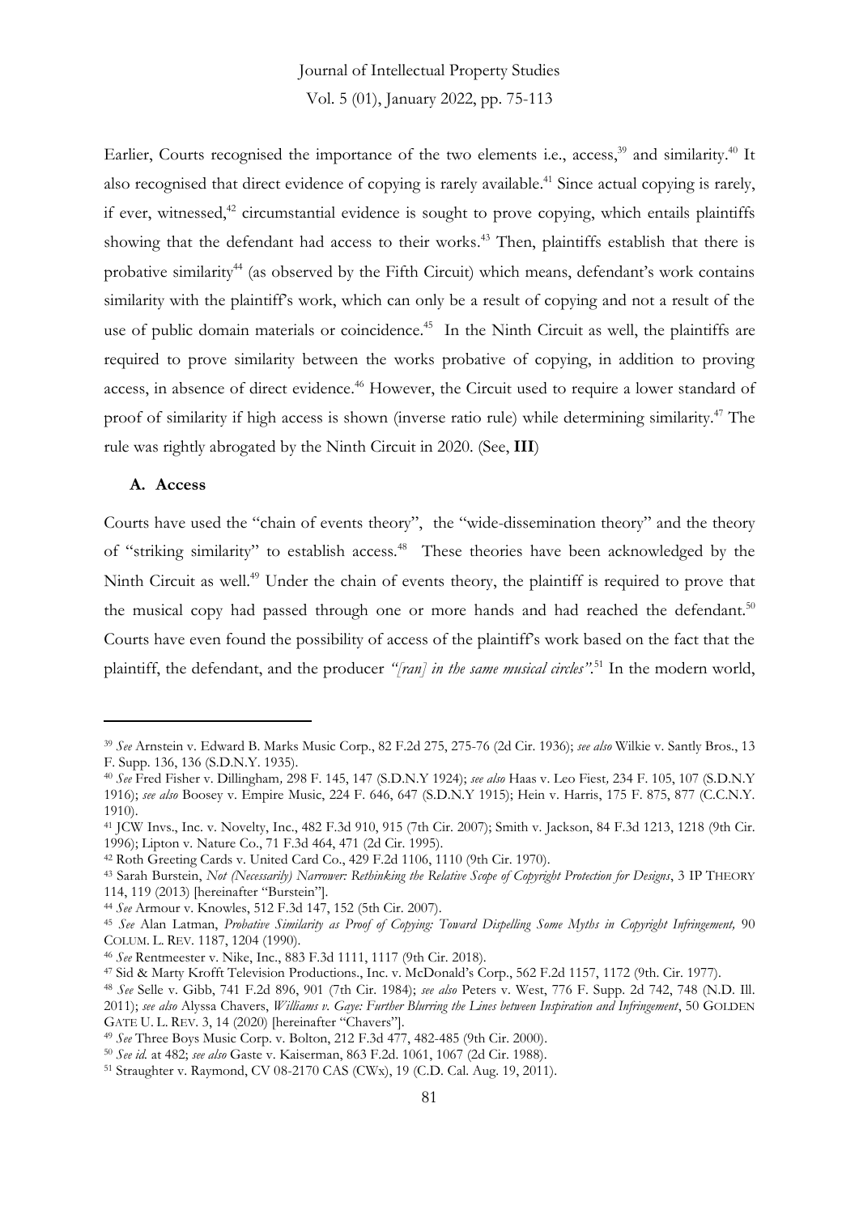Earlier, Courts recognised the importance of the two elements i.e., access,[39] and similarity.[40] It also recognised that direct evidence of copying is rarely available.[41] Since actual copying is rarely, if ever, witnessed,[42] circumstantial evidence is sought to prove copying, which entails plaintiffs showing that the defendant had access to their works.[43] Then, plaintiffs establish that there is probative similarity[44] (as observed by the Fifth Circuit) which means, defendant's work contains similarity with the plaintiff's work, which can only be a result of copying and not a result of the use of public domain materials or coincidence.[45] In the Ninth Circuit as well, the plaintiffs are required to prove similarity between the works probative of copying, in addition to proving access, in absence of direct evidence.[46] However, the Circuit used to require a lower standard of proof of similarity if high access is shown (inverse ratio rule) while determining similarity.[47] The rule was rightly abrogated by the Ninth Circuit in 2020. (See, **III**)

### A. Access

Courts have used the "chain of events theory", the "wide-dissemination theory" and the theory of "striking similarity" to establish access.[48] These theories have been acknowledged by the Ninth Circuit as well.[49] Under the chain of events theory, the plaintiff is required to prove that the musical copy had passed through one or more hands and had reached the defendant.[50] Courts have even found the possibility of access of the plaintiff's work based on the fact that the plaintiff, the defendant, and the producer *"[ran] in the same musical circles"*.[51] In the modern world,

---

[39] *See* Arnstein v. Edward B. Marks Music Corp., 82 F.2d 275, 275-76 (2d Cir. 1936); *see also* Wilkie v. Santly Bros., 13 F. Supp. 136, 136 (S.D.N.Y. 1935).

[40] *See* Fred Fisher v. Dillingham*,* 298 F. 145, 147 (S.D.N.Y 1924); *see also* Haas v. Leo Fiest*,* 234 F. 105, 107 (S.D.N.Y 1916); *see also* Boosey v. Empire Music, 224 F. 646, 647 (S.D.N.Y 1915); Hein v. Harris, 175 F. 875, 877 (C.C.N.Y. 1910).

[41] JCW Invs., Inc. v. Novelty, Inc., 482 F.3d 910, 915 (7th Cir. 2007); Smith v. Jackson, 84 F.3d 1213, 1218 (9th Cir. 1996); Lipton v. Nature Co., 71 F.3d 464, 471 (2d Cir. 1995).

[42] Roth Greeting Cards v. United Card Co., 429 F.2d 1106, 1110 (9th Cir. 1970).

[43] Sarah Burstein, *Not (Necessarily) Narrower: Rethinking the Relative Scope of Copyright Protection for Designs*, 3 IP THEORY 114, 119 (2013) [hereinafter "Burstein"].

[44] *See* Armour v. Knowles, 512 F.3d 147, 152 (5th Cir. 2007).

[45] *See* Alan Latman, *Probative Similarity as Proof of Copying: Toward Dispelling Some Myths in Copyright Infringement,* 90 COLUM. L. REV. 1187, 1204 (1990).

[46] *See* Rentmeester v. Nike, Inc., 883 F.3d 1111, 1117 (9th Cir. 2018).

[47] Sid & Marty Krofft Television Productions., Inc. v. McDonald's Corp., 562 F.2d 1157, 1172 (9th. Cir. 1977).

[48] *See* Selle v. Gibb, 741 F.2d 896, 901 (7th Cir. 1984); *see also* Peters v. West, 776 F. Supp. 2d 742, 748 (N.D. Ill. 2011); *see also* Alyssa Chavers, *Williams v. Gaye: Further Blurring the Lines between Inspiration and Infringement*, 50 GOLDEN GATE U. L. REV. 3, 14 (2020) [hereinafter "Chavers"].

[49] *See* Three Boys Music Corp. v. Bolton, 212 F.3d 477, 482-485 (9th Cir. 2000).

[50] *See id.* at 482; *see also* Gaste v. Kaiserman, 863 F.2d. 1061, 1067 (2d Cir. 1988).

[51] Straughter v. Raymond, CV 08-2170 CAS (CWx), 19 (C.D. Cal. Aug. 19, 2011).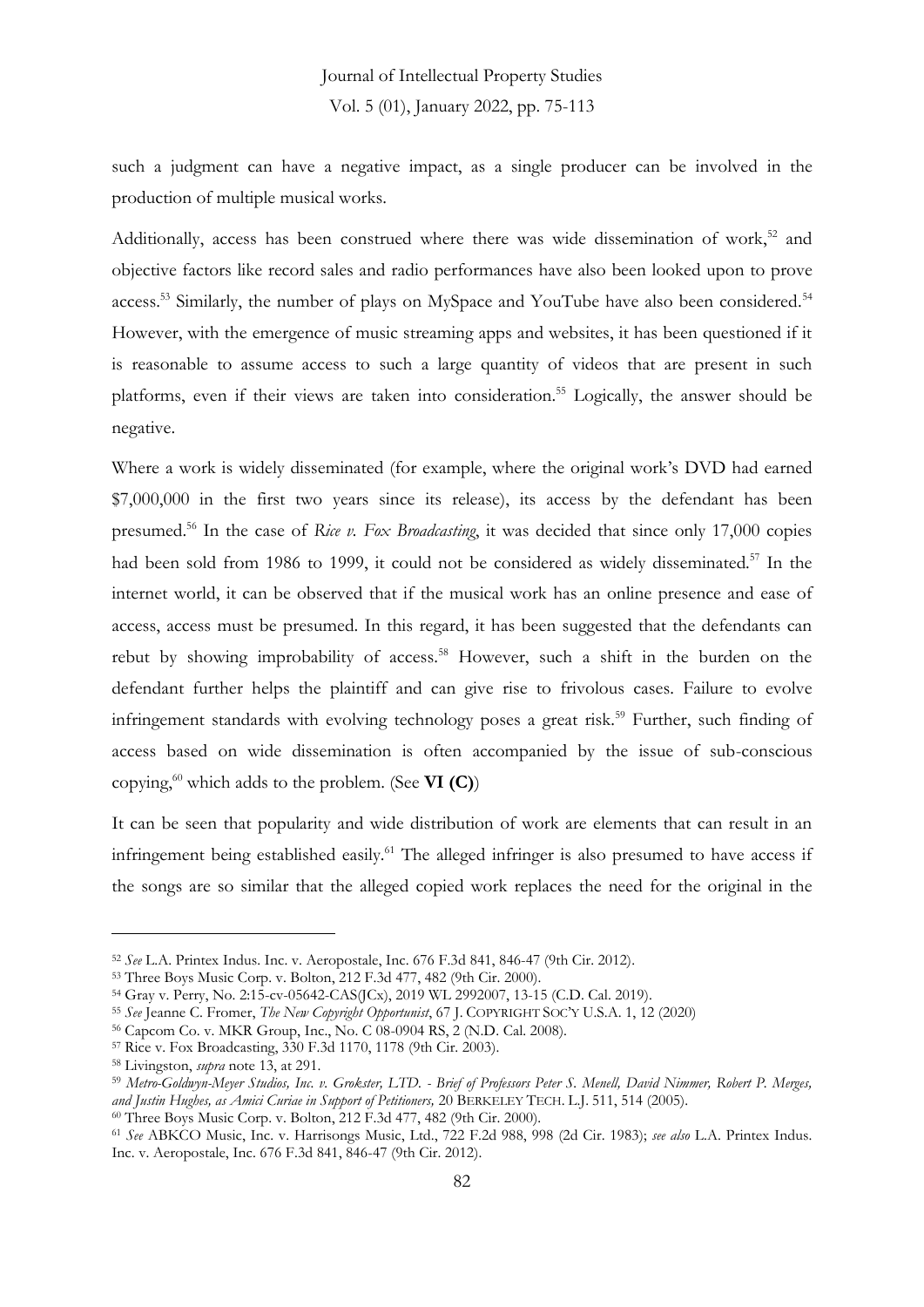such a judgment can have a negative impact, as a single producer can be involved in the production of multiple musical works.

Additionally, access has been construed where there was wide dissemination of work,[52] and objective factors like record sales and radio performances have also been looked upon to prove access.[53] Similarly, the number of plays on MySpace and YouTube have also been considered.[54] However, with the emergence of music streaming apps and websites, it has been questioned if it is reasonable to assume access to such a large quantity of videos that are present in such platforms, even if their views are taken into consideration.[55] Logically, the answer should be negative.

Where a work is widely disseminated (for example, where the original work's DVD had earned $7,000,000 in the first two years since its release), its access by the defendant has been presumed.[56] In the case of *Rice v. Fox Broadcasting*, it was decided that since only 17,000 copies had been sold from 1986 to 1999, it could not be considered as widely disseminated.[57] In the internet world, it can be observed that if the musical work has an online presence and ease of access, access must be presumed. In this regard, it has been suggested that the defendants can rebut by showing improbability of access.[58] However, such a shift in the burden on the defendant further helps the plaintiff and can give rise to frivolous cases. Failure to evolve infringement standards with evolving technology poses a great risk.[59] Further, such finding of access based on wide dissemination is often accompanied by the issue of sub-conscious copying,[60] which adds to the problem. (See **VI (C)**)

It can be seen that popularity and wide distribution of work are elements that can result in an infringement being established easily.[61] The alleged infringer is also presumed to have access if the songs are so similar that the alleged copied work replaces the need for the original in the

---

[52] *See* L.A. Printex Indus. Inc. v. Aeropostale, Inc. 676 F.3d 841, 846-47 (9th Cir. 2012).

[53] Three Boys Music Corp. v. Bolton, 212 F.3d 477, 482 (9th Cir. 2000).

[54] Gray v. Perry, No. 2:15-cv-05642-CAS(JCx), 2019 WL 2992007, 13-15 (C.D. Cal. 2019).

[55] *See* Jeanne C. Fromer, *The New Copyright Opportunist*, 67 J. COPYRIGHT SOC'Y U.S.A. 1, 12 (2020)

[56] Capcom Co. v. MKR Group, Inc., No. C 08-0904 RS, 2 (N.D. Cal. 2008).

[57] Rice v. Fox Broadcasting, 330 F.3d 1170, 1178 (9th Cir. 2003).

[58] Livingston, *supra* note 13, at 291.

[59] *Metro-Goldwyn-Meyer Studios, Inc. v. Grokster, LTD. - Brief of Professors Peter S. Menell, David Nimmer, Robert P. Merges, and Justin Hughes, as Amici Curiae in Support of Petitioners,* 20 BERKELEY TECH. L.J. 511, 514 (2005).

[60] Three Boys Music Corp. v. Bolton, 212 F.3d 477, 482 (9th Cir. 2000).

[61] *See* ABKCO Music, Inc. v. Harrisongs Music, Ltd., 722 F.2d 988, 998 (2d Cir. 1983); *see also* L.A. Printex Indus. Inc. v. Aeropostale, Inc. 676 F.3d 841, 846-47 (9th Cir. 2012).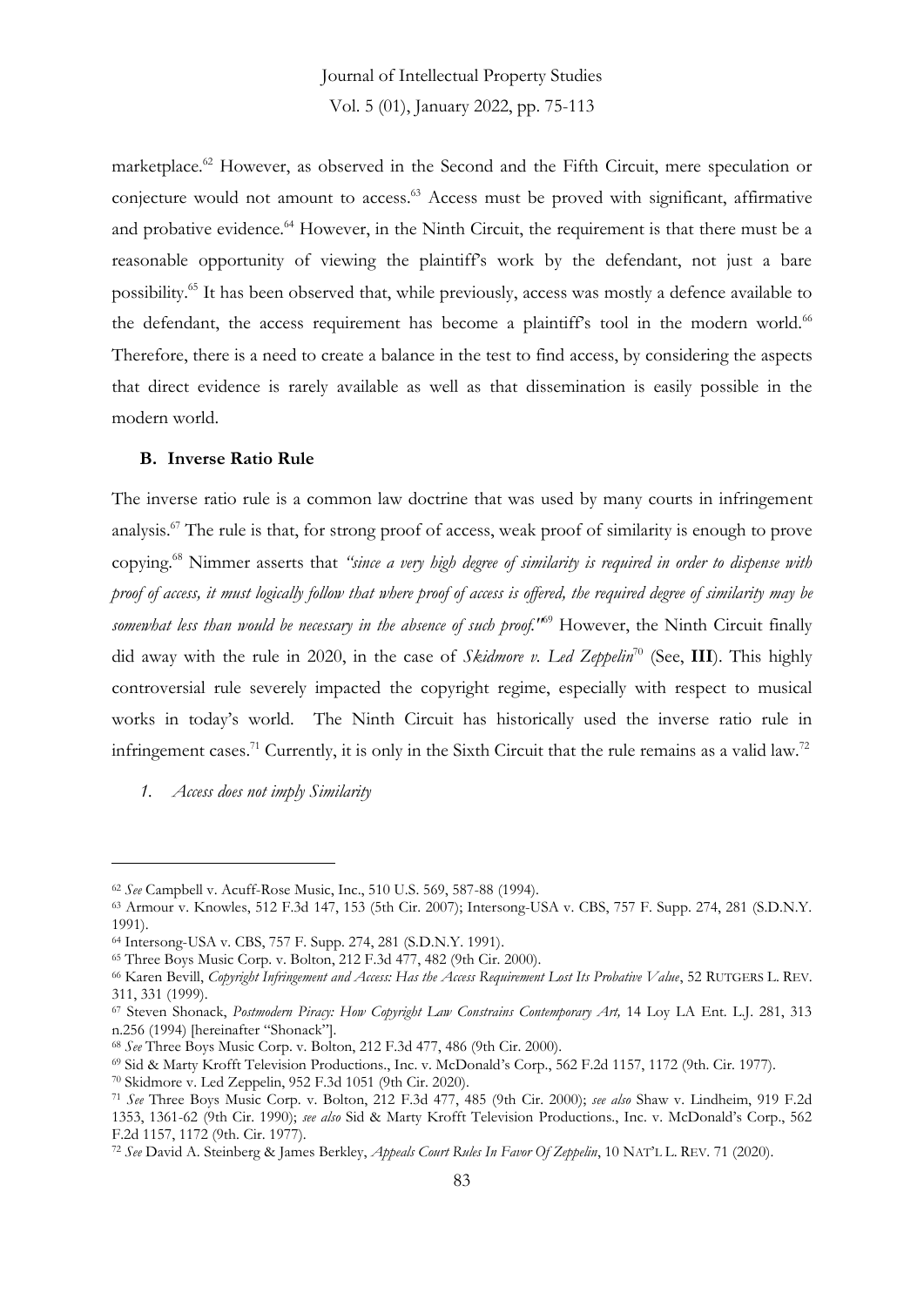marketplace.[62] However, as observed in the Second and the Fifth Circuit, mere speculation or conjecture would not amount to access.[63] Access must be proved with significant, affirmative and probative evidence.[64] However, in the Ninth Circuit, the requirement is that there must be a reasonable opportunity of viewing the plaintiff's work by the defendant, not just a bare possibility.[65] It has been observed that, while previously, access was mostly a defence available to the defendant, the access requirement has become a plaintiff's tool in the modern world.[66] Therefore, there is a need to create a balance in the test to find access, by considering the aspects that direct evidence is rarely available as well as that dissemination is easily possible in the modern world.

### B. Inverse Ratio Rule

The inverse ratio rule is a common law doctrine that was used by many courts in infringement analysis.[67] The rule is that, for strong proof of access, weak proof of similarity is enough to prove copying.[68] Nimmer asserts that *"since a very high degree of similarity is required in order to dispense with proof of access, it must logically follow that where proof of access is offered, the required degree of similarity may be somewhat less than would be necessary in the absence of such proof."*[69] However, the Ninth Circuit finally did away with the rule in 2020, in the case of *Skidmore v. Led Zeppelin*[70] (See, **III**). This highly controversial rule severely impacted the copyright regime, especially with respect to musical works in today's world. The Ninth Circuit has historically used the inverse ratio rule in infringement cases.[71] Currently, it is only in the Sixth Circuit that the rule remains as a valid law.[72]

1. *Access does not imply Similarity*

---

[62] *See* Campbell v. Acuff-Rose Music, Inc., 510 U.S. 569, 587-88 (1994).

[63] Armour v. Knowles, 512 F.3d 147, 153 (5th Cir. 2007); Intersong-USA v. CBS, 757 F. Supp. 274, 281 (S.D.N.Y. 1991).

[64] Intersong-USA v. CBS, 757 F. Supp. 274, 281 (S.D.N.Y. 1991).

[65] Three Boys Music Corp. v. Bolton, 212 F.3d 477, 482 (9th Cir. 2000).

[66] Karen Bevill, *Copyright Infringement and Access: Has the Access Requirement Lost Its Probative Value*, 52 RUTGERS L. REV. 311, 331 (1999).

[67] Steven Shonack, *Postmodern Piracy: How Copyright Law Constrains Contemporary Art,* 14 Loy LA Ent. L.J. 281, 313 n.256 (1994) [hereinafter "Shonack"].

[68] *See* Three Boys Music Corp. v. Bolton, 212 F.3d 477, 486 (9th Cir. 2000).

[69] Sid & Marty Krofft Television Productions., Inc. v. McDonald's Corp., 562 F.2d 1157, 1172 (9th. Cir. 1977).

[70] Skidmore v. Led Zeppelin, 952 F.3d 1051 (9th Cir. 2020).

[71] *See* Three Boys Music Corp. v. Bolton, 212 F.3d 477, 485 (9th Cir. 2000); *see also* Shaw v. Lindheim, 919 F.2d 1353, 1361-62 (9th Cir. 1990); *see also* Sid & Marty Krofft Television Productions., Inc. v. McDonald's Corp., 562 F.2d 1157, 1172 (9th. Cir. 1977).

[72] *See* David A. Steinberg & James Berkley, *Appeals Court Rules In Favor Of Zeppelin*, 10 NAT'L L. REV. 71 (2020).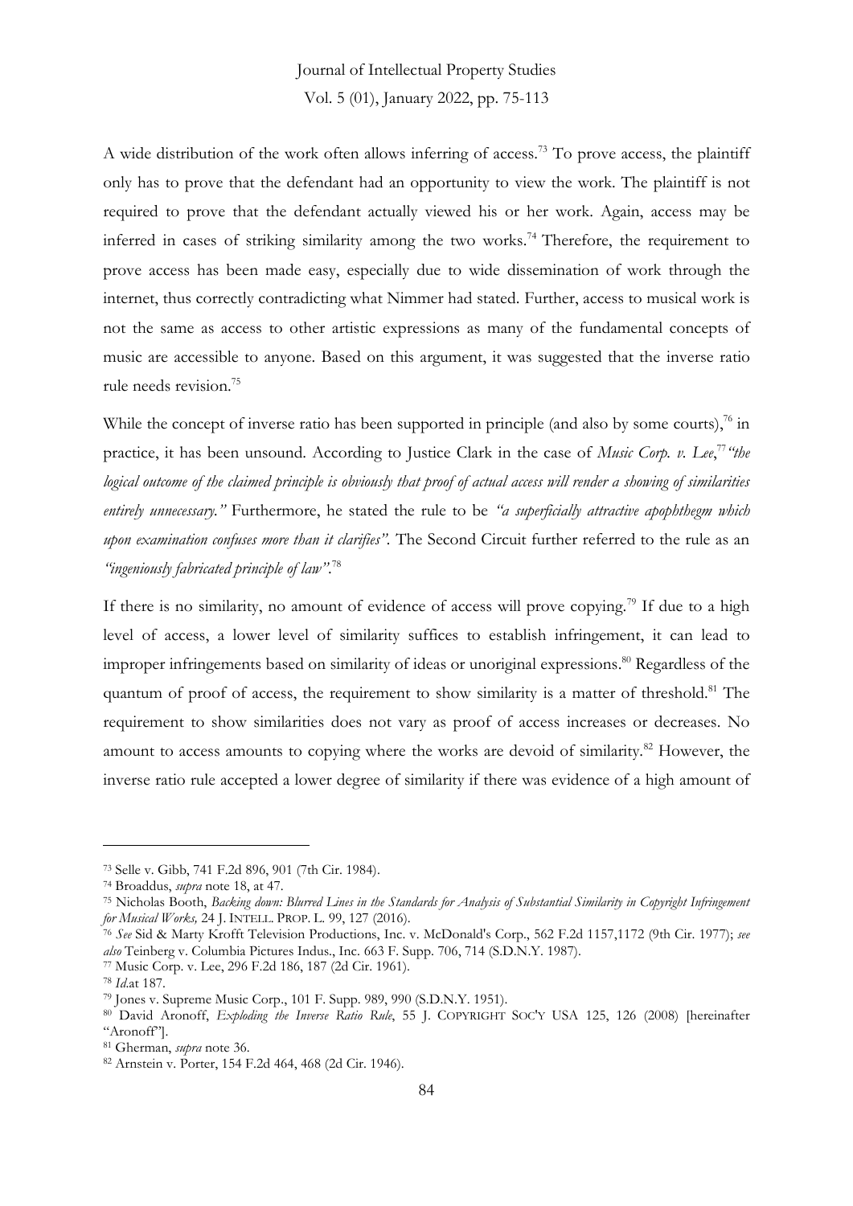A wide distribution of the work often allows inferring of access.[73] To prove access, the plaintiff only has to prove that the defendant had an opportunity to view the work. The plaintiff is not required to prove that the defendant actually viewed his or her work. Again, access may be inferred in cases of striking similarity among the two works.[74] Therefore, the requirement to prove access has been made easy, especially due to wide dissemination of work through the internet, thus correctly contradicting what Nimmer had stated. Further, access to musical work is not the same as access to other artistic expressions as many of the fundamental concepts of music are accessible to anyone. Based on this argument, it was suggested that the inverse ratio rule needs revision.[75]

While the concept of inverse ratio has been supported in principle (and also by some courts),[76] in practice, it has been unsound. According to Justice Clark in the case of *Music Corp. v. Lee*,[77] *"the logical outcome of the claimed principle is obviously that proof of actual access will render a showing of similarities entirely unnecessary."* Furthermore, he stated the rule to be *"a superficially attractive apophthegm which upon examination confuses more than it clarifies".* The Second Circuit further referred to the rule as an *"ingeniously fabricated principle of law".*[78]

If there is no similarity, no amount of evidence of access will prove copying.[79] If due to a high level of access, a lower level of similarity suffices to establish infringement, it can lead to improper infringements based on similarity of ideas or unoriginal expressions.[80] Regardless of the quantum of proof of access, the requirement to show similarity is a matter of threshold.[81] The requirement to show similarities does not vary as proof of access increases or decreases. No amount to access amounts to copying where the works are devoid of similarity.[82] However, the inverse ratio rule accepted a lower degree of similarity if there was evidence of a high amount of

---

[73] Selle v. Gibb, 741 F.2d 896, 901 (7th Cir. 1984).

[74] Broaddus, *supra* note 18, at 47.

[75] Nicholas Booth, *Backing down: Blurred Lines in the Standards for Analysis of Substantial Similarity in Copyright Infringement for Musical Works,* 24 J. INTELL. PROP. L. 99, 127 (2016).

[76] *See* Sid & Marty Krofft Television Productions, Inc. v. McDonald's Corp., 562 F.2d 1157,1172 (9th Cir. 1977); *see also* Teinberg v. Columbia Pictures Indus., Inc. 663 F. Supp. 706, 714 (S.D.N.Y. 1987).

[77] Music Corp. v. Lee, 296 F.2d 186, 187 (2d Cir. 1961).

[78] *Id.*at 187.

[79] Jones v. Supreme Music Corp., 101 F. Supp. 989, 990 (S.D.N.Y. 1951).

[80] David Aronoff, *Exploding the Inverse Ratio Rule*, 55 J. COPYRIGHT SOC'Y USA 125, 126 (2008) [hereinafter "Aronoff"].

[81] Gherman, *supra* note 36.

[82] Arnstein v. Porter, 154 F.2d 464, 468 (2d Cir. 1946).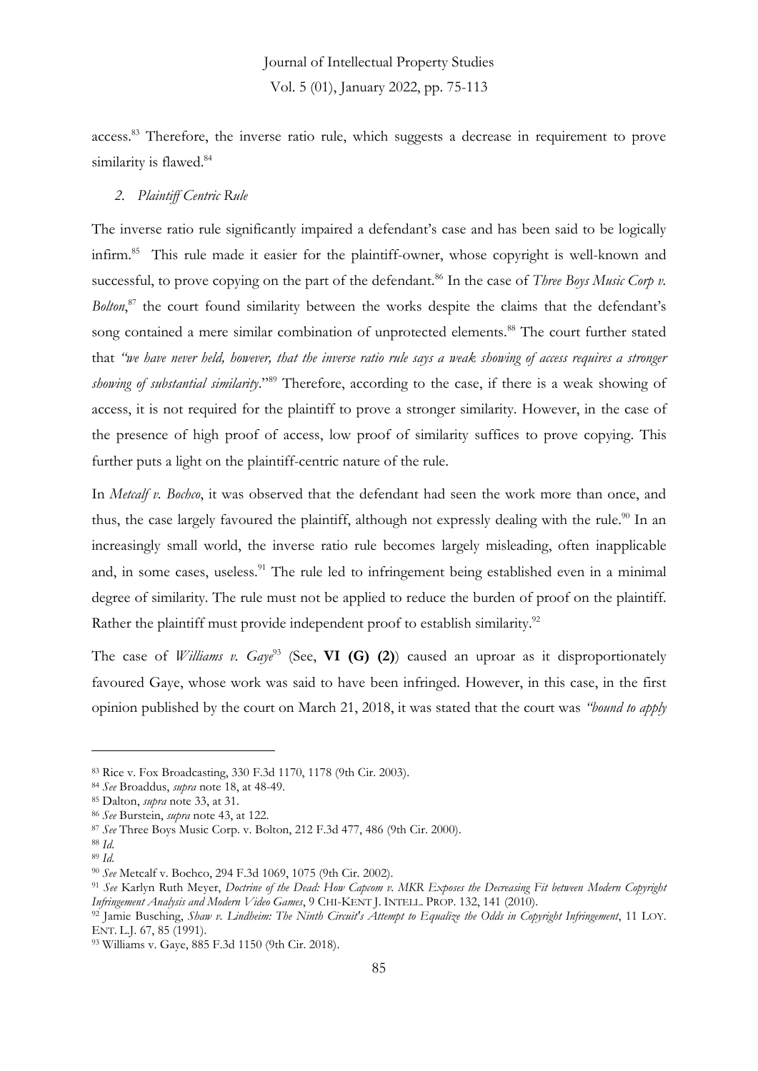access.[83] Therefore, the inverse ratio rule, which suggests a decrease in requirement to prove similarity is flawed.[84]

### *2. Plaintiff Centric Rule*

The inverse ratio rule significantly impaired a defendant's case and has been said to be logically infirm.[85] This rule made it easier for the plaintiff-owner, whose copyright is well-known and successful, to prove copying on the part of the defendant.[86] In the case of *Three Boys Music Corp v. Bolton*,[87] the court found similarity between the works despite the claims that the defendant's song contained a mere similar combination of unprotected elements.[88] The court further stated that *"we have never held, however, that the inverse ratio rule says a weak showing of access requires a stronger showing of substantial similarity*."[89] Therefore, according to the case, if there is a weak showing of access, it is not required for the plaintiff to prove a stronger similarity. However, in the case of the presence of high proof of access, low proof of similarity suffices to prove copying. This further puts a light on the plaintiff-centric nature of the rule.

In *Metcalf v. Bochco*, it was observed that the defendant had seen the work more than once, and thus, the case largely favoured the plaintiff, although not expressly dealing with the rule.[90] In an increasingly small world, the inverse ratio rule becomes largely misleading, often inapplicable and, in some cases, useless.[91] The rule led to infringement being established even in a minimal degree of similarity. The rule must not be applied to reduce the burden of proof on the plaintiff. Rather the plaintiff must provide independent proof to establish similarity.[92]

The case of *Williams v. Gaye*[93] (See, **VI (G) (2)**) caused an uproar as it disproportionately favoured Gaye, whose work was said to have been infringed. However, in this case, in the first opinion published by the court on March 21, 2018, it was stated that the court was *"bound to apply*

---

[83] Rice v. Fox Broadcasting, 330 F.3d 1170, 1178 (9th Cir. 2003).

[84] *See* Broaddus, *supra* note 18, at 48-49.

[85] Dalton, *supra* note 33, at 31.

[86] *See* Burstein, *supra* note 43, at 122.

[87] *See* Three Boys Music Corp. v. Bolton, 212 F.3d 477, 486 (9th Cir. 2000).

[88] *Id.*

[89] *Id.*

[90] *See* Metcalf v. Bochco, 294 F.3d 1069, 1075 (9th Cir. 2002).

[91] *See* Karlyn Ruth Meyer, *Doctrine of the Dead: How Capcom v. MKR Exposes the Decreasing Fit between Modern Copyright Infringement Analysis and Modern Video Games*, 9 CHI-KENT J. INTELL. PROP. 132, 141 (2010).

[92] Jamie Busching, *Shaw v. Lindheim: The Ninth Circuit's Attempt to Equalize the Odds in Copyright Infringement*, 11 LOY. ENT. L.J. 67, 85 (1991).

[93] Williams v. Gaye, 885 F.3d 1150 (9th Cir. 2018).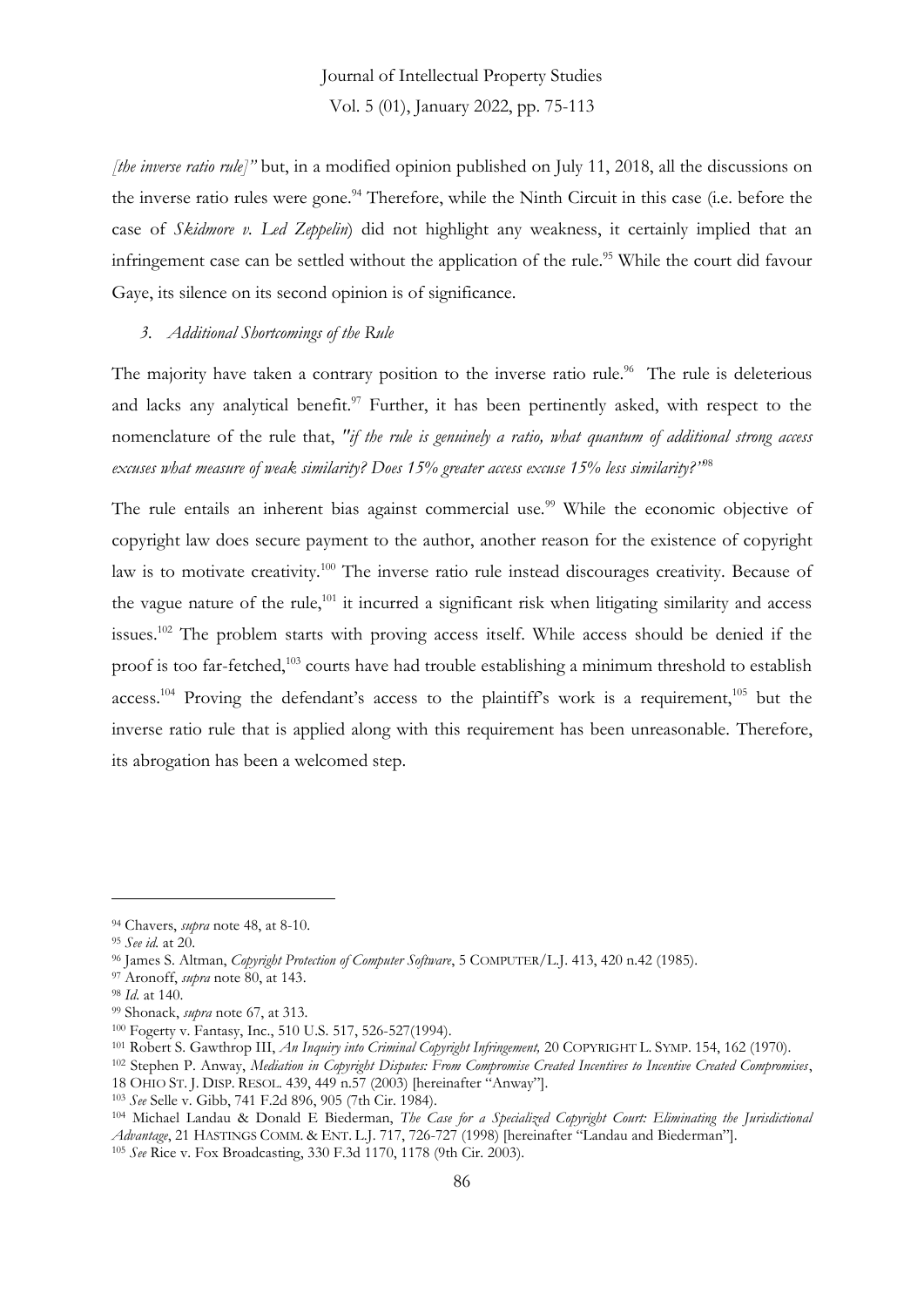*[the inverse ratio rule]"* but, in a modified opinion published on July 11, 2018, all the discussions on the inverse ratio rules were gone.[94] Therefore, while the Ninth Circuit in this case (i.e. before the case of *Skidmore v. Led Zeppelin*) did not highlight any weakness, it certainly implied that an infringement case can be settled without the application of the rule.[95] While the court did favour Gaye, its silence on its second opinion is of significance.

### *3. Additional Shortcomings of the Rule*

The majority have taken a contrary position to the inverse ratio rule.[96] The rule is deleterious and lacks any analytical benefit.[97] Further, it has been pertinently asked, with respect to the nomenclature of the rule that, *"if the rule is genuinely a ratio, what quantum of additional strong access excuses what measure of weak similarity? Does 15% greater access excuse 15% less similarity?"*[98]

The rule entails an inherent bias against commercial use.[99] While the economic objective of copyright law does secure payment to the author, another reason for the existence of copyright law is to motivate creativity.[100] The inverse ratio rule instead discourages creativity. Because of the vague nature of the rule,[101] it incurred a significant risk when litigating similarity and access issues.[102] The problem starts with proving access itself. While access should be denied if the proof is too far-fetched,[103] courts have had trouble establishing a minimum threshold to establish access.[104] Proving the defendant's access to the plaintiff's work is a requirement,[105] but the inverse ratio rule that is applied along with this requirement has been unreasonable. Therefore, its abrogation has been a welcomed step.

---

[94] Chavers, *supra* note 48, at 8-10.

[95] *See id.* at 20.

[96] James S. Altman, *Copyright Protection of Computer Software*, 5 COMPUTER/L.J. 413, 420 n.42 (1985).

[97] Aronoff, *supra* note 80, at 143.

[98] *Id.* at 140.

[99] Shonack, *supra* note 67, at 313.

[100] Fogerty v. Fantasy, Inc., 510 U.S. 517, 526-527(1994).

[101] Robert S. Gawthrop III, *An Inquiry into Criminal Copyright Infringement,* 20 COPYRIGHT L. SYMP. 154, 162 (1970).

[102] Stephen P. Anway, *Mediation in Copyright Disputes: From Compromise Created Incentives to Incentive Created Compromises*, 18 OHIO ST. J. DISP. RESOL. 439, 449 n.57 (2003) [hereinafter "Anway"].

[103] *See* Selle v. Gibb, 741 F.2d 896, 905 (7th Cir. 1984).

[104] Michael Landau & Donald E Biederman, *The Case for a Specialized Copyright Court: Eliminating the Jurisdictional Advantage*, 21 HASTINGS COMM. & ENT. L.J. 717, 726-727 (1998) [hereinafter "Landau and Biederman"].

[105] *See* Rice v. Fox Broadcasting, 330 F.3d 1170, 1178 (9th Cir. 2003).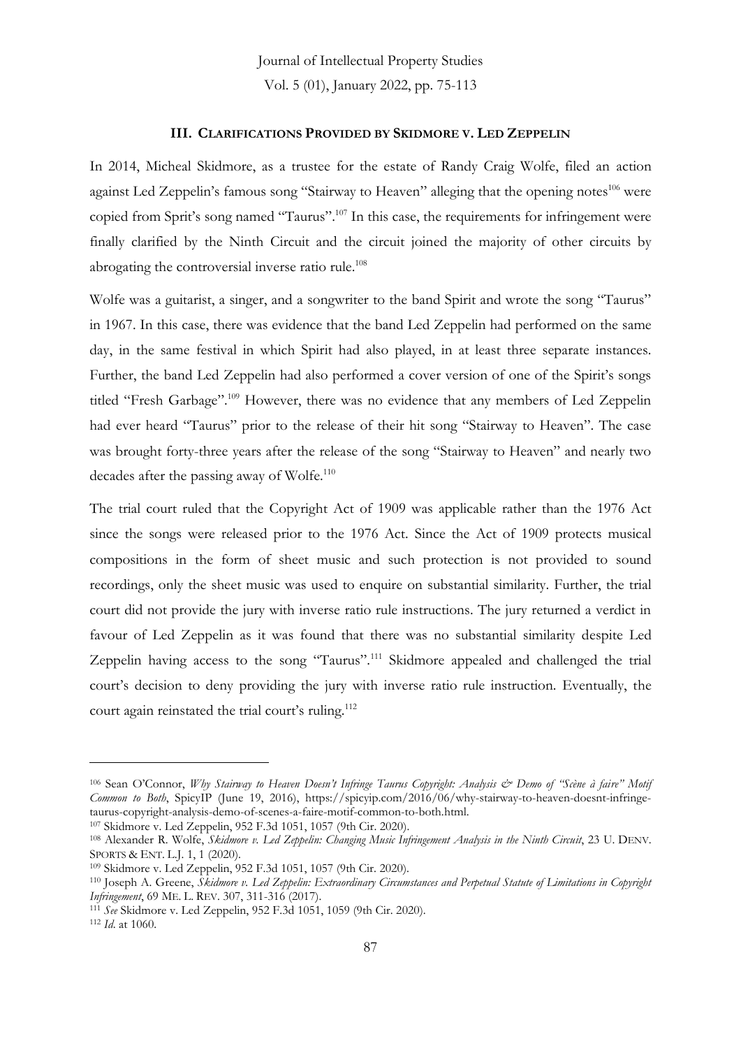### III. CLARIFICATIONS PROVIDED BY SKIDMORE V. LED ZEPPELIN

In 2014, Micheal Skidmore, as a trustee for the estate of Randy Craig Wolfe, filed an action against Led Zeppelin's famous song "Stairway to Heaven" alleging that the opening notes[106] were copied from Sprit's song named "Taurus".[107] In this case, the requirements for infringement were finally clarified by the Ninth Circuit and the circuit joined the majority of other circuits by abrogating the controversial inverse ratio rule.[108]

Wolfe was a guitarist, a singer, and a songwriter to the band Spirit and wrote the song "Taurus" in 1967. In this case, there was evidence that the band Led Zeppelin had performed on the same day, in the same festival in which Spirit had also played, in at least three separate instances. Further, the band Led Zeppelin had also performed a cover version of one of the Spirit's songs titled "Fresh Garbage".[109] However, there was no evidence that any members of Led Zeppelin had ever heard "Taurus" prior to the release of their hit song "Stairway to Heaven". The case was brought forty-three years after the release of the song "Stairway to Heaven" and nearly two decades after the passing away of Wolfe.[110]

The trial court ruled that the Copyright Act of 1909 was applicable rather than the 1976 Act since the songs were released prior to the 1976 Act. Since the Act of 1909 protects musical compositions in the form of sheet music and such protection is not provided to sound recordings, only the sheet music was used to enquire on substantial similarity. Further, the trial court did not provide the jury with inverse ratio rule instructions. The jury returned a verdict in favour of Led Zeppelin as it was found that there was no substantial similarity despite Led Zeppelin having access to the song "Taurus".[111] Skidmore appealed and challenged the trial court's decision to deny providing the jury with inverse ratio rule instruction. Eventually, the court again reinstated the trial court's ruling.[112]

---

[106] Sean O'Connor, *Why Stairway to Heaven Doesn't Infringe Taurus Copyright: Analysis & Demo of "Scène à faire" Motif Common to Both*, SpicyIP (June 19, 2016), https://spicyip.com/2016/06/why-stairway-to-heaven-doesnt-infringe-taurus-copyright-analysis-demo-of-scenes-a-faire-motif-common-to-both.html.

[107] Skidmore v. Led Zeppelin, 952 F.3d 1051, 1057 (9th Cir. 2020).

[108] Alexander R. Wolfe, *Skidmore v. Led Zeppelin: Changing Music Infringement Analysis in the Ninth Circuit*, 23 U. DENV. SPORTS & ENT. L.J. 1, 1 (2020).

[109] Skidmore v. Led Zeppelin, 952 F.3d 1051, 1057 (9th Cir. 2020).

[110] Joseph A. Greene, *Skidmore v. Led Zeppelin: Extraordinary Circumstances and Perpetual Statute of Limitations in Copyright Infringement*, 69 ME. L. REV. 307, 311-316 (2017).

[111] *See* Skidmore v. Led Zeppelin, 952 F.3d 1051, 1059 (9th Cir. 2020).

[112] *Id*. at 1060.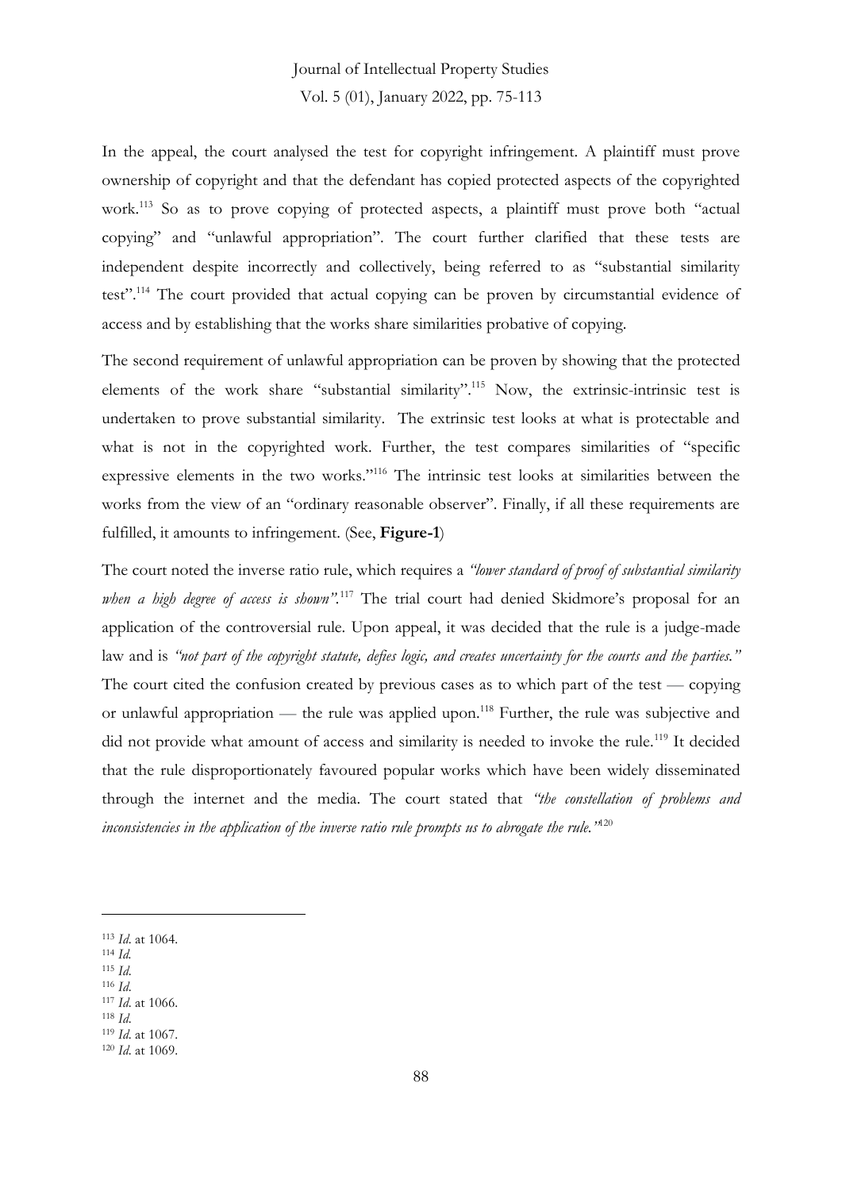In the appeal, the court analysed the test for copyright infringement. A plaintiff must prove ownership of copyright and that the defendant has copied protected aspects of the copyrighted work.[113] So as to prove copying of protected aspects, a plaintiff must prove both "actual copying" and "unlawful appropriation". The court further clarified that these tests are independent despite incorrectly and collectively, being referred to as "substantial similarity test".[114] The court provided that actual copying can be proven by circumstantial evidence of access and by establishing that the works share similarities probative of copying.

The second requirement of unlawful appropriation can be proven by showing that the protected elements of the work share "substantial similarity".[115] Now, the extrinsic-intrinsic test is undertaken to prove substantial similarity. The extrinsic test looks at what is protectable and what is not in the copyrighted work. Further, the test compares similarities of "specific expressive elements in the two works."[116] The intrinsic test looks at similarities between the works from the view of an "ordinary reasonable observer". Finally, if all these requirements are fulfilled, it amounts to infringement. (See, **Figure-1**)

The court noted the inverse ratio rule, which requires a *"lower standard of proof of substantial similarity when a high degree of access is shown"*.[117] The trial court had denied Skidmore's proposal for an application of the controversial rule. Upon appeal, it was decided that the rule is a judge-made law and is *"not part of the copyright statute, defies logic, and creates uncertainty for the courts and the parties."* The court cited the confusion created by previous cases as to which part of the test — copying or unlawful appropriation — the rule was applied upon.[118] Further, the rule was subjective and did not provide what amount of access and similarity is needed to invoke the rule.[119] It decided that the rule disproportionately favoured popular works which have been widely disseminated through the internet and the media. The court stated that *"the constellation of problems and inconsistencies in the application of the inverse ratio rule prompts us to abrogate the rule."*[120]

---

[113] *Id.* at 1064.
[114] *Id.*
[115] *Id.*
[116] *Id.*
[117] *Id.* at 1066.
[118] *Id.*
[119] *Id.* at 1067.
[120] *Id.* at 1069.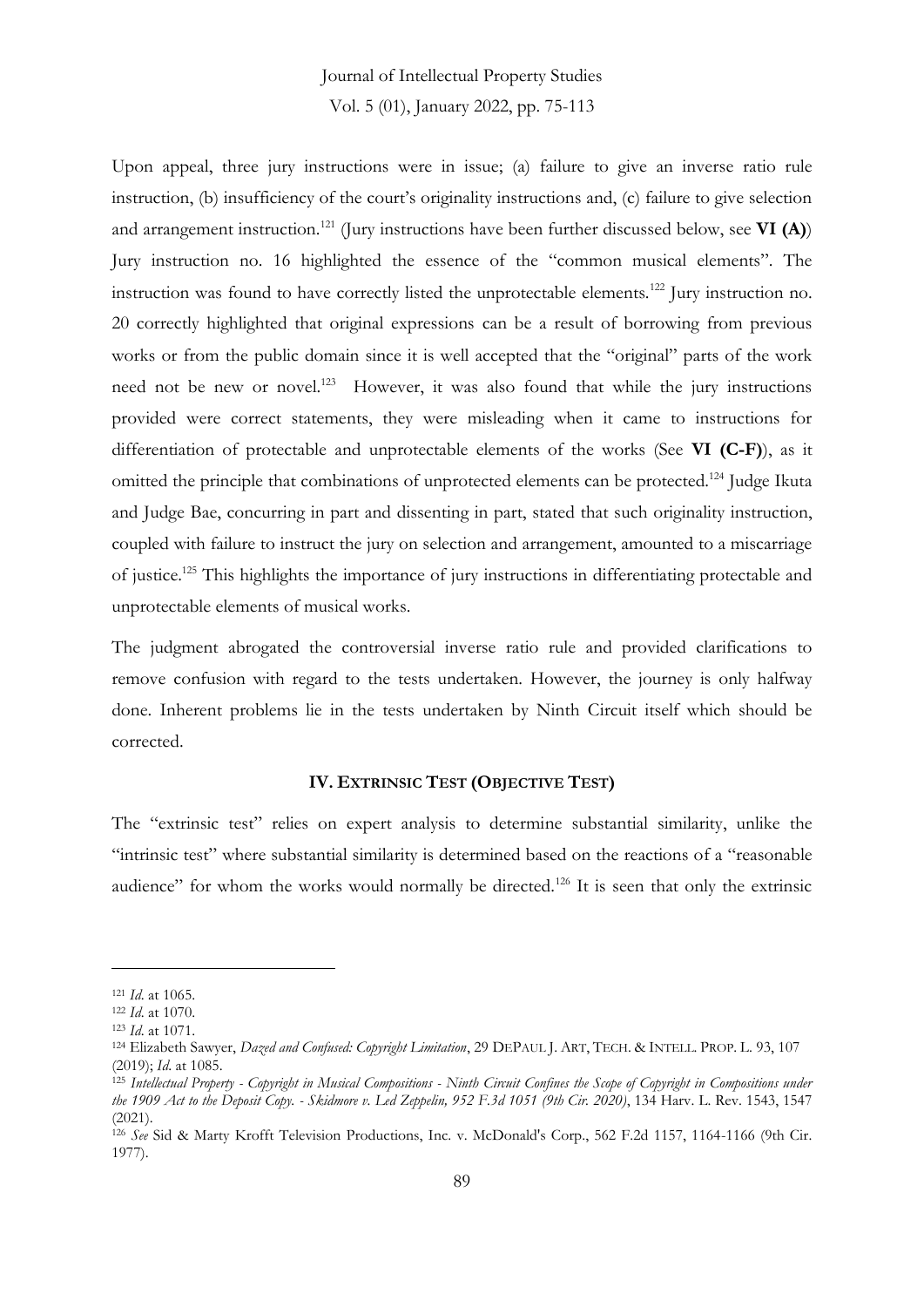Upon appeal, three jury instructions were in issue; (a) failure to give an inverse ratio rule instruction, (b) insufficiency of the court's originality instructions and, (c) failure to give selection and arrangement instruction.[121] (Jury instructions have been further discussed below, see **VI (A)**) Jury instruction no. 16 highlighted the essence of the "common musical elements". The instruction was found to have correctly listed the unprotectable elements.[122] Jury instruction no. 20 correctly highlighted that original expressions can be a result of borrowing from previous works or from the public domain since it is well accepted that the "original" parts of the work need not be new or novel.[123] However, it was also found that while the jury instructions provided were correct statements, they were misleading when it came to instructions for differentiation of protectable and unprotectable elements of the works (See **VI (C-F)**), as it omitted the principle that combinations of unprotected elements can be protected.[124] Judge Ikuta and Judge Bae, concurring in part and dissenting in part, stated that such originality instruction, coupled with failure to instruct the jury on selection and arrangement, amounted to a miscarriage of justice.[125] This highlights the importance of jury instructions in differentiating protectable and unprotectable elements of musical works.

The judgment abrogated the controversial inverse ratio rule and provided clarifications to remove confusion with regard to the tests undertaken. However, the journey is only halfway done. Inherent problems lie in the tests undertaken by Ninth Circuit itself which should be corrected.

### IV. EXTRINSIC TEST (OBJECTIVE TEST)

The "extrinsic test" relies on expert analysis to determine substantial similarity, unlike the "intrinsic test" where substantial similarity is determined based on the reactions of a "reasonable audience" for whom the works would normally be directed.[126] It is seen that only the extrinsic

---

[121] *Id*. at 1065.

[122] *Id*. at 1070.

[123] *Id*. at 1071.

[124] Elizabeth Sawyer, *Dazed and Confused: Copyright Limitation*, 29 DEPAUL J. ART, TECH. & INTELL. PROP. L. 93, 107 (2019); *Id*. at 1085.

[125] *Intellectual Property - Copyright in Musical Compositions - Ninth Circuit Confines the Scope of Copyright in Compositions under the 1909 Act to the Deposit Copy. - Skidmore v. Led Zeppelin, 952 F.3d 1051 (9th Cir. 2020)*, 134 Harv. L. Rev. 1543, 1547 (2021).

[126] *See* Sid & Marty Krofft Television Productions, Inc. v. McDonald's Corp., 562 F.2d 1157, 1164-1166 (9th Cir. 1977).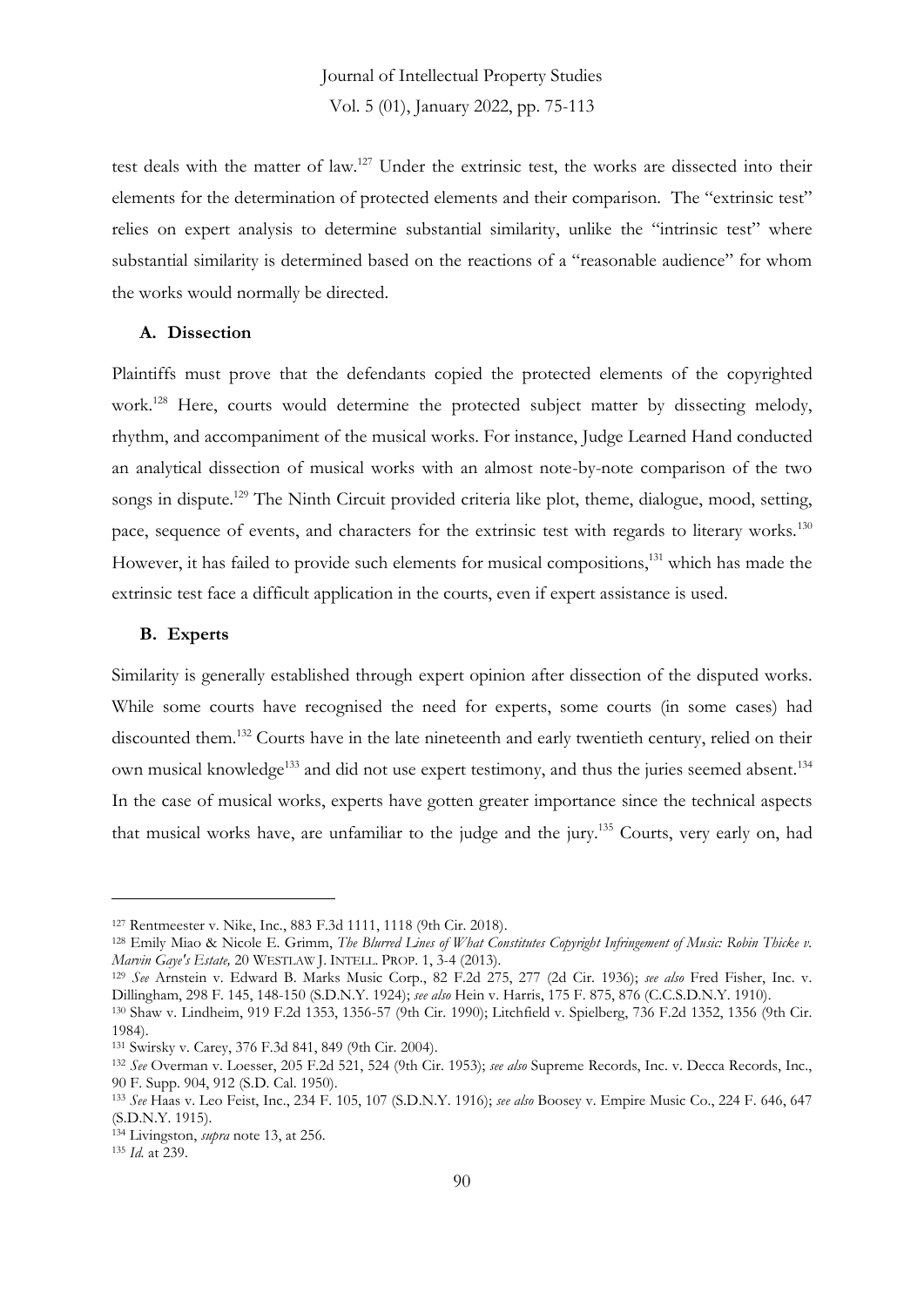test deals with the matter of law.[127] Under the extrinsic test, the works are dissected into their elements for the determination of protected elements and their comparison. The "extrinsic test" relies on expert analysis to determine substantial similarity, unlike the "intrinsic test" where substantial similarity is determined based on the reactions of a "reasonable audience" for whom the works would normally be directed.

### A. Dissection

Plaintiffs must prove that the defendants copied the protected elements of the copyrighted work.[128] Here, courts would determine the protected subject matter by dissecting melody, rhythm, and accompaniment of the musical works. For instance, Judge Learned Hand conducted an analytical dissection of musical works with an almost note-by-note comparison of the two songs in dispute.[129] The Ninth Circuit provided criteria like plot, theme, dialogue, mood, setting, pace, sequence of events, and characters for the extrinsic test with regards to literary works.[130] However, it has failed to provide such elements for musical compositions,[131] which has made the extrinsic test face a difficult application in the courts, even if expert assistance is used.

### B. Experts

Similarity is generally established through expert opinion after dissection of the disputed works. While some courts have recognised the need for experts, some courts (in some cases) had discounted them.[132] Courts have in the late nineteenth and early twentieth century, relied on their own musical knowledge[133] and did not use expert testimony, and thus the juries seemed absent.[134] In the case of musical works, experts have gotten greater importance since the technical aspects that musical works have, are unfamiliar to the judge and the jury.[135] Courts, very early on, had

---

[127] Rentmeester v. Nike, Inc., 883 F.3d 1111, 1118 (9th Cir. 2018).

[128] Emily Miao & Nicole E. Grimm, *The Blurred Lines of What Constitutes Copyright Infringement of Music: Robin Thicke v. Marvin Gaye's Estate,* 20 WESTLAW J. INTELL. PROP. 1, 3-4 (2013).

[129] *See* Arnstein v. Edward B. Marks Music Corp., 82 F.2d 275, 277 (2d Cir. 1936); *see also* Fred Fisher, Inc. v. Dillingham, 298 F. 145, 148-150 (S.D.N.Y. 1924); *see also* Hein v. Harris, 175 F. 875, 876 (C.C.S.D.N.Y. 1910).

[130] Shaw v. Lindheim, 919 F.2d 1353, 1356-57 (9th Cir. 1990); Litchfield v. Spielberg, 736 F.2d 1352, 1356 (9th Cir. 1984).

[131] Swirsky v. Carey, 376 F.3d 841, 849 (9th Cir. 2004).

[132] *See* Overman v. Loesser, 205 F.2d 521, 524 (9th Cir. 1953); *see also* Supreme Records, Inc. v. Decca Records, Inc., 90 F. Supp. 904, 912 (S.D. Cal. 1950).

[133] *See* Haas v. Leo Feist, Inc., 234 F. 105, 107 (S.D.N.Y. 1916); *see also* Boosey v. Empire Music Co., 224 F. 646, 647 (S.D.N.Y. 1915).

[134] Livingston, *supra* note 13, at 256.

[135] *Id.* at 239.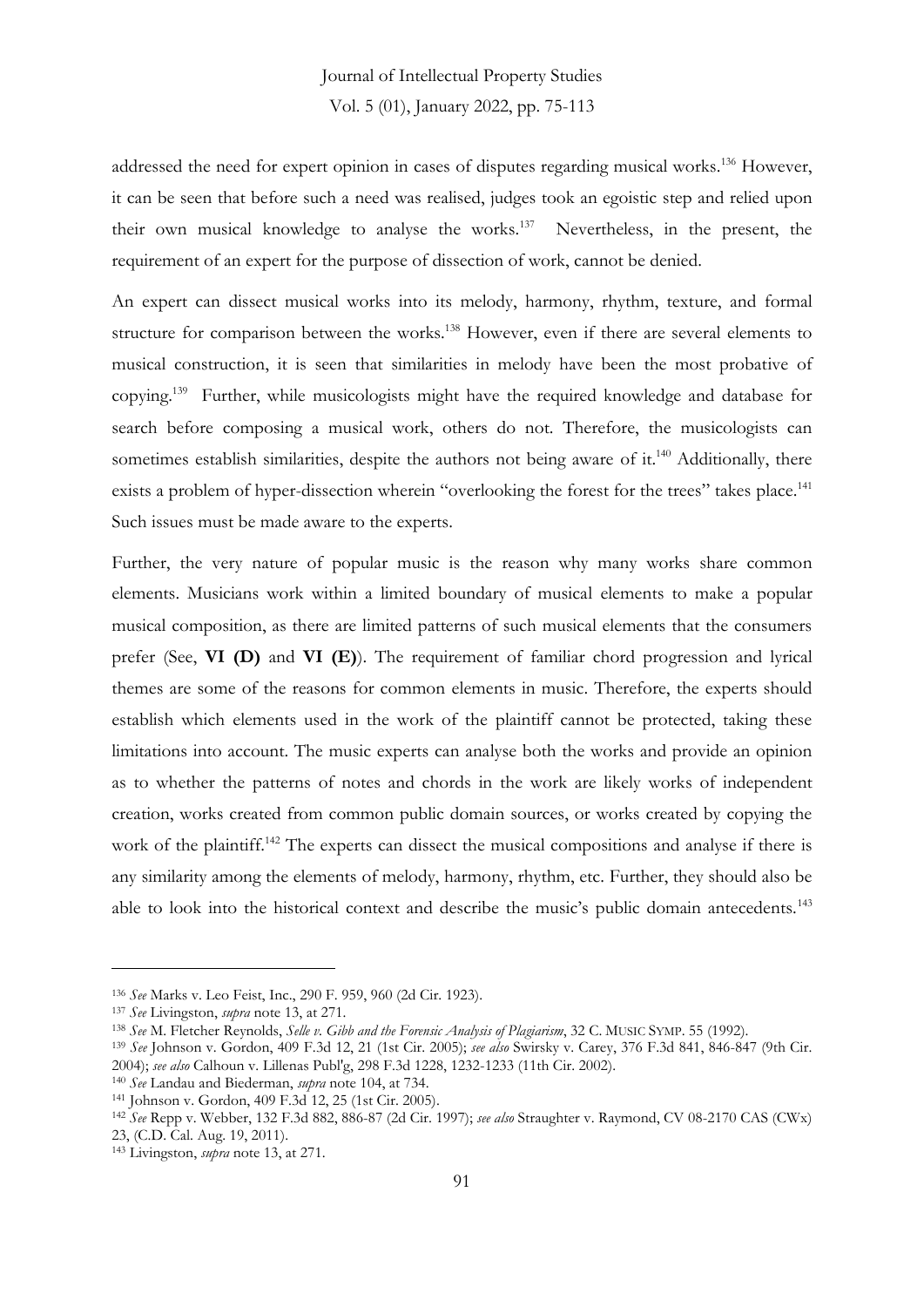addressed the need for expert opinion in cases of disputes regarding musical works.[136] However, it can be seen that before such a need was realised, judges took an egoistic step and relied upon their own musical knowledge to analyse the works.[137] Nevertheless, in the present, the requirement of an expert for the purpose of dissection of work, cannot be denied.

An expert can dissect musical works into its melody, harmony, rhythm, texture, and formal structure for comparison between the works.[138] However, even if there are several elements to musical construction, it is seen that similarities in melody have been the most probative of copying.[139] Further, while musicologists might have the required knowledge and database for search before composing a musical work, others do not. Therefore, the musicologists can sometimes establish similarities, despite the authors not being aware of it.[140] Additionally, there exists a problem of hyper-dissection wherein "overlooking the forest for the trees" takes place.[141] Such issues must be made aware to the experts.

Further, the very nature of popular music is the reason why many works share common elements. Musicians work within a limited boundary of musical elements to make a popular musical composition, as there are limited patterns of such musical elements that the consumers prefer (See, **VI (D)** and **VI (E)**). The requirement of familiar chord progression and lyrical themes are some of the reasons for common elements in music. Therefore, the experts should establish which elements used in the work of the plaintiff cannot be protected, taking these limitations into account. The music experts can analyse both the works and provide an opinion as to whether the patterns of notes and chords in the work are likely works of independent creation, works created from common public domain sources, or works created by copying the work of the plaintiff.[142] The experts can dissect the musical compositions and analyse if there is any similarity among the elements of melody, harmony, rhythm, etc. Further, they should also be able to look into the historical context and describe the music's public domain antecedents.[143]

---

[136] *See* Marks v. Leo Feist, Inc., 290 F. 959, 960 (2d Cir. 1923).

[137] *See* Livingston, *supra* note 13, at 271.

[138] *See* M. Fletcher Reynolds, *Selle v. Gibb and the Forensic Analysis of Plagiarism*, 32 C. MUSIC SYMP. 55 (1992).

[139] *See* Johnson v. Gordon, 409 F.3d 12, 21 (1st Cir. 2005); *see also* Swirsky v. Carey, 376 F.3d 841, 846-847 (9th Cir. 2004); *see also* Calhoun v. Lillenas Publ'g, 298 F.3d 1228, 1232-1233 (11th Cir. 2002).

[140] *See* Landau and Biederman, *supra* note 104, at 734.

[141] Johnson v. Gordon, 409 F.3d 12, 25 (1st Cir. 2005).

[142] *See* Repp v. Webber, 132 F.3d 882, 886-87 (2d Cir. 1997); *see also* Straughter v. Raymond, CV 08-2170 CAS (CWx) 23, (C.D. Cal. Aug. 19, 2011).

[143] Livingston, *supra* note 13, at 271.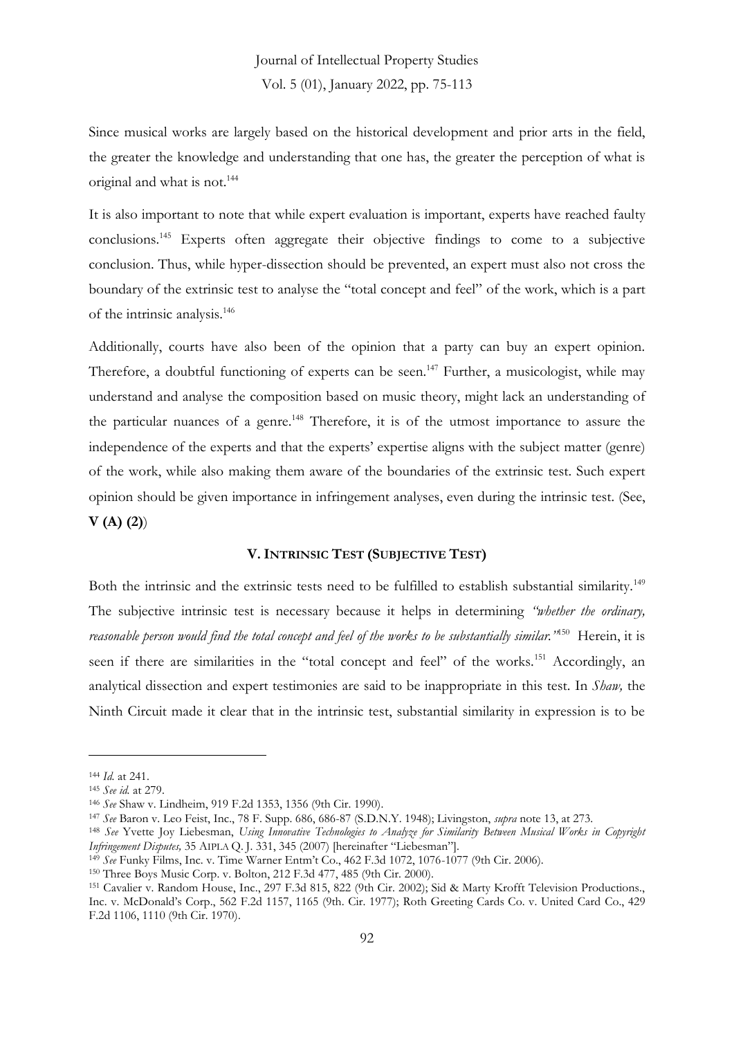Since musical works are largely based on the historical development and prior arts in the field, the greater the knowledge and understanding that one has, the greater the perception of what is original and what is not.[144]

It is also important to note that while expert evaluation is important, experts have reached faulty conclusions.[145] Experts often aggregate their objective findings to come to a subjective conclusion. Thus, while hyper-dissection should be prevented, an expert must also not cross the boundary of the extrinsic test to analyse the "total concept and feel" of the work, which is a part of the intrinsic analysis.[146]

Additionally, courts have also been of the opinion that a party can buy an expert opinion. Therefore, a doubtful functioning of experts can be seen.[147] Further, a musicologist, while may understand and analyse the composition based on music theory, might lack an understanding of the particular nuances of a genre.[148] Therefore, it is of the utmost importance to assure the independence of the experts and that the experts' expertise aligns with the subject matter (genre) of the work, while also making them aware of the boundaries of the extrinsic test. Such expert opinion should be given importance in infringement analyses, even during the intrinsic test. (See, **V (A) (2)**)

## V. INTRINSIC TEST (SUBJECTIVE TEST)

Both the intrinsic and the extrinsic tests need to be fulfilled to establish substantial similarity.[149] The subjective intrinsic test is necessary because it helps in determining *"whether the ordinary, reasonable person would find the total concept and feel of the works to be substantially similar."*[150] Herein, it is seen if there are similarities in the "total concept and feel" of the works.[151] Accordingly, an analytical dissection and expert testimonies are said to be inappropriate in this test. In *Shaw,* the Ninth Circuit made it clear that in the intrinsic test, substantial similarity in expression is to be

---

[144] *Id.* at 241.

[145] *See id.* at 279.

[146] *See* Shaw v. Lindheim, 919 F.2d 1353, 1356 (9th Cir. 1990).

[147] *See* Baron v. Leo Feist, Inc., 78 F. Supp. 686, 686-87 (S.D.N.Y. 1948); Livingston, *supra* note 13, at 273.

[148] *See* Yvette Joy Liebesman, *Using Innovative Technologies to Analyze for Similarity Between Musical Works in Copyright Infringement Disputes,* 35 AIPLA Q. J. 331, 345 (2007) [hereinafter "Liebesman"].

[149] *See* Funky Films, Inc. v. Time Warner Entm't Co., 462 F.3d 1072, 1076-1077 (9th Cir. 2006).

[150] Three Boys Music Corp. v. Bolton, 212 F.3d 477, 485 (9th Cir. 2000).

[151] Cavalier v. Random House, Inc., 297 F.3d 815, 822 (9th Cir. 2002); Sid & Marty Krofft Television Productions., Inc. v. McDonald's Corp., 562 F.2d 1157, 1165 (9th. Cir. 1977); Roth Greeting Cards Co. v. United Card Co., 429 F.2d 1106, 1110 (9th Cir. 1970).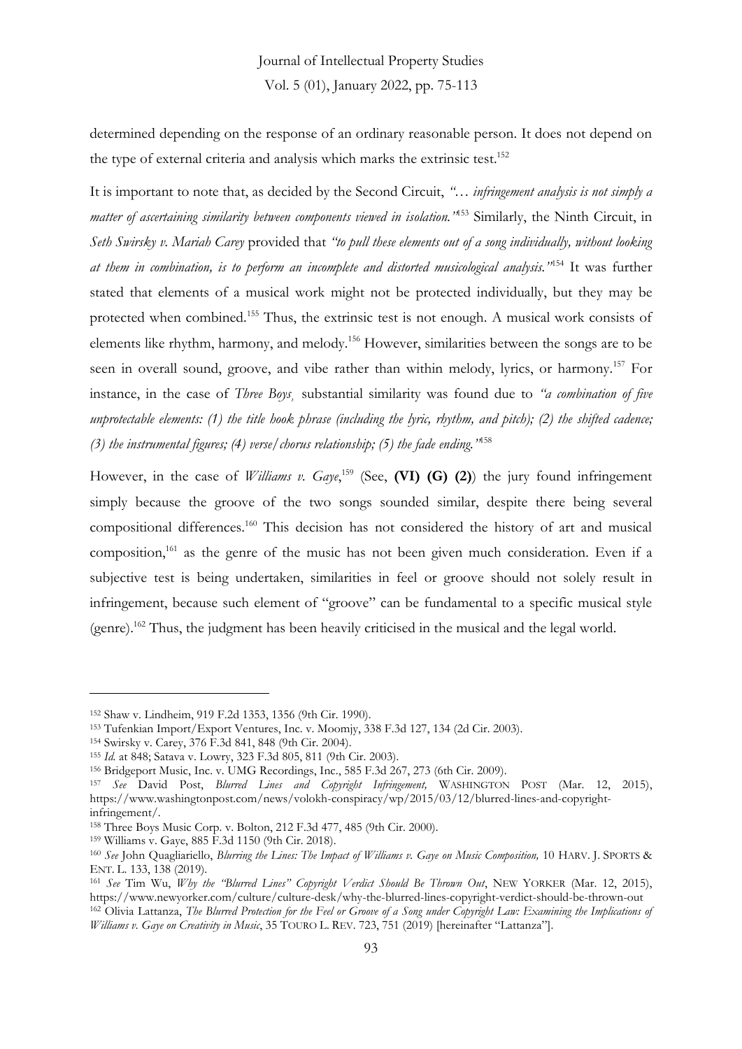determined depending on the response of an ordinary reasonable person. It does not depend on the type of external criteria and analysis which marks the extrinsic test.[152]

It is important to note that, as decided by the Second Circuit, *"… infringement analysis is not simply a matter of ascertaining similarity between components viewed in isolation."*[153] Similarly, the Ninth Circuit, in *Seth Swirsky v. Mariah Carey* provided that *"to pull these elements out of a song individually, without looking at them in combination, is to perform an incomplete and distorted musicological analysis."*[154] It was further stated that elements of a musical work might not be protected individually, but they may be protected when combined.[155] Thus, the extrinsic test is not enough. A musical work consists of elements like rhythm, harmony, and melody.[156] However, similarities between the songs are to be seen in overall sound, groove, and vibe rather than within melody, lyrics, or harmony.[157] For instance, in the case of *Three Boys,* substantial similarity was found due to *"a combination of five unprotectable elements: (1) the title hook phrase (including the lyric, rhythm, and pitch); (2) the shifted cadence; (3) the instrumental figures; (4) verse/chorus relationship; (5) the fade ending."*[158]

However, in the case of *Williams v. Gaye*,[159] (See, **(VI) (G) (2)**) the jury found infringement simply because the groove of the two songs sounded similar, despite there being several compositional differences.[160] This decision has not considered the history of art and musical composition,[161] as the genre of the music has not been given much consideration. Even if a subjective test is being undertaken, similarities in feel or groove should not solely result in infringement, because such element of "groove" can be fundamental to a specific musical style (genre).[162] Thus, the judgment has been heavily criticised in the musical and the legal world.

---

[152] Shaw v. Lindheim, 919 F.2d 1353, 1356 (9th Cir. 1990).

[153] Tufenkian Import/Export Ventures, Inc. v. Moomjy, 338 F.3d 127, 134 (2d Cir. 2003).

[154] Swirsky v. Carey, 376 F.3d 841, 848 (9th Cir. 2004).

[155] *Id.* at 848; Satava v. Lowry, 323 F.3d 805, 811 (9th Cir. 2003).

[156] Bridgeport Music, Inc. v. UMG Recordings, Inc., 585 F.3d 267, 273 (6th Cir. 2009).

[157] *See* David Post, *Blurred Lines and Copyright Infringement,* WASHINGTON POST (Mar. 12, 2015), https://www.washingtonpost.com/news/volokh-conspiracy/wp/2015/03/12/blurred-lines-and-copyright-infringement/.

[158] Three Boys Music Corp. v. Bolton, 212 F.3d 477, 485 (9th Cir. 2000).

[159] Williams v. Gaye, 885 F.3d 1150 (9th Cir. 2018).

[160] *See* John Quagliariello, *Blurring the Lines: The Impact of Williams v. Gaye on Music Composition,* 10 HARV. J. SPORTS & ENT. L. 133, 138 (2019).

[161] *See* Tim Wu, *Why the "Blurred Lines" Copyright Verdict Should Be Thrown Out*, NEW YORKER (Mar. 12, 2015), https://www.newyorker.com/culture/culture-desk/why-the-blurred-lines-copyright-verdict-should-be-thrown-out

[162] Olivia Lattanza, *The Blurred Protection for the Feel or Groove of a Song under Copyright Law: Examining the Implications of Williams v. Gaye on Creativity in Music*, 35 TOURO L. REV. 723, 751 (2019) [hereinafter "Lattanza"].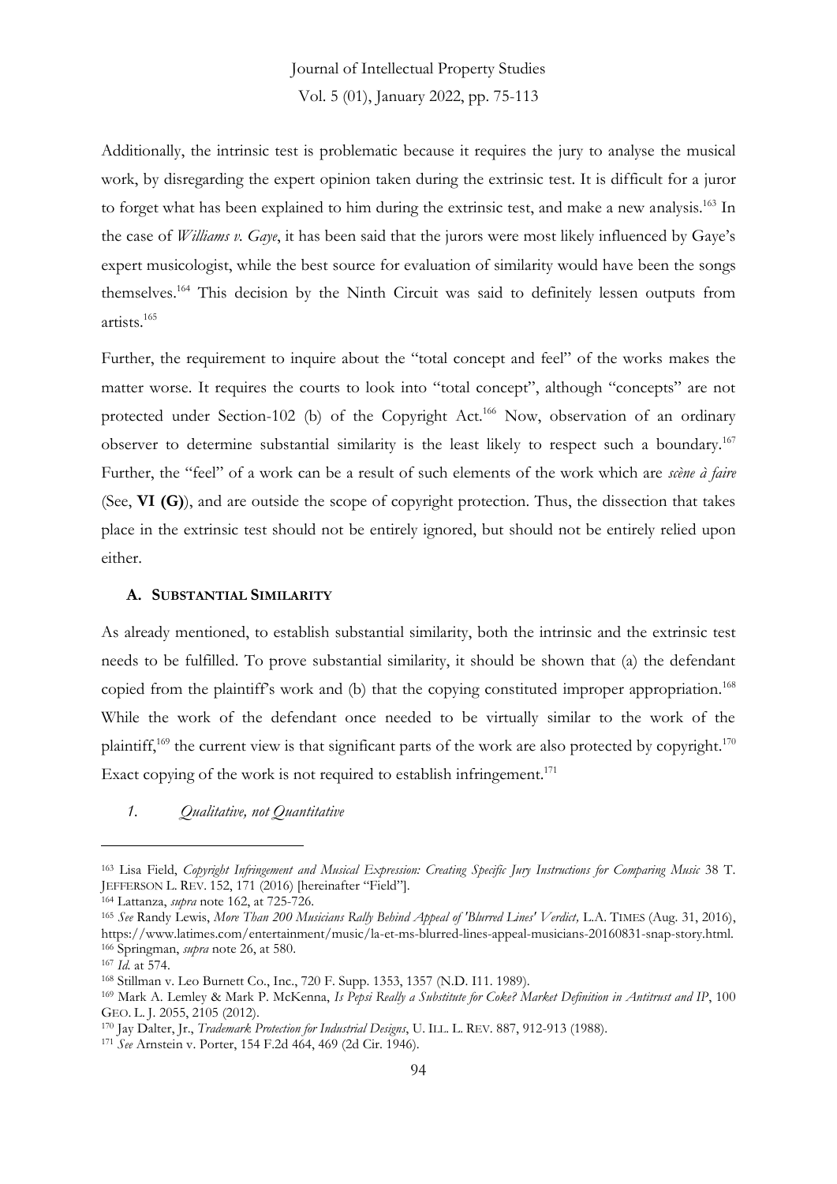Additionally, the intrinsic test is problematic because it requires the jury to analyse the musical work, by disregarding the expert opinion taken during the extrinsic test. It is difficult for a juror to forget what has been explained to him during the extrinsic test, and make a new analysis.[163] In the case of *Williams v. Gaye*, it has been said that the jurors were most likely influenced by Gaye's expert musicologist, while the best source for evaluation of similarity would have been the songs themselves.[164] This decision by the Ninth Circuit was said to definitely lessen outputs from artists.[165]

Further, the requirement to inquire about the "total concept and feel" of the works makes the matter worse. It requires the courts to look into "total concept", although "concepts" are not protected under Section-102 (b) of the Copyright Act.[166] Now, observation of an ordinary observer to determine substantial similarity is the least likely to respect such a boundary.[167] Further, the "feel" of a work can be a result of such elements of the work which are *scène à faire* (See, **VI (G)**), and are outside the scope of copyright protection. Thus, the dissection that takes place in the extrinsic test should not be entirely ignored, but should not be entirely relied upon either.

### A. SUBSTANTIAL SIMILARITY

As already mentioned, to establish substantial similarity, both the intrinsic and the extrinsic test needs to be fulfilled. To prove substantial similarity, it should be shown that (a) the defendant copied from the plaintiff's work and (b) that the copying constituted improper appropriation.[168] While the work of the defendant once needed to be virtually similar to the work of the plaintiff,[169] the current view is that significant parts of the work are also protected by copyright.[170] Exact copying of the work is not required to establish infringement.[171]

#### 1. *Qualitative, not Quantitative*

---

[163] Lisa Field, *Copyright Infringement and Musical Expression: Creating Specific Jury Instructions for Comparing Music* 38 T. JEFFERSON L. REV. 152, 171 (2016) [hereinafter "Field"].

[164] Lattanza, *supra* note 162, at 725-726.

[165] *See* Randy Lewis, *More Than 200 Musicians Rally Behind Appeal of 'Blurred Lines' Verdict,* L.A. TIMES (Aug. 31, 2016), https://www.latimes.com/entertainment/music/la-et-ms-blurred-lines-appeal-musicians-20160831-snap-story.html.

[166] Springman, *supra* note 26, at 580.

[167] *Id.* at 574.

[168] Stillman v. Leo Burnett Co., Inc., 720 F. Supp. 1353, 1357 (N.D. I11. 1989).

[169] Mark A. Lemley & Mark P. McKenna, *Is Pepsi Really a Substitute for Coke? Market Definition in Antitrust and IP*, 100 GEO. L. J. 2055, 2105 (2012).

[170] Jay Dalter, Jr., *Trademark Protection for Industrial Designs*, U. ILL. L. REV. 887, 912-913 (1988).

[171] *See* Arnstein v. Porter, 154 F.2d 464, 469 (2d Cir. 1946).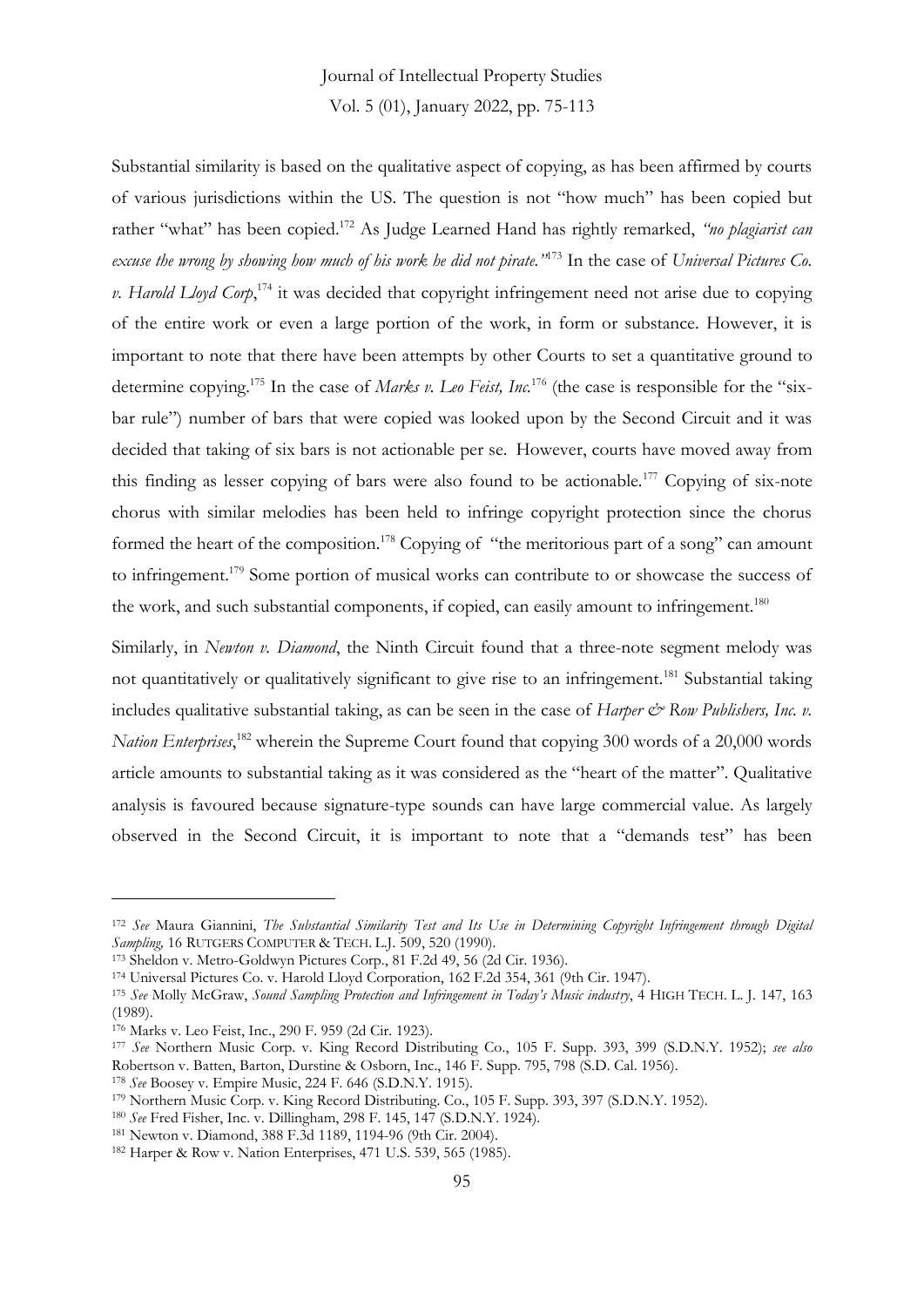Substantial similarity is based on the qualitative aspect of copying, as has been affirmed by courts of various jurisdictions within the US. The question is not "how much" has been copied but rather "what" has been copied.[172] As Judge Learned Hand has rightly remarked, *"no plagiarist can excuse the wrong by showing how much of his work he did not pirate."*[173] In the case of *Universal Pictures Co. v. Harold Lloyd Corp*,[174] it was decided that copyright infringement need not arise due to copying of the entire work or even a large portion of the work, in form or substance. However, it is important to note that there have been attempts by other Courts to set a quantitative ground to determine copying.[175] In the case of *Marks v. Leo Feist, Inc.*[176] (the case is responsible for the "six-bar rule") number of bars that were copied was looked upon by the Second Circuit and it was decided that taking of six bars is not actionable per se. However, courts have moved away from this finding as lesser copying of bars were also found to be actionable.[177] Copying of six-note chorus with similar melodies has been held to infringe copyright protection since the chorus formed the heart of the composition.[178] Copying of "the meritorious part of a song" can amount to infringement.[179] Some portion of musical works can contribute to or showcase the success of the work, and such substantial components, if copied, can easily amount to infringement.[180]

Similarly, in *Newton v. Diamond*, the Ninth Circuit found that a three-note segment melody was not quantitatively or qualitatively significant to give rise to an infringement.[181] Substantial taking includes qualitative substantial taking, as can be seen in the case of *Harper & Row Publishers, Inc. v. Nation Enterprises*,[182] wherein the Supreme Court found that copying 300 words of a 20,000 words article amounts to substantial taking as it was considered as the "heart of the matter". Qualitative analysis is favoured because signature-type sounds can have large commercial value. As largely observed in the Second Circuit, it is important to note that a "demands test" has been

---

[172] *See* Maura Giannini, *The Substantial Similarity Test and Its Use in Determining Copyright Infringement through Digital Sampling,* 16 RUTGERS COMPUTER & TECH. L.J. 509, 520 (1990).

[173] Sheldon v. Metro-Goldwyn Pictures Corp., 81 F.2d 49, 56 (2d Cir. 1936).

[174] Universal Pictures Co. v. Harold Lloyd Corporation, 162 F.2d 354, 361 (9th Cir. 1947).

[175] *See* Molly McGraw, *Sound Sampling Protection and Infringement in Today's Music industry*, 4 HIGH TECH. L. J. 147, 163 (1989).

[176] Marks v. Leo Feist, Inc., 290 F. 959 (2d Cir. 1923).

[177] *See* Northern Music Corp. v. King Record Distributing Co., 105 F. Supp. 393, 399 (S.D.N.Y. 1952); *see also* Robertson v. Batten, Barton, Durstine & Osborn, Inc., 146 F. Supp. 795, 798 (S.D. Cal. 1956).

[178] *See* Boosey v. Empire Music, 224 F. 646 (S.D.N.Y. 1915).

[179] Northern Music Corp. v. King Record Distributing. Co., 105 F. Supp. 393, 397 (S.D.N.Y. 1952).

[180] *See* Fred Fisher, Inc. v. Dillingham, 298 F. 145, 147 (S.D.N.Y. 1924).

[181] Newton v. Diamond, 388 F.3d 1189, 1194-96 (9th Cir. 2004).

[182] Harper & Row v. Nation Enterprises, 471 U.S. 539, 565 (1985).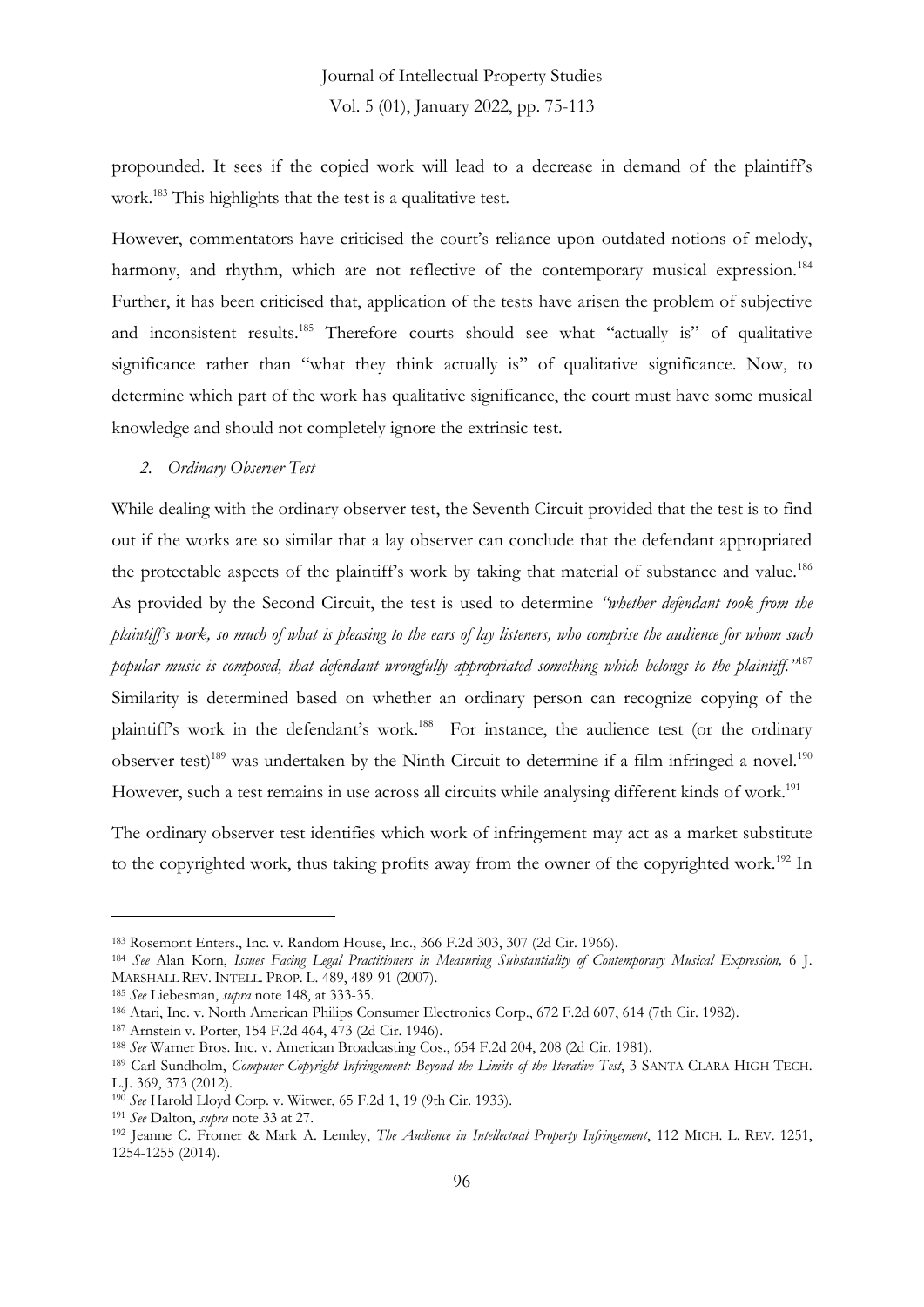propounded. It sees if the copied work will lead to a decrease in demand of the plaintiff's work.[183] This highlights that the test is a qualitative test.

However, commentators have criticised the court's reliance upon outdated notions of melody, harmony, and rhythm, which are not reflective of the contemporary musical expression.[184] Further, it has been criticised that, application of the tests have arisen the problem of subjective and inconsistent results.[185] Therefore courts should see what "actually is" of qualitative significance rather than "what they think actually is" of qualitative significance. Now, to determine which part of the work has qualitative significance, the court must have some musical knowledge and should not completely ignore the extrinsic test.

*2. Ordinary Observer Test*

While dealing with the ordinary observer test, the Seventh Circuit provided that the test is to find out if the works are so similar that a lay observer can conclude that the defendant appropriated the protectable aspects of the plaintiff's work by taking that material of substance and value.[186] As provided by the Second Circuit, the test is used to determine *"whether defendant took from the plaintiff's work, so much of what is pleasing to the ears of lay listeners, who comprise the audience for whom such popular music is composed, that defendant wrongfully appropriated something which belongs to the plaintiff."*[187] Similarity is determined based on whether an ordinary person can recognize copying of the plaintiff's work in the defendant's work.[188] For instance, the audience test (or the ordinary observer test)[189] was undertaken by the Ninth Circuit to determine if a film infringed a novel.[190] However, such a test remains in use across all circuits while analysing different kinds of work.[191]

The ordinary observer test identifies which work of infringement may act as a market substitute to the copyrighted work, thus taking profits away from the owner of the copyrighted work.[192] In

---

[183] Rosemont Enters., Inc. v. Random House, Inc., 366 F.2d 303, 307 (2d Cir. 1966).

[184] *See* Alan Korn, *Issues Facing Legal Practitioners in Measuring Substantiality of Contemporary Musical Expression,* 6 J. MARSHALL REV. INTELL. PROP. L. 489, 489-91 (2007).

[185] *See* Liebesman, *supra* note 148, at 333-35.

[186] Atari, Inc. v. North American Philips Consumer Electronics Corp., 672 F.2d 607, 614 (7th Cir. 1982).

[187] Arnstein v. Porter, 154 F.2d 464, 473 (2d Cir. 1946).

[188] *See* Warner Bros. Inc. v. American Broadcasting Cos., 654 F.2d 204, 208 (2d Cir. 1981).

[189] Carl Sundholm, *Computer Copyright Infringement: Beyond the Limits of the Iterative Test*, 3 SANTA CLARA HIGH TECH. L.J. 369, 373 (2012).

[190] *See* Harold Lloyd Corp. v. Witwer, 65 F.2d 1, 19 (9th Cir. 1933).

[191] *See* Dalton, *supra* note 33 at 27.

[192] Jeanne C. Fromer & Mark A. Lemley, *The Audience in Intellectual Property Infringement*, 112 MICH. L. REV. 1251, 1254-1255 (2014).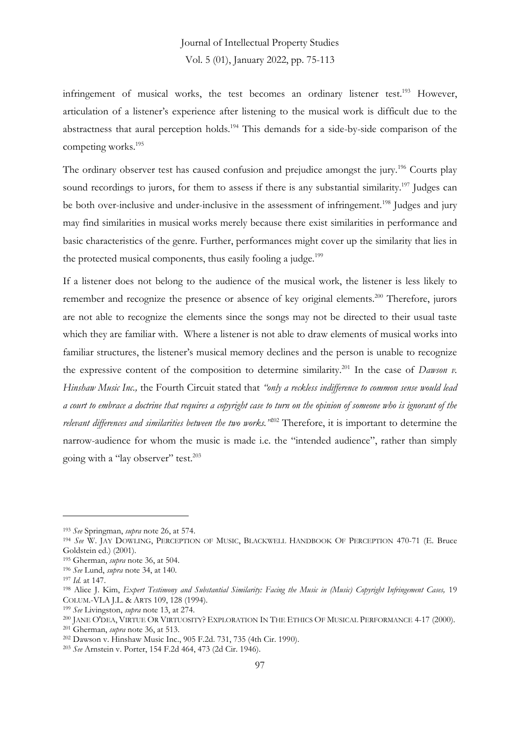infringement of musical works, the test becomes an ordinary listener test.[193] However, articulation of a listener's experience after listening to the musical work is difficult due to the abstractness that aural perception holds.[194] This demands for a side-by-side comparison of the competing works.[195]

The ordinary observer test has caused confusion and prejudice amongst the jury.[196] Courts play sound recordings to jurors, for them to assess if there is any substantial similarity.[197] Judges can be both over-inclusive and under-inclusive in the assessment of infringement.[198] Judges and jury may find similarities in musical works merely because there exist similarities in performance and basic characteristics of the genre. Further, performances might cover up the similarity that lies in the protected musical components, thus easily fooling a judge.[199]

If a listener does not belong to the audience of the musical work, the listener is less likely to remember and recognize the presence or absence of key original elements.[200] Therefore, jurors are not able to recognize the elements since the songs may not be directed to their usual taste which they are familiar with. Where a listener is not able to draw elements of musical works into familiar structures, the listener's musical memory declines and the person is unable to recognize the expressive content of the composition to determine similarity.[201] In the case of *Dawson v. Hinshaw Music Inc.,* the Fourth Circuit stated that *"only a reckless indifference to common sense would lead a court to embrace a doctrine that requires a copyright case to turn on the opinion of someone who is ignorant of the relevant differences and similarities between the two works."*[202] Therefore, it is important to determine the narrow-audience for whom the music is made i.e. the "intended audience", rather than simply going with a "lay observer" test.[203]

---

[193] *See* Springman, *supra* note 26, at 574.

[194] *See* W. JAY DOWLING, PERCEPTION OF MUSIC, BLACKWELL HANDBOOK OF PERCEPTION 470-71 (E. Bruce Goldstein ed.) (2001).

[195] Gherman, *supra* note 36, at 504.

[196] *See* Lund, *supra* note 34, at 140.

[197] *Id.* at 147.

[198] Alice J. Kim, *Expert Testimony and Substantial Similarity: Facing the Music in (Music) Copyright Infringement Cases,* 19 COLUM.-VLA J.L. & ARTS 109, 128 (1994).

[199] *See* Livingston, *supra* note 13, at 274.

[200] JANE O'DEA, VIRTUE OR VIRTUOSITY? EXPLORATION IN THE ETHICS OF MUSICAL PERFORMANCE 4-17 (2000).

[201] Gherman, *supra* note 36, at 513.

[202] Dawson v. Hinshaw Music Inc., 905 F.2d. 731, 735 (4th Cir. 1990).

[203] *See* Arnstein v. Porter, 154 F.2d 464, 473 (2d Cir. 1946).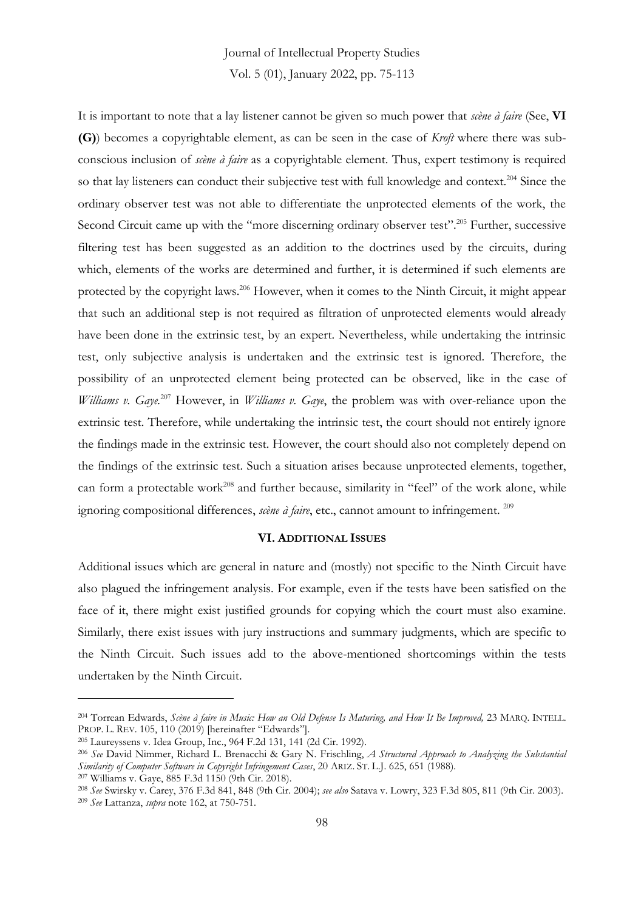It is important to note that a lay listener cannot be given so much power that *scène à faire* (See, **VI (G)**) becomes a copyrightable element, as can be seen in the case of *Kroft* where there was sub-conscious inclusion of *scène à faire* as a copyrightable element. Thus, expert testimony is required so that lay listeners can conduct their subjective test with full knowledge and context.[204] Since the ordinary observer test was not able to differentiate the unprotected elements of the work, the Second Circuit came up with the "more discerning ordinary observer test".[205] Further, successive filtering test has been suggested as an addition to the doctrines used by the circuits, during which, elements of the works are determined and further, it is determined if such elements are protected by the copyright laws.[206] However, when it comes to the Ninth Circuit, it might appear that such an additional step is not required as filtration of unprotected elements would already have been done in the extrinsic test, by an expert. Nevertheless, while undertaking the intrinsic test, only subjective analysis is undertaken and the extrinsic test is ignored. Therefore, the possibility of an unprotected element being protected can be observed, like in the case of *Williams v. Gaye*.[207] However, in *Williams v. Gaye*, the problem was with over-reliance upon the extrinsic test. Therefore, while undertaking the intrinsic test, the court should not entirely ignore the findings made in the extrinsic test. However, the court should also not completely depend on the findings of the extrinsic test. Such a situation arises because unprotected elements, together, can form a protectable work[208] and further because, similarity in "feel" of the work alone, while ignoring compositional differences, *scène à faire*, etc., cannot amount to infringement. [209]

## VI. ADDITIONAL ISSUES

Additional issues which are general in nature and (mostly) not specific to the Ninth Circuit have also plagued the infringement analysis. For example, even if the tests have been satisfied on the face of it, there might exist justified grounds for copying which the court must also examine. Similarly, there exist issues with jury instructions and summary judgments, which are specific to the Ninth Circuit. Such issues add to the above-mentioned shortcomings within the tests undertaken by the Ninth Circuit.

---

[204] Torrean Edwards, *Scène à faire in Music: How an Old Defense Is Maturing, and How It Be Improved,* 23 MARQ. INTELL. PROP. L. REV. 105, 110 (2019) [hereinafter "Edwards"].

[205] Laureyssens v. Idea Group, Inc., 964 F.2d 131, 141 (2d Cir. 1992).

[206] *See* David Nimmer, Richard L. Brenacchi & Gary N. Frischling, *A Structured Approach to Analyzing the Substantial Similarity of Computer Software in Copyright Infringement Cases*, 20 ARIZ. ST. L.J. 625, 651 (1988).

[207] Williams v. Gaye, 885 F.3d 1150 (9th Cir. 2018).

[208] *See* Swirsky v. Carey, 376 F.3d 841, 848 (9th Cir. 2004); *see also* Satava v. Lowry, 323 F.3d 805, 811 (9th Cir. 2003).

[209] *See* Lattanza, *supra* note 162, at 750-751.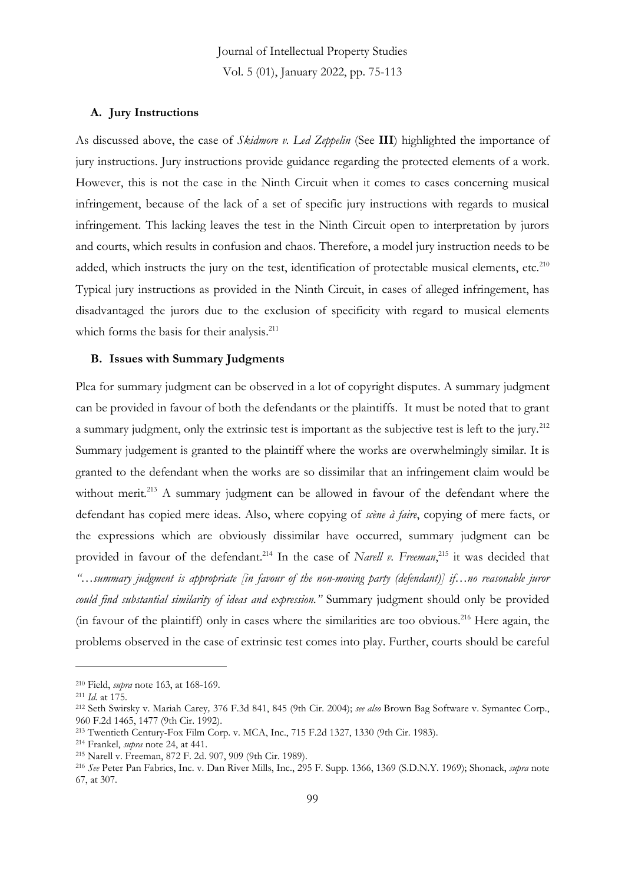### A. Jury Instructions

As discussed above, the case of *Skidmore v. Led Zeppelin* (See **III**) highlighted the importance of jury instructions. Jury instructions provide guidance regarding the protected elements of a work. However, this is not the case in the Ninth Circuit when it comes to cases concerning musical infringement, because of the lack of a set of specific jury instructions with regards to musical infringement. This lacking leaves the test in the Ninth Circuit open to interpretation by jurors and courts, which results in confusion and chaos. Therefore, a model jury instruction needs to be added, which instructs the jury on the test, identification of protectable musical elements, etc.[210] Typical jury instructions as provided in the Ninth Circuit, in cases of alleged infringement, has disadvantaged the jurors due to the exclusion of specificity with regard to musical elements which forms the basis for their analysis.[211]

### B. Issues with Summary Judgments

Plea for summary judgment can be observed in a lot of copyright disputes. A summary judgment can be provided in favour of both the defendants or the plaintiffs. It must be noted that to grant a summary judgment, only the extrinsic test is important as the subjective test is left to the jury.[212] Summary judgement is granted to the plaintiff where the works are overwhelmingly similar. It is granted to the defendant when the works are so dissimilar that an infringement claim would be without merit.[213] A summary judgment can be allowed in favour of the defendant where the defendant has copied mere ideas. Also, where copying of *scène à faire*, copying of mere facts, or the expressions which are obviously dissimilar have occurred, summary judgment can be provided in favour of the defendant.[214] In the case of *Narell v. Freeman*,[215] it was decided that *"…summary judgment is appropriate [in favour of the non-moving party (defendant)] if…no reasonable juror could find substantial similarity of ideas and expression."* Summary judgment should only be provided (in favour of the plaintiff) only in cases where the similarities are too obvious.[216] Here again, the problems observed in the case of extrinsic test comes into play. Further, courts should be careful

---

[210] Field, *supra* note 163, at 168-169.

[211] *Id.* at 175.

[212] Seth Swirsky v. Mariah Carey*,* 376 F.3d 841, 845 (9th Cir. 2004); *see also* Brown Bag Software v. Symantec Corp., 960 F.2d 1465, 1477 (9th Cir. 1992).

[213] Twentieth Century-Fox Film Corp. v. MCA, Inc., 715 F.2d 1327, 1330 (9th Cir. 1983).

[214] Frankel, *supra* note 24, at 441.

[215] Narell v. Freeman, 872 F. 2d. 907, 909 (9th Cir. 1989).

[216] *See* Peter Pan Fabrics, Inc. v. Dan River Mills, Inc., 295 F. Supp. 1366, 1369 (S.D.N.Y. 1969); Shonack, *supra* note 67, at 307.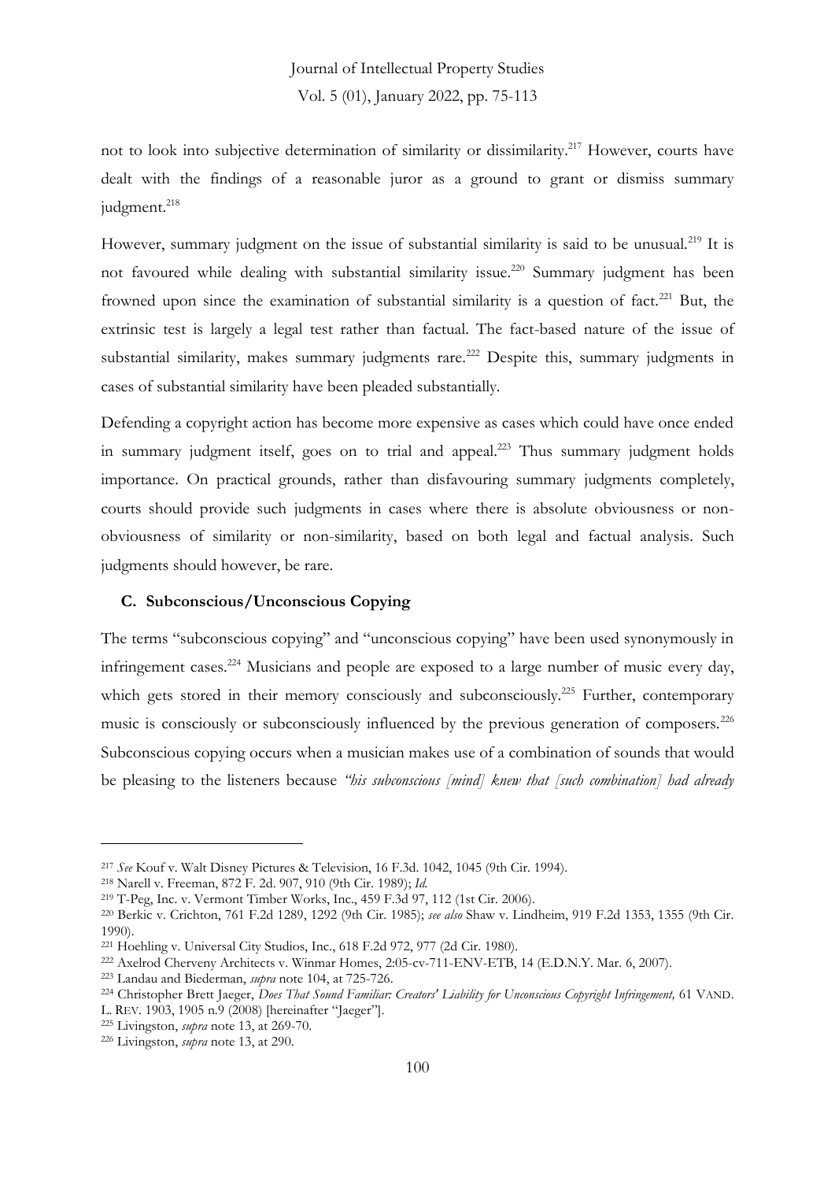not to look into subjective determination of similarity or dissimilarity.[217] However, courts have dealt with the findings of a reasonable juror as a ground to grant or dismiss summary judgment.[218]

However, summary judgment on the issue of substantial similarity is said to be unusual.[219] It is not favoured while dealing with substantial similarity issue.[220] Summary judgment has been frowned upon since the examination of substantial similarity is a question of fact.[221] But, the extrinsic test is largely a legal test rather than factual. The fact-based nature of the issue of substantial similarity, makes summary judgments rare.[222] Despite this, summary judgments in cases of substantial similarity have been pleaded substantially.

Defending a copyright action has become more expensive as cases which could have once ended in summary judgment itself, goes on to trial and appeal.[223] Thus summary judgment holds importance. On practical grounds, rather than disfavouring summary judgments completely, courts should provide such judgments in cases where there is absolute obviousness or non-obviousness of similarity or non-similarity, based on both legal and factual analysis. Such judgments should however, be rare.

### C. Subconscious/Unconscious Copying

The terms "subconscious copying" and "unconscious copying" have been used synonymously in infringement cases.[224] Musicians and people are exposed to a large number of music every day, which gets stored in their memory consciously and subconsciously.[225] Further, contemporary music is consciously or subconsciously influenced by the previous generation of composers.[226] Subconscious copying occurs when a musician makes use of a combination of sounds that would be pleasing to the listeners because *"his subconscious [mind] knew that [such combination] had already*

---

[217] *See* Kouf v. Walt Disney Pictures & Television, 16 F.3d. 1042, 1045 (9th Cir. 1994).

[218] Narell v. Freeman, 872 F. 2d. 907, 910 (9th Cir. 1989); *Id.*

[219] T-Peg, Inc. v. Vermont Timber Works, Inc., 459 F.3d 97, 112 (1st Cir. 2006).

[220] Berkic v. Crichton, 761 F.2d 1289, 1292 (9th Cir. 1985); *see also* Shaw v. Lindheim, 919 F.2d 1353, 1355 (9th Cir. 1990).

[221] Hoehling v. Universal City Studios, Inc., 618 F.2d 972, 977 (2d Cir. 1980).

[222] Axelrod Cherveny Architects v. Winmar Homes, 2:05-cv-711-ENV-ETB, 14 (E.D.N.Y. Mar. 6, 2007).

[223] Landau and Biederman, *supra* note 104, at 725-726.

[224] Christopher Brett Jaeger, *Does That Sound Familiar: Creators' Liability for Unconscious Copyright Infringement,* 61 VAND. L. REV. 1903, 1905 n.9 (2008) [hereinafter "Jaeger"].

[225] Livingston, *supra* note 13, at 269-70.

[226] Livingston, *supra* note 13, at 290.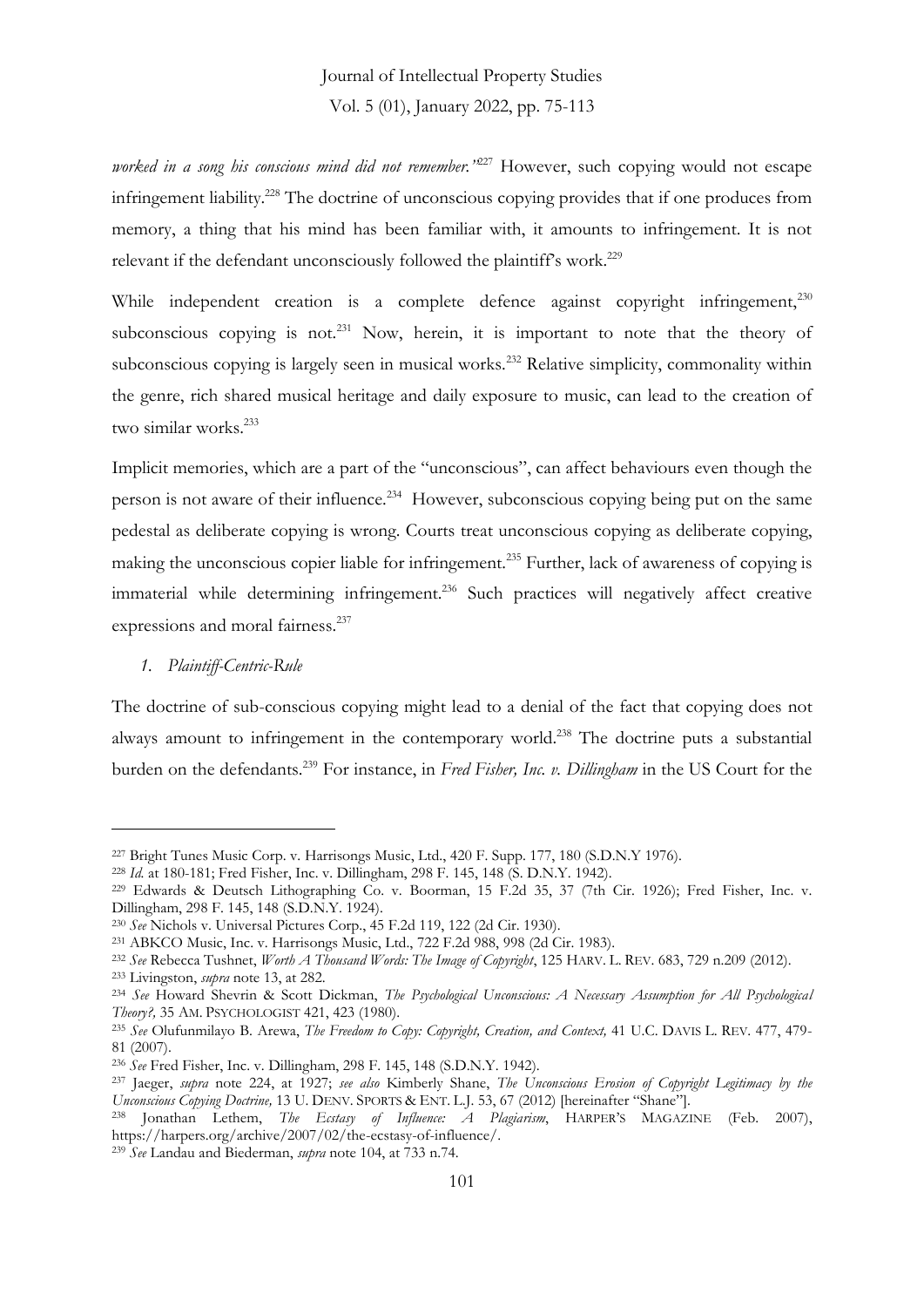*worked in a song his conscious mind did not remember.'*[227] However, such copying would not escape infringement liability.[228] The doctrine of unconscious copying provides that if one produces from memory, a thing that his mind has been familiar with, it amounts to infringement. It is not relevant if the defendant unconsciously followed the plaintiff's work.[229]

While independent creation is a complete defence against copyright infringement,[230] subconscious copying is not.[231] Now, herein, it is important to note that the theory of subconscious copying is largely seen in musical works.[232] Relative simplicity, commonality within the genre, rich shared musical heritage and daily exposure to music, can lead to the creation of two similar works.[233]

Implicit memories, which are a part of the "unconscious", can affect behaviours even though the person is not aware of their influence.[234] However, subconscious copying being put on the same pedestal as deliberate copying is wrong. Courts treat unconscious copying as deliberate copying, making the unconscious copier liable for infringement.[235] Further, lack of awareness of copying is immaterial while determining infringement.[236] Such practices will negatively affect creative expressions and moral fairness.[237]

### *1. Plaintiff-Centric-Rule*

The doctrine of sub-conscious copying might lead to a denial of the fact that copying does not always amount to infringement in the contemporary world.[238] The doctrine puts a substantial burden on the defendants.[239] For instance, in *Fred Fisher, Inc. v. Dillingham* in the US Court for the

---

[227] Bright Tunes Music Corp. v. Harrisongs Music, Ltd., 420 F. Supp. 177, 180 (S.D.N.Y 1976).

[228] *Id.* at 180-181; Fred Fisher, Inc. v. Dillingham, 298 F. 145, 148 (S. D.N.Y. 1942).

[229] Edwards & Deutsch Lithographing Co. v. Boorman, 15 F.2d 35, 37 (7th Cir. 1926); Fred Fisher, Inc. v. Dillingham, 298 F. 145, 148 (S.D.N.Y. 1924).

[230] *See* Nichols v. Universal Pictures Corp., 45 F.2d 119, 122 (2d Cir. 1930).

[231] ABKCO Music, Inc. v. Harrisongs Music, Ltd., 722 F.2d 988, 998 (2d Cir. 1983).

[232] *See* Rebecca Tushnet, *Worth A Thousand Words: The Image of Copyright*, 125 HARV. L. REV. 683, 729 n.209 (2012).

[233] Livingston, *supra* note 13, at 282.

[234] *See* Howard Shevrin & Scott Dickman, *The Psychological Unconscious: A Necessary Assumption for All Psychological Theory?,* 35 AM. PSYCHOLOGIST 421, 423 (1980).

[235] *See* Olufunmilayo B. Arewa, *The Freedom to Copy: Copyright, Creation, and Context,* 41 U.C. DAVIS L. REV. 477, 479-81 (2007).

[236] *See* Fred Fisher, Inc. v. Dillingham, 298 F. 145, 148 (S.D.N.Y. 1942).

[237] Jaeger, *supra* note 224, at 1927; *see also* Kimberly Shane, *The Unconscious Erosion of Copyright Legitimacy by the Unconscious Copying Doctrine,* 13 U. DENV. SPORTS & ENT. L.J. 53, 67 (2012) [hereinafter "Shane"].

[238] Jonathan Lethem, *The Ecstasy of Influence: A Plagiarism*, HARPER'S MAGAZINE (Feb. 2007), https://harpers.org/archive/2007/02/the-ecstasy-of-influence/.

[239] *See* Landau and Biederman, *supra* note 104, at 733 n.74.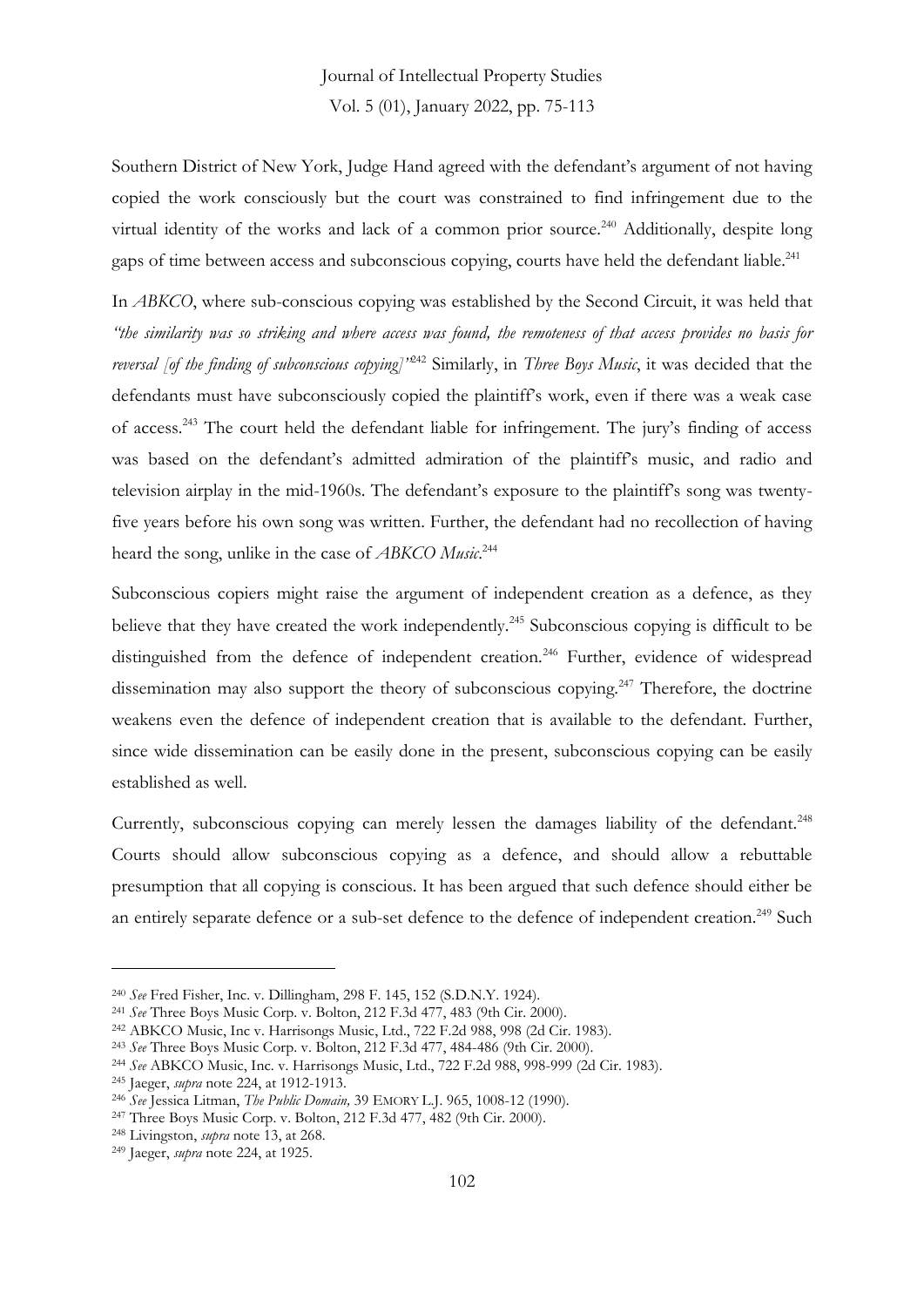Southern District of New York, Judge Hand agreed with the defendant's argument of not having copied the work consciously but the court was constrained to find infringement due to the virtual identity of the works and lack of a common prior source.[240] Additionally, despite long gaps of time between access and subconscious copying, courts have held the defendant liable.[241]

In *ABKCO*, where sub-conscious copying was established by the Second Circuit, it was held that *"the similarity was so striking and where access was found, the remoteness of that access provides no basis for reversal [of the finding of subconscious copying]"*[242] Similarly, in *Three Boys Music*, it was decided that the defendants must have subconsciously copied the plaintiff's work, even if there was a weak case of access.[243] The court held the defendant liable for infringement. The jury's finding of access was based on the defendant's admitted admiration of the plaintiff's music, and radio and television airplay in the mid-1960s. The defendant's exposure to the plaintiff's song was twenty-five years before his own song was written. Further, the defendant had no recollection of having heard the song, unlike in the case of *ABKCO Music*.[244]

Subconscious copiers might raise the argument of independent creation as a defence, as they believe that they have created the work independently.[245] Subconscious copying is difficult to be distinguished from the defence of independent creation.[246] Further, evidence of widespread dissemination may also support the theory of subconscious copying.[247] Therefore, the doctrine weakens even the defence of independent creation that is available to the defendant. Further, since wide dissemination can be easily done in the present, subconscious copying can be easily established as well.

Currently, subconscious copying can merely lessen the damages liability of the defendant.[248] Courts should allow subconscious copying as a defence, and should allow a rebuttable presumption that all copying is conscious. It has been argued that such defence should either be an entirely separate defence or a sub-set defence to the defence of independent creation.[249] Such

---

[240] *See* Fred Fisher, Inc. v. Dillingham, 298 F. 145, 152 (S.D.N.Y. 1924).

[241] *See* Three Boys Music Corp. v. Bolton, 212 F.3d 477, 483 (9th Cir. 2000).

[242] ABKCO Music, Inc v. Harrisongs Music, Ltd., 722 F.2d 988, 998 (2d Cir. 1983).

[243] *See* Three Boys Music Corp. v. Bolton, 212 F.3d 477, 484-486 (9th Cir. 2000).

[244] *See* ABKCO Music, Inc. v. Harrisongs Music, Ltd., 722 F.2d 988, 998-999 (2d Cir. 1983).

[245] Jaeger, *supra* note 224, at 1912-1913.

[246] *See* Jessica Litman, *The Public Domain,* 39 EMORY L.J. 965, 1008-12 (1990).

[247] Three Boys Music Corp. v. Bolton, 212 F.3d 477, 482 (9th Cir. 2000).

[248] Livingston, *supra* note 13, at 268.

[249] Jaeger, *supra* note 224, at 1925.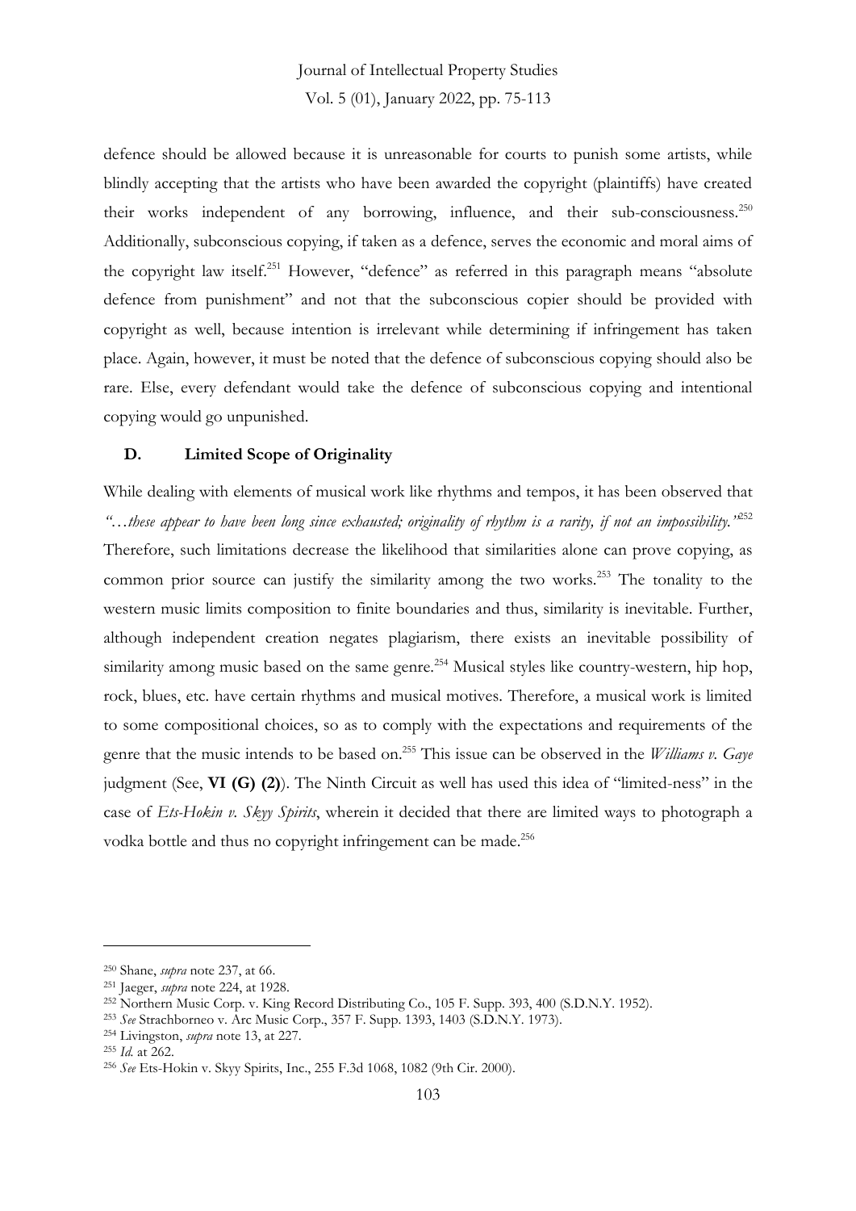defence should be allowed because it is unreasonable for courts to punish some artists, while blindly accepting that the artists who have been awarded the copyright (plaintiffs) have created their works independent of any borrowing, influence, and their sub-consciousness.[250] Additionally, subconscious copying, if taken as a defence, serves the economic and moral aims of the copyright law itself.[251] However, "defence" as referred in this paragraph means "absolute defence from punishment" and not that the subconscious copier should be provided with copyright as well, because intention is irrelevant while determining if infringement has taken place. Again, however, it must be noted that the defence of subconscious copying should also be rare. Else, every defendant would take the defence of subconscious copying and intentional copying would go unpunished.

### D. Limited Scope of Originality

While dealing with elements of musical work like rhythms and tempos, it has been observed that *"…these appear to have been long since exhausted; originality of rhythm is a rarity, if not an impossibility."*[252] Therefore, such limitations decrease the likelihood that similarities alone can prove copying, as common prior source can justify the similarity among the two works.[253] The tonality to the western music limits composition to finite boundaries and thus, similarity is inevitable. Further, although independent creation negates plagiarism, there exists an inevitable possibility of similarity among music based on the same genre.[254] Musical styles like country-western, hip hop, rock, blues, etc. have certain rhythms and musical motives. Therefore, a musical work is limited to some compositional choices, so as to comply with the expectations and requirements of the genre that the music intends to be based on.[255] This issue can be observed in the *Williams v. Gaye* judgment (See, **VI (G) (2)**). The Ninth Circuit as well has used this idea of "limited-ness" in the case of *Ets-Hokin v. Skyy Spirits*, wherein it decided that there are limited ways to photograph a vodka bottle and thus no copyright infringement can be made.[256]

---

[250] Shane, *supra* note 237, at 66.

[251] Jaeger, *supra* note 224, at 1928.

[252] Northern Music Corp. v. King Record Distributing Co., 105 F. Supp. 393, 400 (S.D.N.Y. 1952).

[253] *See* Strachborneo v. Arc Music Corp., 357 F. Supp. 1393, 1403 (S.D.N.Y. 1973).

[254] Livingston, *supra* note 13, at 227.

[255] *Id.* at 262.

[256] *See* Ets-Hokin v. Skyy Spirits, Inc., 255 F.3d 1068, 1082 (9th Cir. 2000).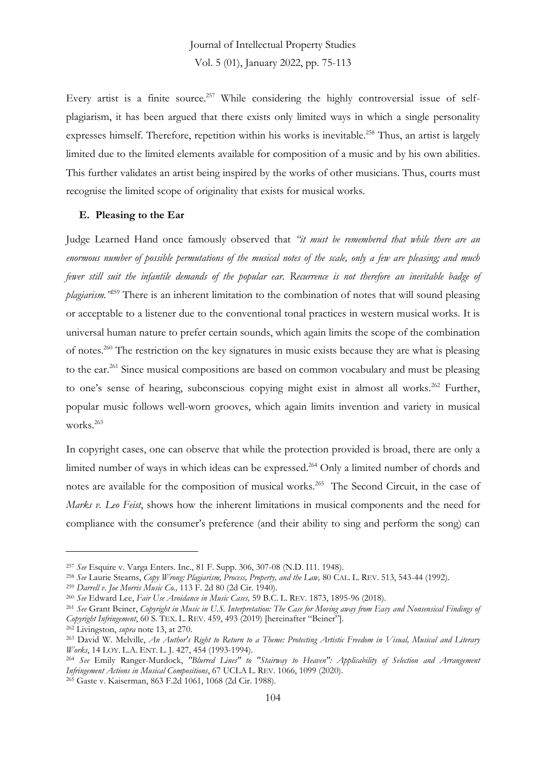Every artist is a finite source.[257] While considering the highly controversial issue of self-plagiarism, it has been argued that there exists only limited ways in which a single personality expresses himself. Therefore, repetition within his works is inevitable.[258] Thus, an artist is largely limited due to the limited elements available for composition of a music and by his own abilities. This further validates an artist being inspired by the works of other musicians. Thus, courts must recognise the limited scope of originality that exists for musical works.

### E. Pleasing to the Ear

Judge Learned Hand once famously observed that *"it must be remembered that while there are an enormous number of possible permutations of the musical notes of the scale, only a few are pleasing; and much fewer still suit the infantile demands of the popular ear. Recurrence is not therefore an inevitable badge of plagiarism."*[259] There is an inherent limitation to the combination of notes that will sound pleasing or acceptable to a listener due to the conventional tonal practices in western musical works. It is universal human nature to prefer certain sounds, which again limits the scope of the combination of notes.[260] The restriction on the key signatures in music exists because they are what is pleasing to the ear.[261] Since musical compositions are based on common vocabulary and must be pleasing to one's sense of hearing, subconscious copying might exist in almost all works.[262] Further, popular music follows well-worn grooves, which again limits invention and variety in musical works.[263]

In copyright cases, one can observe that while the protection provided is broad, there are only a limited number of ways in which ideas can be expressed.[264] Only a limited number of chords and notes are available for the composition of musical works.[265] The Second Circuit, in the case of *Marks v. Leo Feist*, shows how the inherent limitations in musical components and the need for compliance with the consumer's preference (and their ability to sing and perform the song) can

---

[257] *See* Esquire v. Varga Enters. Inc., 81 F. Supp. 306, 307-08 (N.D. I11. 1948).

[258] *See* Laurie Stearns, *Copy Wrong: Plagiarism, Process, Property, and the Law,* 80 CAL. L. REV. 513, 543-44 (1992).

[259] *Darrell v. Joe Morris Music Co.,* 113 F. 2d 80 (2d Cir. 1940).

[260] *See* Edward Lee, *Fair Use Avoidance in Music Cases,* 59 B.C. L. REV. 1873, 1895-96 (2018).

[261] *See* Grant Beiner, *Copyright in Music in U.S. Interpretation: The Case for Moving away from Easy and Nonsensical Findings of Copyright Infringement*, 60 S. TEX. L. REV. 459, 493 (2019) [hereinafter "Beiner"].

[262] Livingston, *supra* note 13, at 270.

[263] David W. Melville, *An Author's Right to Return to a Theme: Protecting Artistic Freedom in Visual, Musical and Literary Works*, 14 LOY. L.A. ENT. L. J. 427, 454 (1993-1994).

[264] *See* Emily Ranger-Murdock, *"Blurred Lines" to "Stairway to Heaven": Applicability of Selection and Arrangement Infringement Actions in Musical Compositions*, 67 UCLA L. REV. 1066, 1099 (2020).

[265] Gaste v. Kaiserman, 863 F.2d 1061, 1068 (2d Cir. 1988).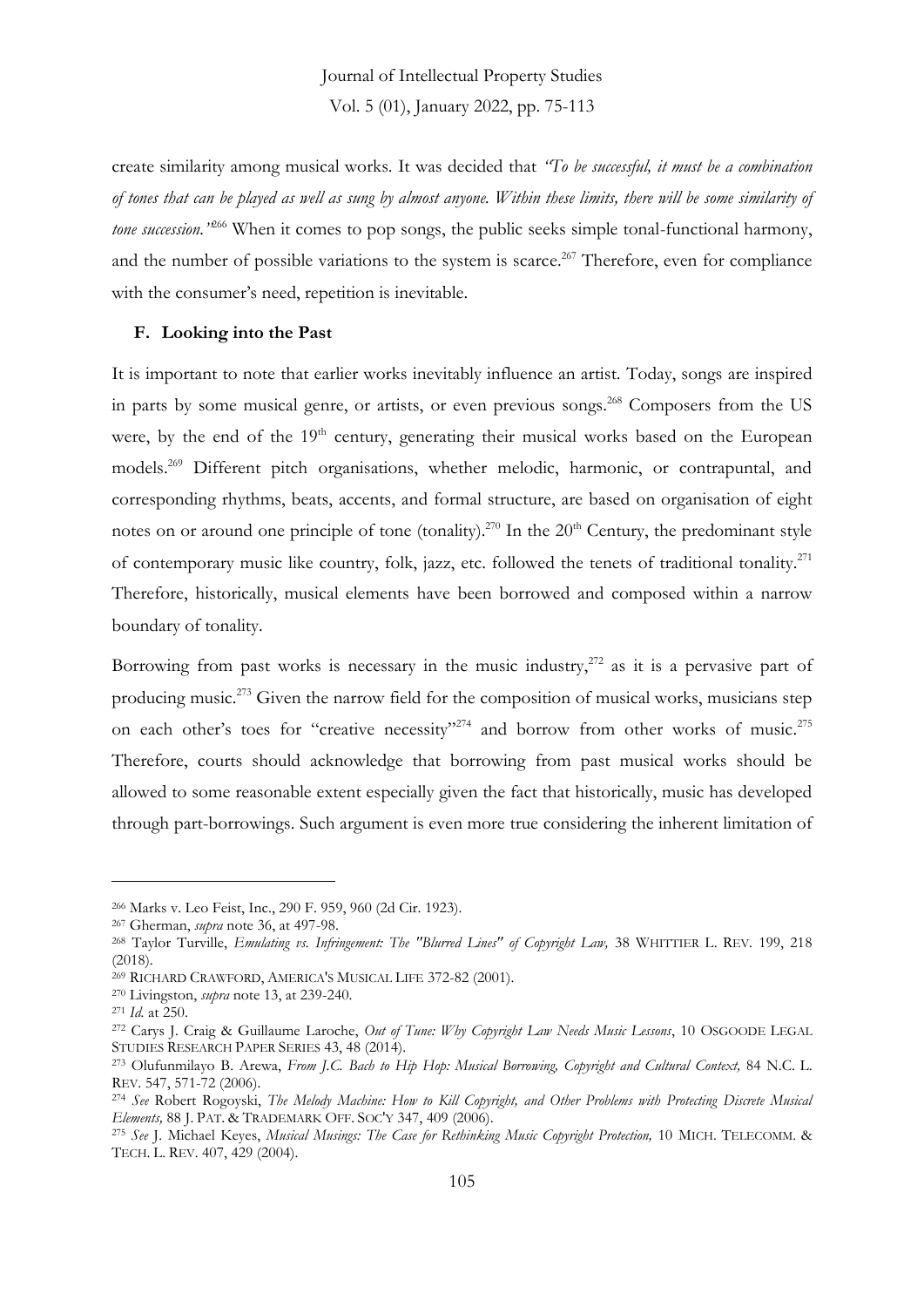create similarity among musical works. It was decided that *"To be successful, it must be a combination of tones that can be played as well as sung by almost anyone. Within these limits, there will be some similarity of tone succession."*[266] When it comes to pop songs, the public seeks simple tonal-functional harmony, and the number of possible variations to the system is scarce.[267] Therefore, even for compliance with the consumer's need, repetition is inevitable.

### F. Looking into the Past

It is important to note that earlier works inevitably influence an artist. Today, songs are inspired in parts by some musical genre, or artists, or even previous songs.[268] Composers from the US were, by the end of the 19th century, generating their musical works based on the European models.[269] Different pitch organisations, whether melodic, harmonic, or contrapuntal, and corresponding rhythms, beats, accents, and formal structure, are based on organisation of eight notes on or around one principle of tone (tonality).[270] In the 20th Century, the predominant style of contemporary music like country, folk, jazz, etc. followed the tenets of traditional tonality.[271] Therefore, historically, musical elements have been borrowed and composed within a narrow boundary of tonality.

Borrowing from past works is necessary in the music industry,[272] as it is a pervasive part of producing music.[273] Given the narrow field for the composition of musical works, musicians step on each other's toes for "creative necessity"[274] and borrow from other works of music.[275] Therefore, courts should acknowledge that borrowing from past musical works should be allowed to some reasonable extent especially given the fact that historically, music has developed through part-borrowings. Such argument is even more true considering the inherent limitation of

---

[266] Marks v. Leo Feist, Inc., 290 F. 959, 960 (2d Cir. 1923).

[267] Gherman, *supra* note 36, at 497-98.

[268] Taylor Turville, *Emulating vs. Infringement: The "Blurred Lines" of Copyright Law,* 38 WHITTIER L. REV. 199, 218 (2018).

[269] RICHARD CRAWFORD, AMERICA'S MUSICAL LIFE 372-82 (2001).

[270] Livingston, *supra* note 13, at 239-240.

[271] *Id.* at 250.

[272] Carys J. Craig & Guillaume Laroche, *Out of Tune: Why Copyright Law Needs Music Lessons*, 10 OSGOODE LEGAL STUDIES RESEARCH PAPER SERIES 43, 48 (2014).

[273] Olufunmilayo B. Arewa, *From J.C. Bach to Hip Hop: Musical Borrowing, Copyright and Cultural Context,* 84 N.C. L. REV. 547, 571-72 (2006).

[274] *See* Robert Rogoyski, *The Melody Machine: How to Kill Copyright, and Other Problems with Protecting Discrete Musical Elements,* 88 J. PAT. & TRADEMARK OFF. SOC'Y 347, 409 (2006).

[275] *See* J. Michael Keyes, *Musical Musings: The Case for Rethinking Music Copyright Protection,* 10 MICH. TELECOMM. & TECH. L. REV. 407, 429 (2004).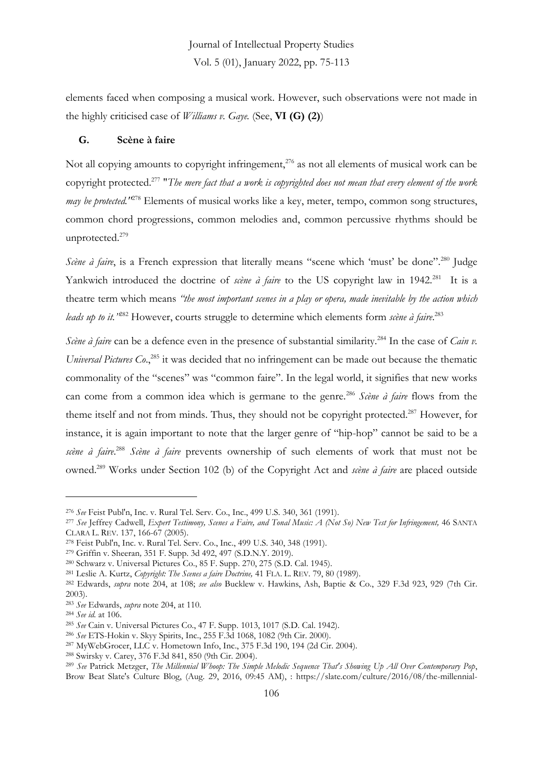elements faced when composing a musical work. However, such observations were not made in the highly criticised case of *Williams v. Gaye.* (See, **VI (G) (2)**)

### G. Scène à faire

Not all copying amounts to copyright infringement,[276] as not all elements of musical work can be copyright protected.[277] "*The mere fact that a work is copyrighted does not mean that every element of the work may be protected.*"[278] Elements of musical works like a key, meter, tempo, common song structures, common chord progressions, common melodies and, common percussive rhythms should be unprotected.[279]

*Scène à faire*, is a French expression that literally means "scene which 'must' be done".[280] Judge Yankwich introduced the doctrine of *scène à faire* to the US copyright law in 1942.[281] It is a theatre term which means *"the most important scenes in a play or opera, made inevitable by the action which leads up to it."*[282] However, courts struggle to determine which elements form *scène à faire*.[283]

*Scène à faire* can be a defence even in the presence of substantial similarity.[284] In the case of *Cain v. Universal Pictures Co*.,[285] it was decided that no infringement can be made out because the thematic commonality of the "scenes" was "common faire". In the legal world, it signifies that new works can come from a common idea which is germane to the genre.[286] *Scène à faire* flows from the theme itself and not from minds. Thus, they should not be copyright protected.[287] However, for instance, it is again important to note that the larger genre of "hip-hop" cannot be said to be a *scène à faire*.[288] *Scène à faire* prevents ownership of such elements of work that must not be owned.[289] Works under Section 102 (b) of the Copyright Act and *scène à faire* are placed outside

---

[276] *See* Feist Publ'n, Inc. v. Rural Tel. Serv. Co., Inc., 499 U.S. 340, 361 (1991).

[277] *See* Jeffrey Cadwell, *Expert Testimony, Scenes a Faire, and Tonal Music: A (Not So) New Test for Infringement,* 46 SANTA CLARA L. REV. 137, 166-67 (2005).

[278] Feist Publ'n, Inc. v. Rural Tel. Serv. Co., Inc., 499 U.S. 340, 348 (1991).

[279] Griffin v. Sheeran*,* 351 F. Supp. 3d 492, 497 (S.D.N.Y. 2019).

[280] Schwarz v. Universal Pictures Co., 85 F. Supp. 270, 275 (S.D. Cal. 1945).

[281] Leslie A. Kurtz, *Copyright: The Scenes a faire Doctrine,* 41 FLA. L. REV. 79, 80 (1989).

[282] Edwards, *supra* note 204, at 108; *see also* Bucklew v. Hawkins, Ash, Baptie & Co., 329 F.3d 923, 929 (7th Cir. 2003).

[283] *See* Edwards, *supra* note 204, at 110.

[284] *See id.* at 106.

[285] *See* Cain v. Universal Pictures Co., 47 F. Supp. 1013, 1017 (S.D. Cal. 1942).

[286] *See* ETS-Hokin v. Skyy Spirits, Inc., 255 F.3d 1068, 1082 (9th Cir. 2000).

[287] MyWebGrocer, LLC v. Hometown Info, Inc., 375 F.3d 190, 194 (2d Cir. 2004).

[288] Swirsky v. Carey, 376 F.3d 841, 850 (9th Cir. 2004).

[289] *See* Patrick Metzger, *The Millennial Whoop: The Simple Melodic Sequence That's Showing Up All Over Contemporary Pop*, Brow Beat Slate's Culture Blog, (Aug. 29, 2016, 09:45 AM), : https://slate.com/culture/2016/08/the-millennial-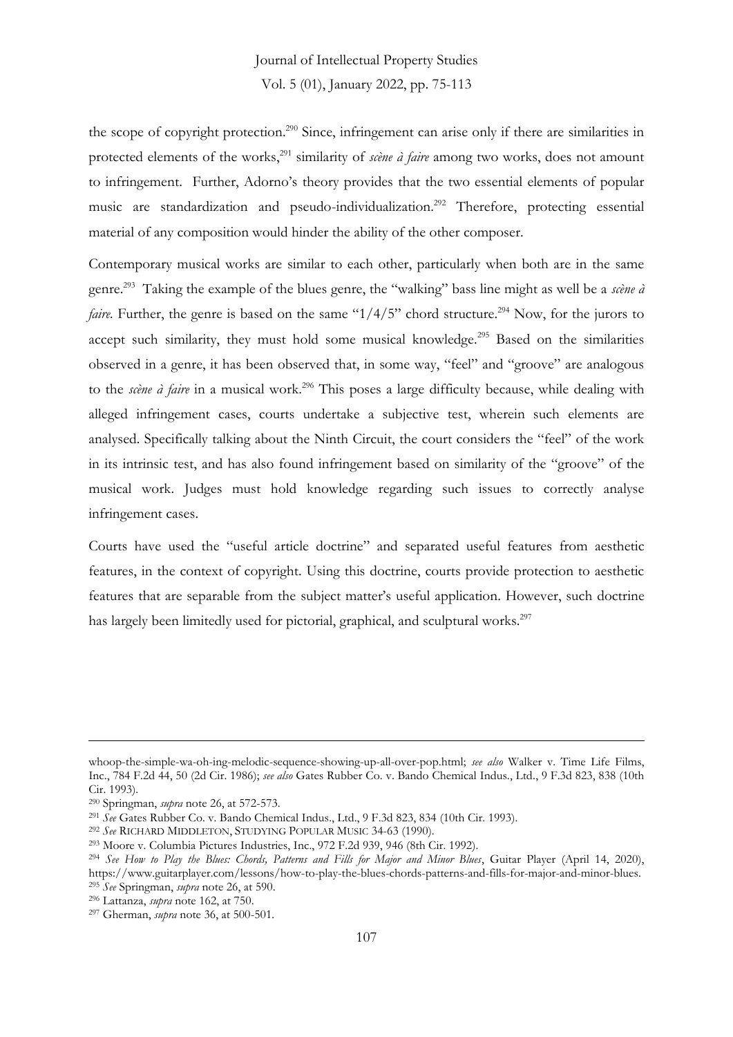the scope of copyright protection.[290] Since, infringement can arise only if there are similarities in protected elements of the works,[291] similarity of *scène à faire* among two works, does not amount to infringement. Further, Adorno's theory provides that the two essential elements of popular music are standardization and pseudo-individualization.[292] Therefore, protecting essential material of any composition would hinder the ability of the other composer.

Contemporary musical works are similar to each other, particularly when both are in the same genre.[293] Taking the example of the blues genre, the "walking" bass line might as well be a *scène à faire*. Further, the genre is based on the same "1/4/5" chord structure.[294] Now, for the jurors to accept such similarity, they must hold some musical knowledge.[295] Based on the similarities observed in a genre, it has been observed that, in some way, "feel" and "groove" are analogous to the *scène à faire* in a musical work.[296] This poses a large difficulty because, while dealing with alleged infringement cases, courts undertake a subjective test, wherein such elements are analysed. Specifically talking about the Ninth Circuit, the court considers the "feel" of the work in its intrinsic test, and has also found infringement based on similarity of the "groove" of the musical work. Judges must hold knowledge regarding such issues to correctly analyse infringement cases.

Courts have used the "useful article doctrine" and separated useful features from aesthetic features, in the context of copyright. Using this doctrine, courts provide protection to aesthetic features that are separable from the subject matter's useful application. However, such doctrine has largely been limitedly used for pictorial, graphical, and sculptural works.[297]

---

whoop-the-simple-wa-oh-ing-melodic-sequence-showing-up-all-over-pop.html; *see also* Walker v. Time Life Films, Inc., 784 F.2d 44, 50 (2d Cir. 1986); *see also* Gates Rubber Co. v. Bando Chemical Indus., Ltd., 9 F.3d 823, 838 (10th Cir. 1993).

[290] Springman, *supra* note 26, at 572-573.

[291] *See* Gates Rubber Co. v. Bando Chemical Indus., Ltd., 9 F.3d 823, 834 (10th Cir. 1993).

[292] *See* RICHARD MIDDLETON, STUDYING POPULAR MUSIC 34-63 (1990).

[293] Moore v. Columbia Pictures Industries, Inc., 972 F.2d 939, 946 (8th Cir. 1992).

[294] *See How to Play the Blues: Chords, Patterns and Fills for Major and Minor Blues*, Guitar Player (April 14, 2020), https://www.guitarplayer.com/lessons/how-to-play-the-blues-chords-patterns-and-fills-for-major-and-minor-blues.

[295] *See* Springman, *supra* note 26, at 590.

[296] Lattanza, *supra* note 162, at 750.

[297] Gherman, *supra* note 36, at 500-501.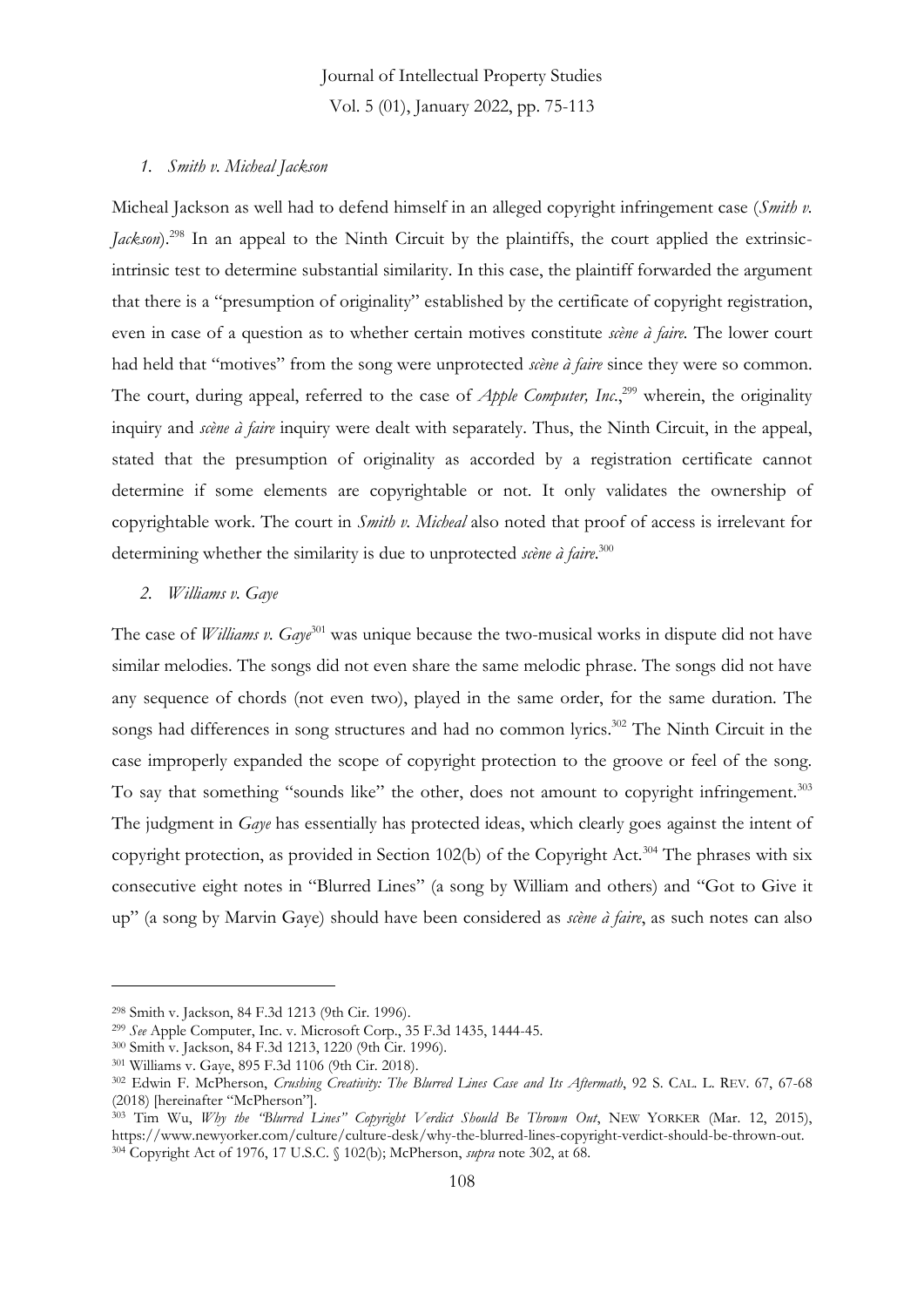### *1. Smith v. Micheal Jackson*

Micheal Jackson as well had to defend himself in an alleged copyright infringement case (*Smith v. Jackson*).[298] In an appeal to the Ninth Circuit by the plaintiffs, the court applied the extrinsic-intrinsic test to determine substantial similarity. In this case, the plaintiff forwarded the argument that there is a "presumption of originality" established by the certificate of copyright registration, even in case of a question as to whether certain motives constitute *scène à faire.* The lower court had held that "motives" from the song were unprotected *scène à faire* since they were so common. The court, during appeal, referred to the case of *Apple Computer, Inc.*,[299] wherein, the originality inquiry and *scène à faire* inquiry were dealt with separately. Thus, the Ninth Circuit, in the appeal, stated that the presumption of originality as accorded by a registration certificate cannot determine if some elements are copyrightable or not. It only validates the ownership of copyrightable work. The court in *Smith v. Micheal* also noted that proof of access is irrelevant for determining whether the similarity is due to unprotected *scène à faire*.[300]

### *2. Williams v. Gaye*

The case of *Williams v. Gaye*[301] was unique because the two-musical works in dispute did not have similar melodies. The songs did not even share the same melodic phrase. The songs did not have any sequence of chords (not even two), played in the same order, for the same duration. The songs had differences in song structures and had no common lyrics.[302] The Ninth Circuit in the case improperly expanded the scope of copyright protection to the groove or feel of the song. To say that something "sounds like" the other, does not amount to copyright infringement.[303] The judgment in *Gaye* has essentially has protected ideas, which clearly goes against the intent of copyright protection, as provided in Section 102(b) of the Copyright Act.[304] The phrases with six consecutive eight notes in "Blurred Lines" (a song by William and others) and "Got to Give it up" (a song by Marvin Gaye) should have been considered as *scène à faire*, as such notes can also

---

[298] Smith v. Jackson, 84 F.3d 1213 (9th Cir. 1996).

[299] *See* Apple Computer, Inc. v. Microsoft Corp., 35 F.3d 1435, 1444-45.

[300] Smith v. Jackson, 84 F.3d 1213, 1220 (9th Cir. 1996).

[301] Williams v. Gaye, 895 F.3d 1106 (9th Cir. 2018).

[302] Edwin F. McPherson, *Crushing Creativity: The Blurred Lines Case and Its Aftermath*, 92 S. CAL. L. REV. 67, 67-68 (2018) [hereinafter "McPherson"].

[303] Tim Wu, *Why the "Blurred Lines" Copyright Verdict Should Be Thrown Out*, NEW YORKER (Mar. 12, 2015), https://www.newyorker.com/culture/culture-desk/why-the-blurred-lines-copyright-verdict-should-be-thrown-out.

[304] Copyright Act of 1976, 17 U.S.C. § 102(b); McPherson, *supra* note 302, at 68.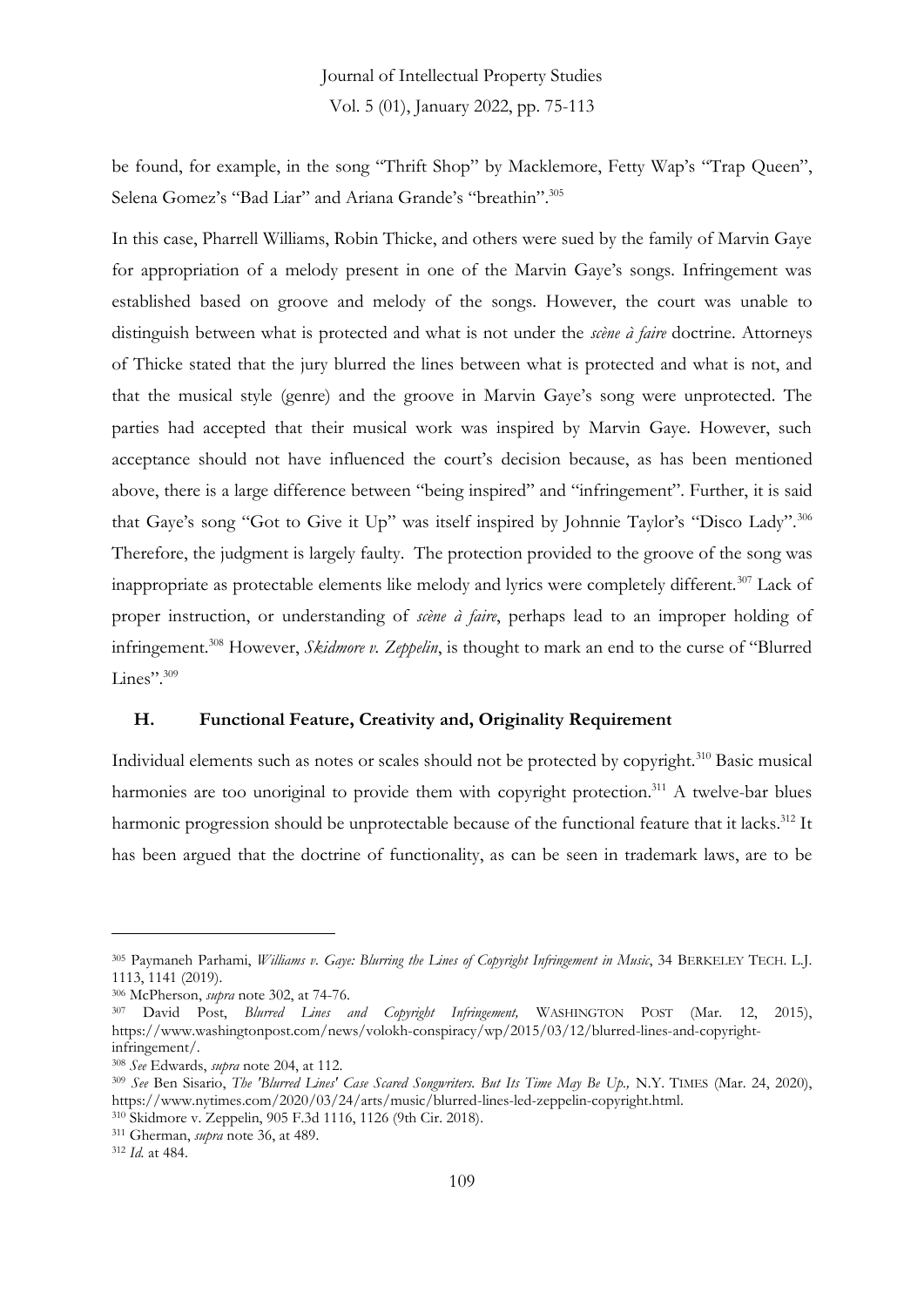be found, for example, in the song "Thrift Shop" by Macklemore, Fetty Wap's "Trap Queen", Selena Gomez's "Bad Liar" and Ariana Grande's "breathin".[305]

In this case, Pharrell Williams, Robin Thicke, and others were sued by the family of Marvin Gaye for appropriation of a melody present in one of the Marvin Gaye's songs. Infringement was established based on groove and melody of the songs. However, the court was unable to distinguish between what is protected and what is not under the *scène à faire* doctrine. Attorneys of Thicke stated that the jury blurred the lines between what is protected and what is not, and that the musical style (genre) and the groove in Marvin Gaye's song were unprotected. The parties had accepted that their musical work was inspired by Marvin Gaye. However, such acceptance should not have influenced the court's decision because, as has been mentioned above, there is a large difference between "being inspired" and "infringement". Further, it is said that Gaye's song "Got to Give it Up" was itself inspired by Johnnie Taylor's "Disco Lady".[306] Therefore, the judgment is largely faulty. The protection provided to the groove of the song was inappropriate as protectable elements like melody and lyrics were completely different.[307] Lack of proper instruction, or understanding of *scène à faire*, perhaps lead to an improper holding of infringement.[308] However, *Skidmore v. Zeppelin*, is thought to mark an end to the curse of "Blurred Lines".[309]

### H. Functional Feature, Creativity and, Originality Requirement

Individual elements such as notes or scales should not be protected by copyright.[310] Basic musical harmonies are too unoriginal to provide them with copyright protection.[311] A twelve-bar blues harmonic progression should be unprotectable because of the functional feature that it lacks.[312] It has been argued that the doctrine of functionality, as can be seen in trademark laws, are to be

---

[305] Paymaneh Parhami, *Williams v. Gaye: Blurring the Lines of Copyright Infringement in Music*, 34 BERKELEY TECH. L.J. 1113, 1141 (2019).

[306] McPherson, *supra* note 302, at 74-76.

[307] David Post, *Blurred Lines and Copyright Infringement,* WASHINGTON POST (Mar. 12, 2015), https://www.washingtonpost.com/news/volokh-conspiracy/wp/2015/03/12/blurred-lines-and-copyright-infringement/.

[308] *See* Edwards, *supra* note 204, at 112.

[309] *See* Ben Sisario, *The 'Blurred Lines' Case Scared Songwriters. But Its Time May Be Up.,* N.Y. TIMES (Mar. 24, 2020), https://www.nytimes.com/2020/03/24/arts/music/blurred-lines-led-zeppelin-copyright.html.

[310] Skidmore v. Zeppelin, 905 F.3d 1116, 1126 (9th Cir. 2018).

[311] Gherman, *supra* note 36, at 489.

[312] *Id.* at 484.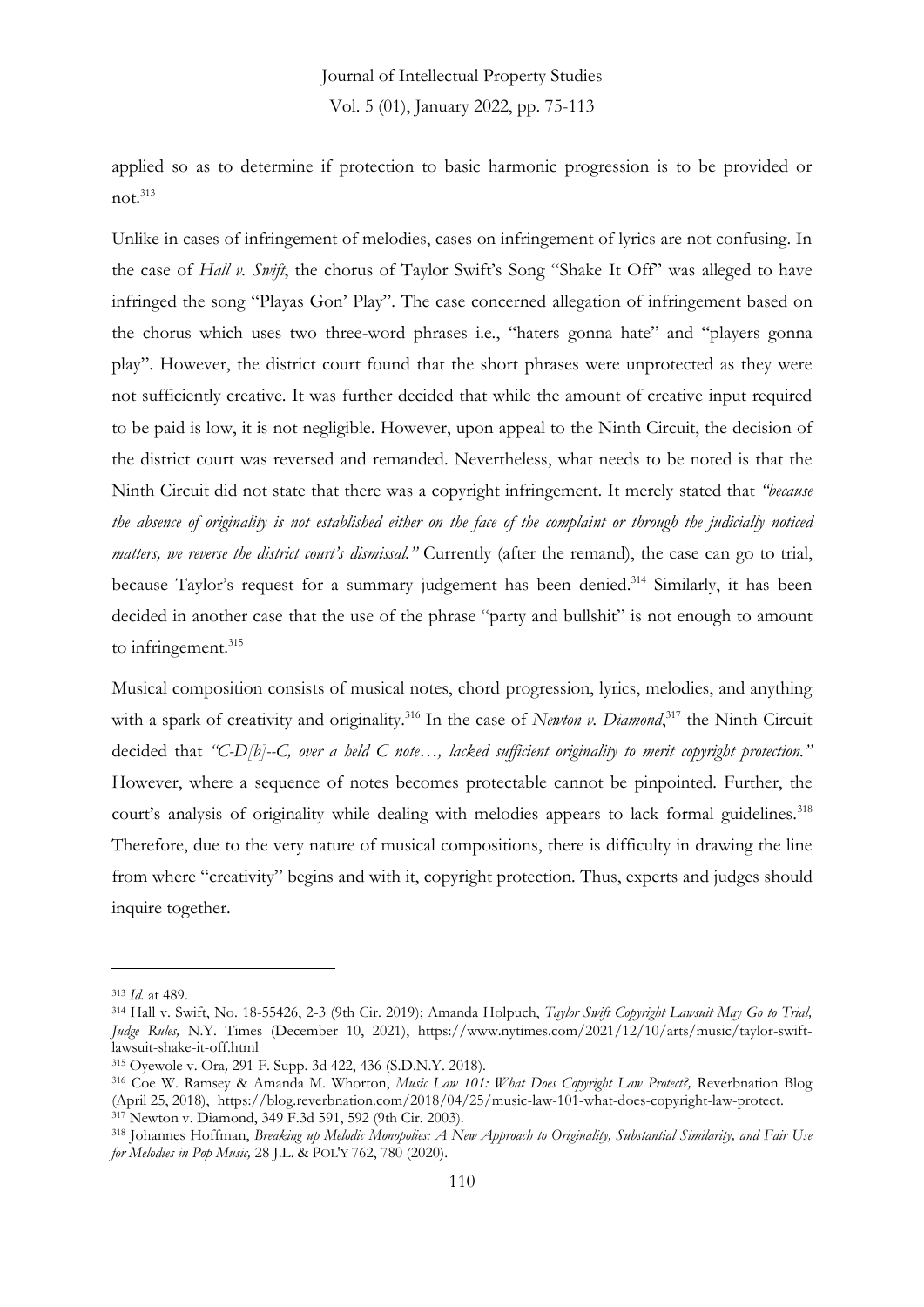applied so as to determine if protection to basic harmonic progression is to be provided or not.[313]

Unlike in cases of infringement of melodies, cases on infringement of lyrics are not confusing. In the case of *Hall v. Swift*, the chorus of Taylor Swift's Song "Shake It Off" was alleged to have infringed the song "Playas Gon' Play". The case concerned allegation of infringement based on the chorus which uses two three-word phrases i.e., "haters gonna hate" and "players gonna play". However, the district court found that the short phrases were unprotected as they were not sufficiently creative. It was further decided that while the amount of creative input required to be paid is low, it is not negligible. However, upon appeal to the Ninth Circuit, the decision of the district court was reversed and remanded. Nevertheless, what needs to be noted is that the Ninth Circuit did not state that there was a copyright infringement. It merely stated that *"because the absence of originality is not established either on the face of the complaint or through the judicially noticed matters, we reverse the district court's dismissal."* Currently (after the remand), the case can go to trial, because Taylor's request for a summary judgement has been denied.[314] Similarly, it has been decided in another case that the use of the phrase "party and bullshit" is not enough to amount to infringement.[315]

Musical composition consists of musical notes, chord progression, lyrics, melodies, and anything with a spark of creativity and originality.[316] In the case of *Newton v. Diamond*,[317] the Ninth Circuit decided that *"C-D[b]--C, over a held C note…, lacked sufficient originality to merit copyright protection."* However, where a sequence of notes becomes protectable cannot be pinpointed. Further, the court's analysis of originality while dealing with melodies appears to lack formal guidelines.[318] Therefore, due to the very nature of musical compositions, there is difficulty in drawing the line from where "creativity" begins and with it, copyright protection. Thus, experts and judges should inquire together.

---

[313] *Id.* at 489.

[314] Hall v. Swift, No. 18-55426, 2-3 (9th Cir. 2019); Amanda Holpuch, *Taylor Swift Copyright Lawsuit May Go to Trial, Judge Rules,* N.Y. Times (December 10, 2021), https://www.nytimes.com/2021/12/10/arts/music/taylor-swift-lawsuit-shake-it-off.html

[315] Oyewole v. Ora*,* 291 F. Supp. 3d 422, 436 (S.D.N.Y. 2018).

[316] Coe W. Ramsey & Amanda M. Whorton, *Music Law 101: What Does Copyright Law Protect?,* Reverbnation Blog (April 25, 2018), https://blog.reverbnation.com/2018/04/25/music-law-101-what-does-copyright-law-protect.

[317] Newton v. Diamond, 349 F.3d 591, 592 (9th Cir. 2003).

[318] Johannes Hoffman, *Breaking up Melodic Monopolies: A New Approach to Originality, Substantial Similarity, and Fair Use for Melodies in Pop Music,* 28 J.L. & POL'Y 762, 780 (2020).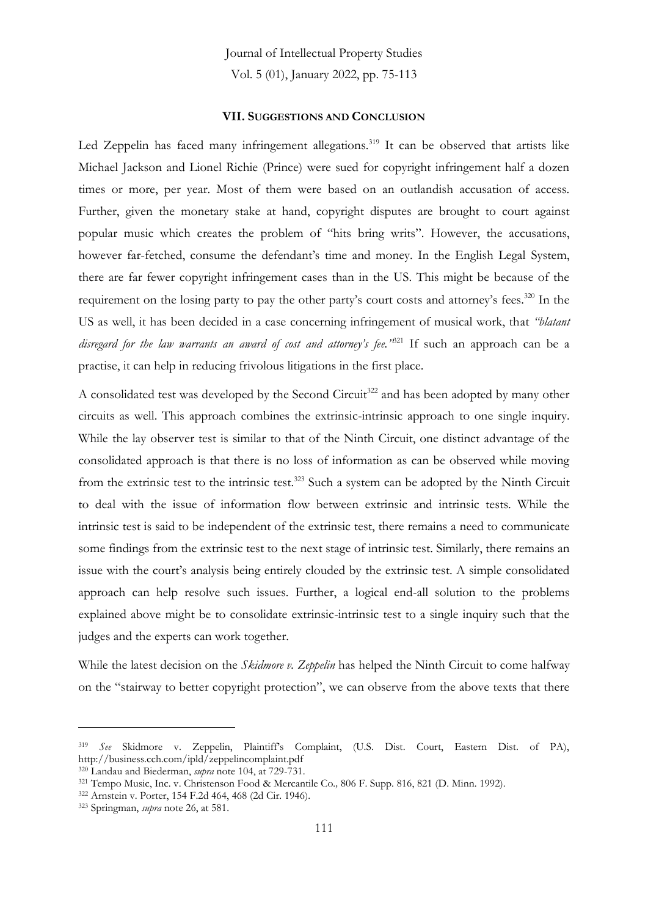### VII. SUGGESTIONS AND CONCLUSION

Led Zeppelin has faced many infringement allegations.[319] It can be observed that artists like Michael Jackson and Lionel Richie (Prince) were sued for copyright infringement half a dozen times or more, per year. Most of them were based on an outlandish accusation of access. Further, given the monetary stake at hand, copyright disputes are brought to court against popular music which creates the problem of "hits bring writs". However, the accusations, however far-fetched, consume the defendant's time and money. In the English Legal System, there are far fewer copyright infringement cases than in the US. This might be because of the requirement on the losing party to pay the other party's court costs and attorney's fees.[320] In the US as well, it has been decided in a case concerning infringement of musical work, that *"blatant disregard for the law warrants an award of cost and attorney's fee."*[321] If such an approach can be a practise, it can help in reducing frivolous litigations in the first place.

A consolidated test was developed by the Second Circuit[322] and has been adopted by many other circuits as well. This approach combines the extrinsic-intrinsic approach to one single inquiry. While the lay observer test is similar to that of the Ninth Circuit, one distinct advantage of the consolidated approach is that there is no loss of information as can be observed while moving from the extrinsic test to the intrinsic test.[323] Such a system can be adopted by the Ninth Circuit to deal with the issue of information flow between extrinsic and intrinsic tests. While the intrinsic test is said to be independent of the extrinsic test, there remains a need to communicate some findings from the extrinsic test to the next stage of intrinsic test. Similarly, there remains an issue with the court's analysis being entirely clouded by the extrinsic test. A simple consolidated approach can help resolve such issues. Further, a logical end-all solution to the problems explained above might be to consolidate extrinsic-intrinsic test to a single inquiry such that the judges and the experts can work together.

While the latest decision on the *Skidmore v. Zeppelin* has helped the Ninth Circuit to come halfway on the "stairway to better copyright protection", we can observe from the above texts that there

---

[319] *See* Skidmore v. Zeppelin, Plaintiff's Complaint, (U.S. Dist. Court, Eastern Dist. of PA), http://business.cch.com/ipld/zeppelincomplaint.pdf

[320] Landau and Biederman, *supra* note 104, at 729-731.

[321] Tempo Music, Inc. v. Christenson Food & Mercantile Co., 806 F. Supp. 816, 821 (D. Minn. 1992).

[322] Arnstein v. Porter, 154 F.2d 464, 468 (2d Cir. 1946).

[323] Springman, *supra* note 26, at 581.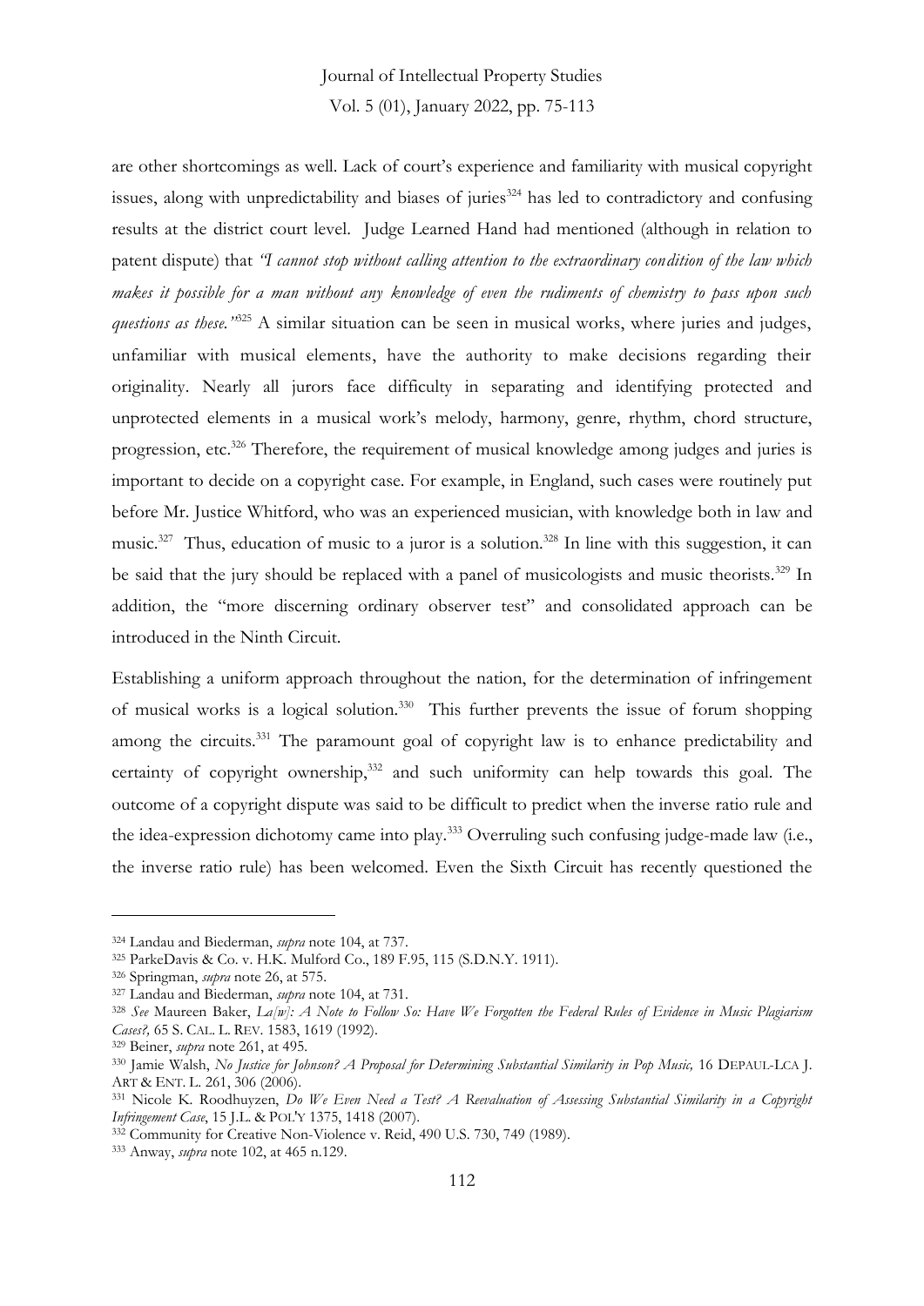are other shortcomings as well. Lack of court's experience and familiarity with musical copyright issues, along with unpredictability and biases of juries[324] has led to contradictory and confusing results at the district court level. Judge Learned Hand had mentioned (although in relation to patent dispute) that *"I cannot stop without calling attention to the extraordinary condition of the law which makes it possible for a man without any knowledge of even the rudiments of chemistry to pass upon such questions as these."*[325] A similar situation can be seen in musical works, where juries and judges, unfamiliar with musical elements, have the authority to make decisions regarding their originality. Nearly all jurors face difficulty in separating and identifying protected and unprotected elements in a musical work's melody, harmony, genre, rhythm, chord structure, progression, etc.[326] Therefore, the requirement of musical knowledge among judges and juries is important to decide on a copyright case. For example, in England, such cases were routinely put before Mr. Justice Whitford, who was an experienced musician, with knowledge both in law and music.[327] Thus, education of music to a juror is a solution.[328] In line with this suggestion, it can be said that the jury should be replaced with a panel of musicologists and music theorists.[329] In addition, the "more discerning ordinary observer test" and consolidated approach can be introduced in the Ninth Circuit.

Establishing a uniform approach throughout the nation, for the determination of infringement of musical works is a logical solution.[330] This further prevents the issue of forum shopping among the circuits.[331] The paramount goal of copyright law is to enhance predictability and certainty of copyright ownership,[332] and such uniformity can help towards this goal. The outcome of a copyright dispute was said to be difficult to predict when the inverse ratio rule and the idea-expression dichotomy came into play.[333] Overruling such confusing judge-made law (i.e., the inverse ratio rule) has been welcomed. Even the Sixth Circuit has recently questioned the

---

[324] Landau and Biederman, *supra* note 104, at 737.

[325] ParkeDavis & Co. v. H.K. Mulford Co., 189 F.95, 115 (S.D.N.Y. 1911).

[326] Springman, *supra* note 26, at 575.

[327] Landau and Biederman, *supra* note 104, at 731.

[328] *See* Maureen Baker, *La[w]: A Note to Follow So: Have We Forgotten the Federal Rules of Evidence in Music Plagiarism Cases?,* 65 S. CAL. L. REV. 1583, 1619 (1992).

[329] Beiner, *supra* note 261, at 495.

[330] Jamie Walsh, *No Justice for Johnson? A Proposal for Determining Substantial Similarity in Pop Music,* 16 DEPAUL-LCA J. ART & ENT. L. 261, 306 (2006).

[331] Nicole K. Roodhuyzen, *Do We Even Need a Test? A Reevaluation of Assessing Substantial Similarity in a Copyright Infringement Case*, 15 J.L. & POL'Y 1375, 1418 (2007).

[332] Community for Creative Non-Violence v. Reid, 490 U.S. 730, 749 (1989).

[333] Anway, *supra* note 102, at 465 n.129.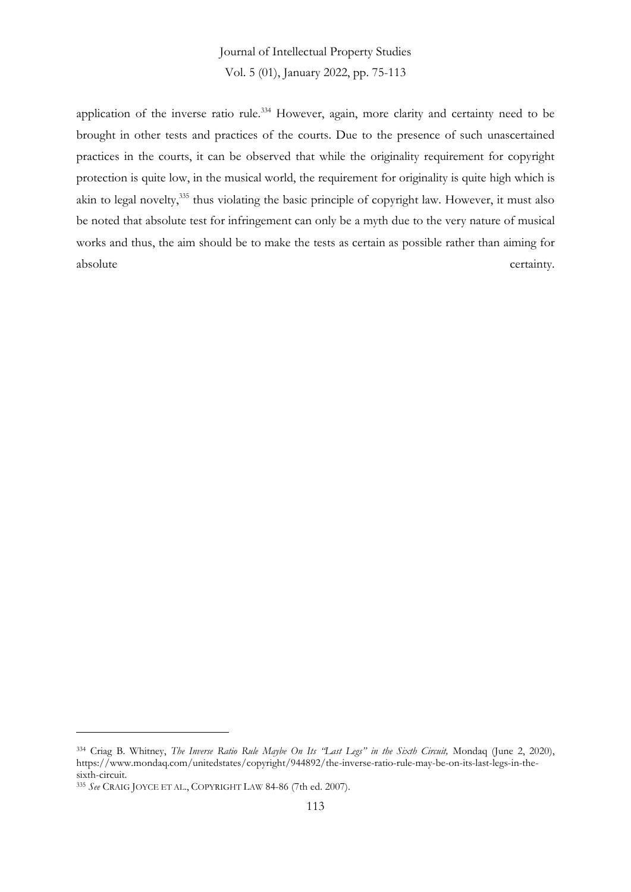application of the inverse ratio rule.[334] However, again, more clarity and certainty need to be brought in other tests and practices of the courts. Due to the presence of such unascertained practices in the courts, it can be observed that while the originality requirement for copyright protection is quite low, in the musical world, the requirement for originality is quite high which is akin to legal novelty,[335] thus violating the basic principle of copyright law. However, it must also be noted that absolute test for infringement can only be a myth due to the very nature of musical works and thus, the aim should be to make the tests as certain as possible rather than aiming for absolute certainty.

---

[334] Criag B. Whitney, *The Inverse Ratio Rule Maybe On Its "Last Legs" in the Sixth Circuit,* Mondaq (June 2, 2020), https://www.mondaq.com/unitedstates/copyright/944892/the-inverse-ratio-rule-may-be-on-its-last-legs-in-the-sixth-circuit.

[335] *See* CRAIG JOYCE ET AL., COPYRIGHT LAW 84-86 (7th ed. 2007).